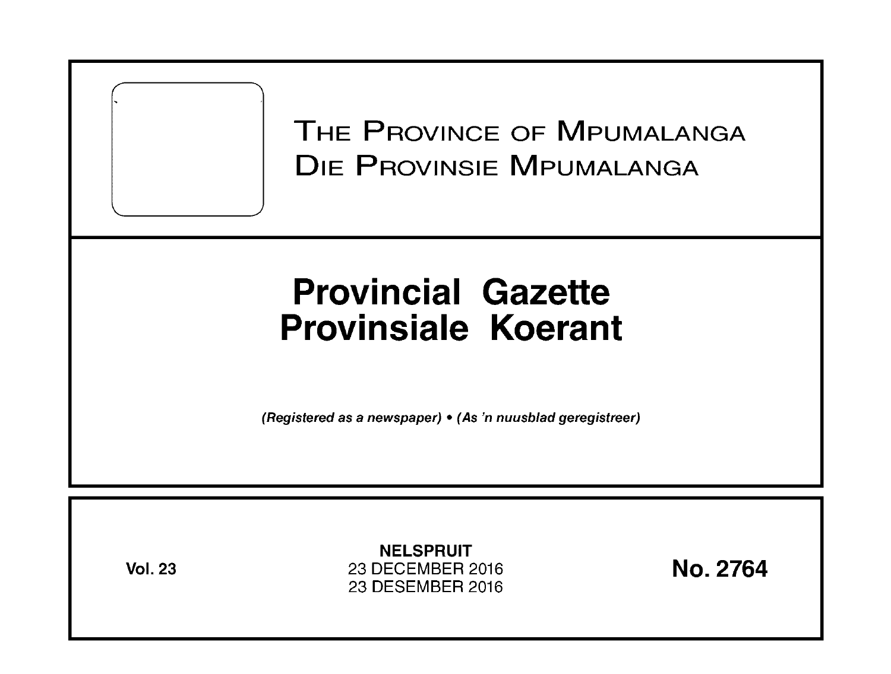# THE PROVINCE OF MPUMALANGA
# DIE PROVINSIE MPUMALANGA

# Provincial Gazette
# Provinsiale Koerant

*(Registered as a newspaper) • (As 'n nuusblad geregistreer)*

**Vol. 23**

**NELSPRUIT**
23 DECEMBER 2016
23 DESEMBER 2016

**No. 2764**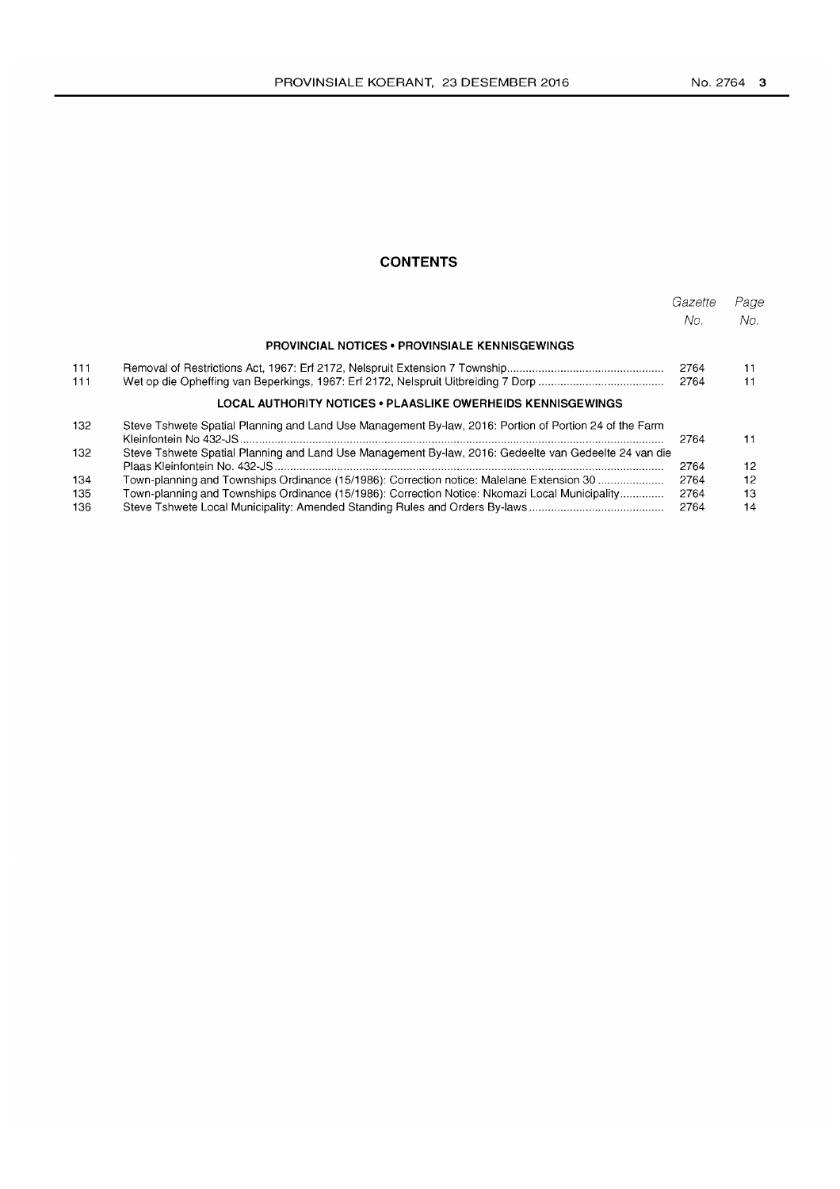## CONTENTS

| | | Gazette No. | Page No. |
|---|---|---|---|
| | **PROVINCIAL NOTICES • PROVINSIALE KENNISGEWINGS** | | |
| 111 | Removal of Restrictions Act, 1967: Erf 2172, Nelspruit Extension 7 Township | 2764 | 11 |
| 111 | Wet op die Opheffing van Beperkings, 1967: Erf 2172, Nelspruit Uitbreiding 7 Dorp | 2764 | 11 |
| | **LOCAL AUTHORITY NOTICES • PLAASLIKE OWERHEIDS KENNISGEWINGS** | | |
| 132 | Steve Tshwete Spatial Planning and Land Use Management By-law, 2016: Portion of Portion 24 of the Farm Kleinfontein No 432-JS | 2764 | 11 |
| 132 | Steve Tshwete Spatial Planning and Land Use Management By-law, 2016: Gedeelte van Gedeelte 24 van die Plaas Kleinfontein No. 432-JS | 2764 | 12 |
| 134 | Town-planning and Townships Ordinance (15/1986): Correction notice: Malelane Extension 30 | 2764 | 12 |
| 135 | Town-planning and Townships Ordinance (15/1986): Correction Notice: Nkomazi Local Municipality | 2764 | 13 |
| 136 | Steve Tshwete Local Municipality: Amended Standing Rules and Orders By-laws | 2764 | 14 |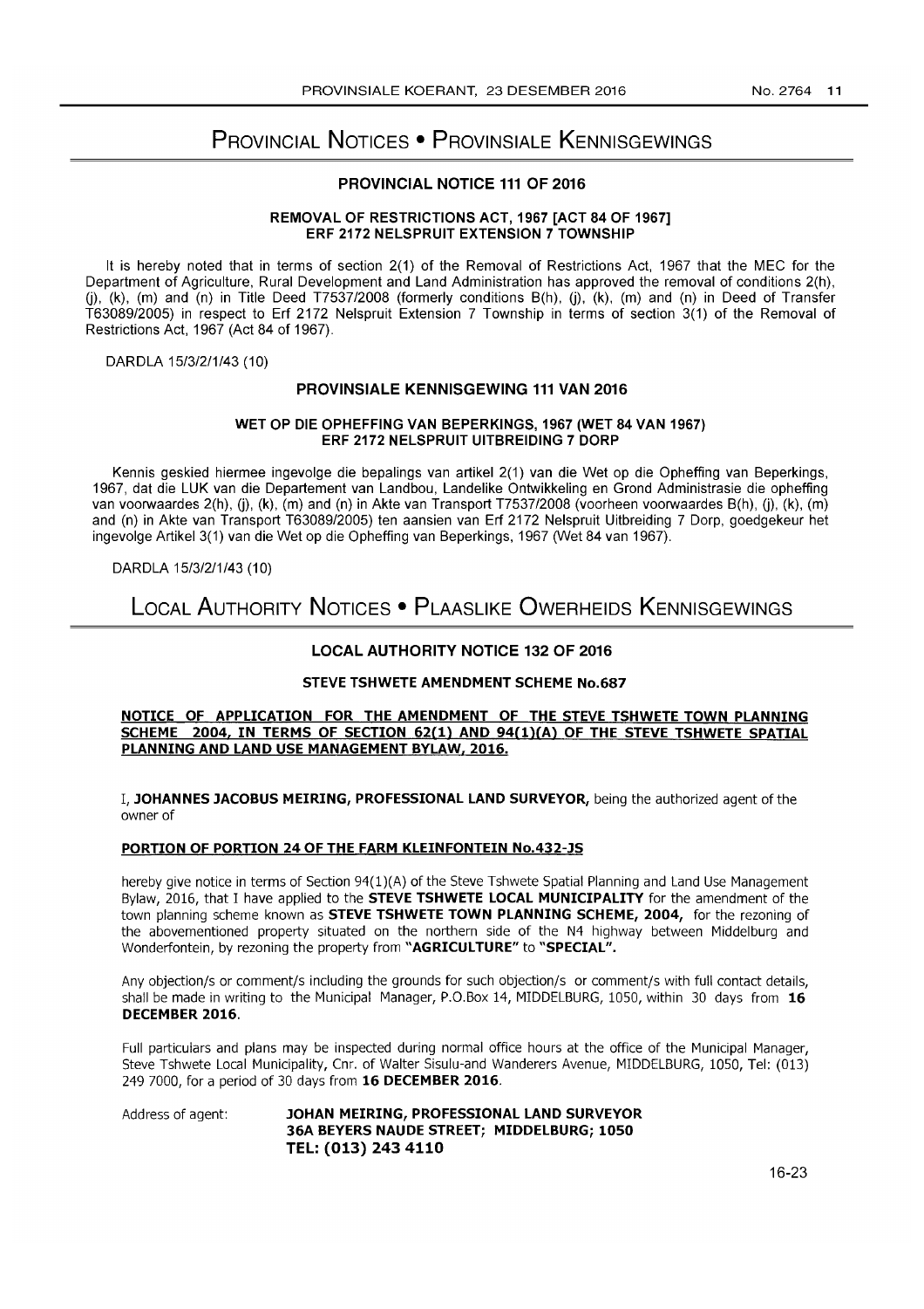# Provincial Notices • Provinsiale Kennisgewings

## PROVINCIAL NOTICE 111 OF 2016

### REMOVAL OF RESTRICTIONS ACT, 1967 [ACT 84 OF 1967] ERF 2172 NELSPRUIT EXTENSION 7 TOWNSHIP

It is hereby noted that in terms of section 2(1) of the Removal of Restrictions Act, 1967 that the MEC for the Department of Agriculture, Rural Development and Land Administration has approved the removal of conditions 2(h), (j), (k), (m) and (n) in Title Deed T7537/2008 (formerly conditions B(h), (j), (k), (m) and (n) in Deed of Transfer T63089/2005) in respect to Erf 2172 Nelspruit Extension 7 Township in terms of section 3(1) of the Removal of Restrictions Act, 1967 (Act 84 of 1967).

DARDLA 15/3/2/1/43 (10)

## PROVINSIALE KENNISGEWING 111 VAN 2016

### WET OP DIE OPHEFFING VAN BEPERKINGS, 1967 (WET 84 VAN 1967) ERF 2172 NELSPRUIT UITBREIDING 7 DORP

Kennis geskied hiermee ingevolge die bepalings van artikel 2(1) van die Wet op die Opheffing van Beperkings, 1967, dat die LUK van die Departement van Landbou, Landelike Ontwikkeling en Grond Administrasie die opheffing van voorwaardes 2(h), (j), (k), (m) and (n) in Akte van Transport T7537/2008 (voorheen voorwaardes B(h), (j), (k), (m) and (n) in Akte van Transport T63089/2005) ten aansien van Erf 2172 Nelspruit Uitbreiding 7 Dorp, goedgekeur het ingevolge Artikel 3(1) van die Wet op die Opheffing van Beperkings, 1967 (Wet 84 van 1967).

DARDLA 15/3/2/1/43 (10)

# Local Authority Notices • Plaaslike Owerheids Kennisgewings

## LOCAL AUTHORITY NOTICE 132 OF 2016

### STEVE TSHWETE AMENDMENT SCHEME No.687

**NOTICE OF APPLICATION FOR THE AMENDMENT OF THE STEVE TSHWETE TOWN PLANNING SCHEME 2004, IN TERMS OF SECTION 62(1) AND 94(1)(A) OF THE STEVE TSHWETE SPATIAL PLANNING AND LAND USE MANAGEMENT BYLAW, 2016.**

I, **JOHANNES JACOBUS MEIRING, PROFESSIONAL LAND SURVEYOR,** being the authorized agent of the owner of

**PORTION OF PORTION 24 OF THE FARM KLEINFONTEIN No.432-JS**

hereby give notice in terms of Section 94(1)(A) of the Steve Tshwete Spatial Planning and Land Use Management Bylaw, 2016, that I have applied to the **STEVE TSHWETE LOCAL MUNICIPALITY** for the amendment of the town planning scheme known as **STEVE TSHWETE TOWN PLANNING SCHEME, 2004,** for the rezoning of the abovementioned property situated on the northern side of the N4 highway between Middelburg and Wonderfontein, by rezoning the property from **"AGRICULTURE"** to **"SPECIAL".**

Any objection/s or comment/s including the grounds for such objection/s or comment/s with full contact details, shall be made in writing to the Municipal Manager, P.O.Box 14, MIDDELBURG, 1050, within 30 days from **16 DECEMBER 2016.**

Full particulars and plans may be inspected during normal office hours at the office of the Municipal Manager, Steve Tshwete Local Municipality, Cnr. of Walter Sisulu-and Wanderers Avenue, MIDDELBURG, 1050, Tel: (013) 249 7000, for a period of 30 days from **16 DECEMBER 2016.**

Address of agent: **JOHAN MEIRING, PROFESSIONAL LAND SURVEYOR
36A BEYERS NAUDE STREET; MIDDELBURG; 1050
TEL: (013) 243 4110**

16-23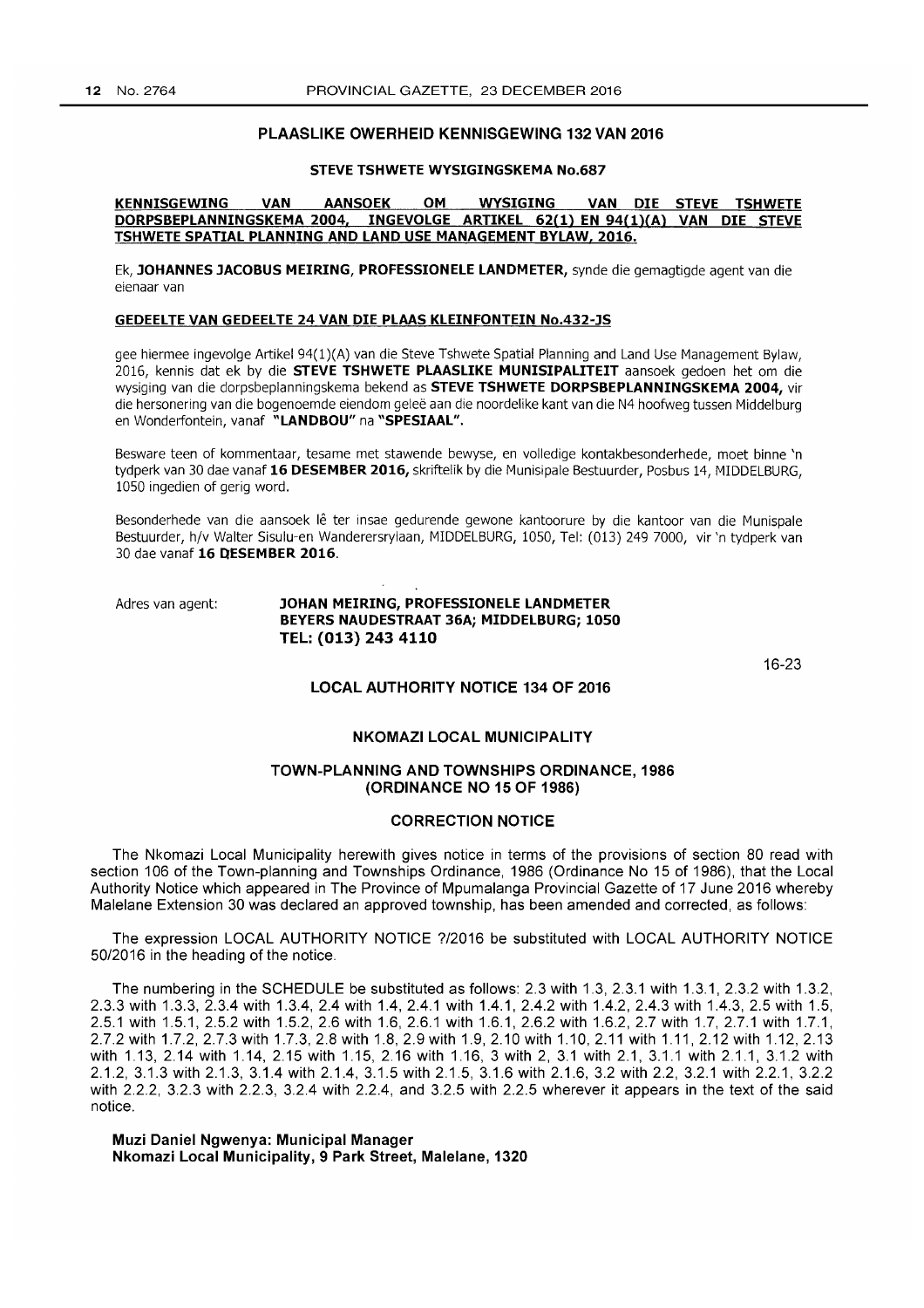## PLAASLIKE OWERHEID KENNISGEWING 132 VAN 2016

### STEVE TSHWETE WYSIGINGSKEMA No.687

**KENNISGEWING VAN AANSOEK OM WYSIGING VAN DIE STEVE TSHWETE DORPSBEPLANNINGSKEMA 2004, INGEVOLGE ARTIKEL 62(1) EN 94(1)(A) VAN DIE STEVE TSHWETE SPATIAL PLANNING AND LAND USE MANAGEMENT BYLAW, 2016.**

Ek, **JOHANNES JACOBUS MEIRING, PROFESSIONELE LANDMETER,** synde die gemagtigde agent van die eienaar van

**GEDEELTE VAN GEDEELTE 24 VAN DIE PLAAS KLEINFONTEIN No.432-JS**

gee hiermee ingevolge Artikel 94(1)(A) van die Steve Tshwete Spatial Planning and Land Use Management Bylaw, 2016, kennis dat ek by die **STEVE TSHWETE PLAASLIKE MUNISIPALITEIT** aansoek gedoen het om die wysiging van die dorpsbeplanningskema bekend as **STEVE TSHWETE DORPSBEPLANNINGSKEMA 2004,** vir die hersonering van die bogenoemde eiendom geleë aan die noordelike kant van die N4 hoofweg tussen Middelburg en Wonderfontein, vanaf **"LANDBOU"** na **"SPESIAAL".**

Besware teen of kommentaar, tesame met stawende bewyse, en volledige kontakbesonderhede, moet binne 'n tydperk van 30 dae vanaf **16 DESEMBER 2016,** skriftelik by die Munisipale Bestuurder, Posbus 14, MIDDELBURG, 1050 ingedien of gerig word.

Besonderhede van die aansoek lê ter insae gedurende gewone kantoorure by die kantoor van die Munispale Bestuurder, h/v Walter Sisulu-en Wanderersrylaan, MIDDELBURG, 1050, Tel: (013) 249 7000, vir 'n tydperk van 30 dae vanaf **16 DESEMBER 2016.**

Adres van agent: **JOHAN MEIRING, PROFESSIONELE LANDMETER**
**BEYERS NAUDESTRAAT 36A; MIDDELBURG; 1050**
**TEL: (013) 243 4110**

16-23

## LOCAL AUTHORITY NOTICE 134 OF 2016

### NKOMAZI LOCAL MUNICIPALITY

### TOWN-PLANNING AND TOWNSHIPS ORDINANCE, 1986 (ORDINANCE NO 15 OF 1986)

### CORRECTION NOTICE

The Nkomazi Local Municipality herewith gives notice in terms of the provisions of section 80 read with section 106 of the Town-planning and Townships Ordinance, 1986 (Ordinance No 15 of 1986), that the Local Authority Notice which appeared in The Province of Mpumalanga Provincial Gazette of 17 June 2016 whereby Malelane Extension 30 was declared an approved township, has been amended and corrected, as follows:

The expression LOCAL AUTHORITY NOTICE ?/2016 be substituted with LOCAL AUTHORITY NOTICE 50/2016 in the heading of the notice.

The numbering in the SCHEDULE be substituted as follows: 2.3 with 1.3, 2.3.1 with 1.3.1, 2.3.2 with 1.3.2, 2.3.3 with 1.3.3, 2.3.4 with 1.3.4, 2.4 with 1.4, 2.4.1 with 1.4.1, 2.4.2 with 1.4.2, 2.4.3 with 1.4.3, 2.5 with 1.5, 2.5.1 with 1.5.1, 2.5.2 with 1.5.2, 2.6 with 1.6, 2.6.1 with 1.6.1, 2.6.2 with 1.6.2, 2.7 with 1.7, 2.7.1 with 1.7.1, 2.7.2 with 1.7.2, 2.7.3 with 1.7.3, 2.8 with 1.8, 2.9 with 1.9, 2.10 with 1.10, 2.11 with 1.11, 2.12 with 1.12, 2.13 with 1.13, 2.14 with 1.14, 2.15 with 1.15, 2.16 with 1.16, 3 with 2, 3.1 with 2.1, 3.1.1 with 2.1.1, 3.1.2 with 2.1.2, 3.1.3 with 2.1.3, 3.1.4 with 2.1.4, 3.1.5 with 2.1.5, 3.1.6 with 2.1.6, 3.2 with 2.2, 3.2.1 with 2.2.1, 3.2.2 with 2.2.2, 3.2.3 with 2.2.3, 3.2.4 with 2.2.4, and 3.2.5 with 2.2.5 wherever it appears in the text of the said notice.

**Muzi Daniel Ngwenya: Municipal Manager**
**Nkomazi Local Municipality, 9 Park Street, Malelane, 1320**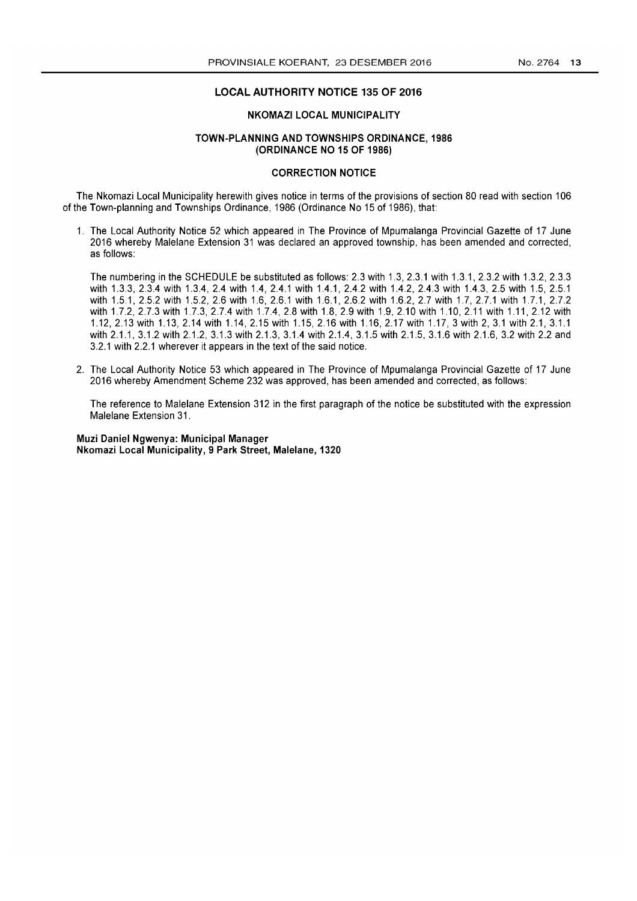## LOCAL AUTHORITY NOTICE 135 OF 2016

### NKOMAZI LOCAL MUNICIPALITY

### TOWN-PLANNING AND TOWNSHIPS ORDINANCE, 1986 (ORDINANCE NO 15 OF 1986)

### CORRECTION NOTICE

The Nkomazi Local Municipality herewith gives notice in terms of the provisions of section 80 read with section 106 of the Town-planning and Townships Ordinance, 1986 (Ordinance No 15 of 1986), that:

1. The Local Authority Notice 52 which appeared in The Province of Mpumalanga Provincial Gazette of 17 June 2016 whereby Malelane Extension 31 was declared an approved township, has been amended and corrected, as follows:

   The numbering in the SCHEDULE be substituted as follows: 2.3 with 1.3, 2.3.1 with 1.3.1, 2.3.2 with 1.3.2, 2.3.3 with 1.3.3, 2.3.4 with 1.3.4, 2.4 with 1.4, 2.4.1 with 1.4.1, 2.4.2 with 1.4.2, 2.4.3 with 1.4.3, 2.5 with 1.5, 2.5.1 with 1.5.1, 2.5.2 with 1.5.2, 2.6 with 1.6, 2.6.1 with 1.6.1, 2.6.2 with 1.6.2, 2.7 with 1.7, 2.7.1 with 1.7.1, 2.7.2 with 1.7.2, 2.7.3 with 1.7.3, 2.7.4 with 1.7.4, 2.8 with 1.8, 2.9 with 1.9, 2.10 with 1.10, 2.11 with 1.11, 2.12 with 1.12, 2.13 with 1.13, 2.14 with 1.14, 2.15 with 1.15, 2.16 with 1.16, 2.17 with 1.17, 3 with 2, 3.1 with 2.1, 3.1.1 with 2.1.1, 3.1.2 with 2.1.2, 3.1.3 with 2.1.3, 3.1.4 with 2.1.4, 3.1.5 with 2.1.5, 3.1.6 with 2.1.6, 3.2 with 2.2 and 3.2.1 with 2.2.1 wherever it appears in the text of the said notice.

2. The Local Authority Notice 53 which appeared in The Province of Mpumalanga Provincial Gazette of 17 June 2016 whereby Amendment Scheme 232 was approved, has been amended and corrected, as follows:

   The reference to Malelane Extension 312 in the first paragraph of the notice be substituted with the expression Malelane Extension 31.

**Muzi Daniel Ngwenya: Municipal Manager**
**Nkomazi Local Municipality, 9 Park Street, Malelane, 1320**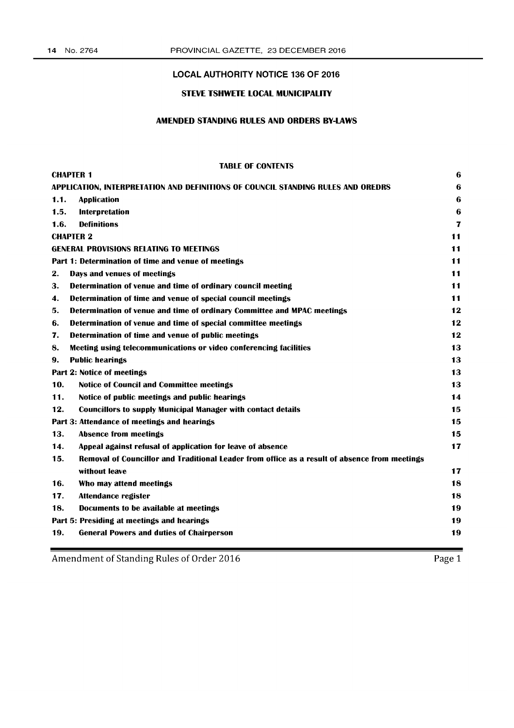## LOCAL AUTHORITY NOTICE 136 OF 2016

### STEVE TSHWETE LOCAL MUNICIPALITY

### AMENDED STANDING RULES AND ORDERS BY-LAWS

**TABLE OF CONTENTS**

| | | |
|---|---|---|
| **CHAPTER 1** | | **6** |
| **APPLICATION, INTERPRETATION AND DEFINITIONS OF COUNCIL STANDING RULES AND OREDRS** | | **6** |
| **1.1.** | **Application** | **6** |
| **1.5.** | **Interpretation** | **6** |
| **1.6.** | **Definitions** | **7** |
| **CHAPTER 2** | | **11** |
| **GENERAL PROVISIONS RELATING TO MEETINGS** | | **11** |
| **Part 1: Determination of time and venue of meetings** | | **11** |
| **2.** | **Days and venues of meetings** | **11** |
| **3.** | **Determination of venue and time of ordinary council meeting** | **11** |
| **4.** | **Determination of time and venue of special council meetings** | **11** |
| **5.** | **Determination of venue and time of ordinary Committee and MPAC meetings** | **12** |
| **6.** | **Determination of venue and time of special committee meetings** | **12** |
| **7.** | **Determination of time and venue of public meetings** | **12** |
| **8.** | **Meeting using telecommunications or video conferencing facilities** | **13** |
| **9.** | **Public hearings** | **13** |
| **Part 2: Notice of meetings** | | **13** |
| **10.** | **Notice of Council and Committee meetings** | **13** |
| **11.** | **Notice of public meetings and public hearings** | **14** |
| **12.** | **Councillors to supply Municipal Manager with contact details** | **15** |
| **Part 3: Attendance of meetings and hearings** | | **15** |
| **13.** | **Absence from meetings** | **15** |
| **14.** | **Appeal against refusal of application for leave of absence** | **17** |
| **15.** | **Removal of Councillor and Traditional Leader from office as a result of absence from meetings without leave** | **17** |
| **16.** | **Who may attend meetings** | **18** |
| **17.** | **Attendance register** | **18** |
| **18.** | **Documents to be available at meetings** | **19** |
| **Part 5: Presiding at meetings and hearings** | | **19** |
| **19.** | **General Powers and duties of Chairperson** | **19** |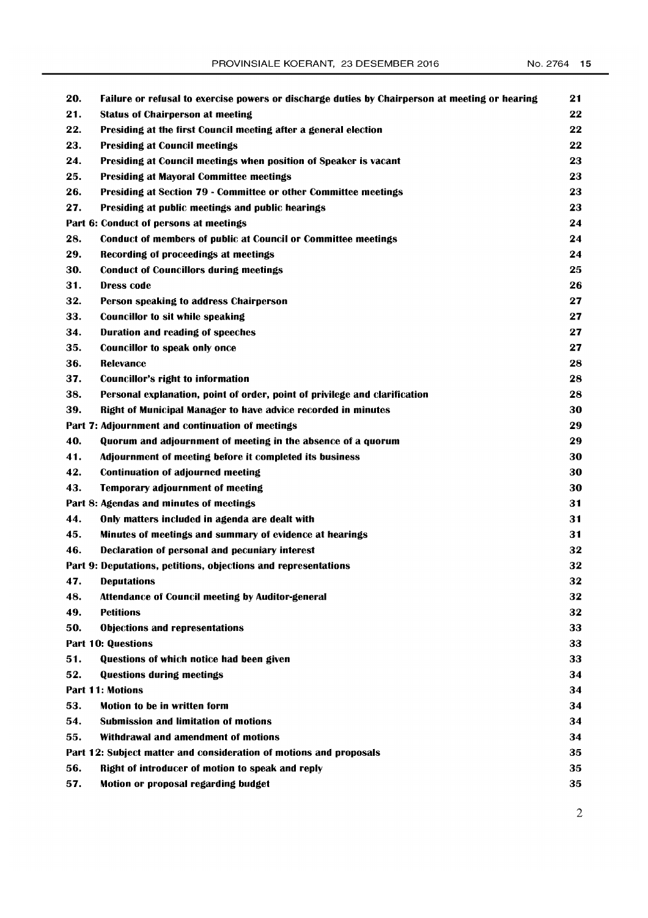| | | |
|---|---|---|
| **20.** | **Failure or refusal to exercise powers or discharge duties by Chairperson at meeting or hearing** | **21** |
| **21.** | **Status of Chairperson at meeting** | **22** |
| **22.** | **Presiding at the first Council meeting after a general election** | **22** |
| **23.** | **Presiding at Council meetings** | **22** |
| **24.** | **Presiding at Council meetings when position of Speaker is vacant** | **23** |
| **25.** | **Presiding at Mayoral Committee meetings** | **23** |
| **26.** | **Presiding at Section 79 - Committee or other Committee meetings** | **23** |
| **27.** | **Presiding at public meetings and public hearings** | **23** |
| **Part 6: Conduct of persons at meetings** | | **24** |
| **28.** | **Conduct of members of public at Council or Committee meetings** | **24** |
| **29.** | **Recording of proceedings at meetings** | **24** |
| **30.** | **Conduct of Councillors during meetings** | **25** |
| **31.** | **Dress code** | **26** |
| **32.** | **Person speaking to address Chairperson** | **27** |
| **33.** | **Councillor to sit while speaking** | **27** |
| **34.** | **Duration and reading of speeches** | **27** |
| **35.** | **Councillor to speak only once** | **27** |
| **36.** | **Relevance** | **28** |
| **37.** | **Councillor's right to information** | **28** |
| **38.** | **Personal explanation, point of order, point of privilege and clarification** | **28** |
| **39.** | **Right of Municipal Manager to have advice recorded in minutes** | **30** |
| **Part 7: Adjournment and continuation of meetings** | | **29** |
| **40.** | **Quorum and adjournment of meeting in the absence of a quorum** | **29** |
| **41.** | **Adjournment of meeting before it completed its business** | **30** |
| **42.** | **Continuation of adjourned meeting** | **30** |
| **43.** | **Temporary adjournment of meeting** | **30** |
| **Part 8: Agendas and minutes of meetings** | | **31** |
| **44.** | **Only matters included in agenda are dealt with** | **31** |
| **45.** | **Minutes of meetings and summary of evidence at hearings** | **31** |
| **46.** | **Declaration of personal and pecuniary interest** | **32** |
| **Part 9: Deputations, petitions, objections and representations** | | **32** |
| **47.** | **Deputations** | **32** |
| **48.** | **Attendance of Council meeting by Auditor-general** | **32** |
| **49.** | **Petitions** | **32** |
| **50.** | **Objections and representations** | **33** |
| **Part 10: Questions** | | **33** |
| **51.** | **Questions of which notice had been given** | **33** |
| **52.** | **Questions during meetings** | **34** |
| **Part 11: Motions** | | **34** |
| **53.** | **Motion to be in written form** | **34** |
| **54.** | **Submission and limitation of motions** | **34** |
| **55.** | **Withdrawal and amendment of motions** | **34** |
| **Part 12: Subject matter and consideration of motions and proposals** | | **35** |
| **56.** | **Right of introducer of motion to speak and reply** | **35** |
| **57.** | **Motion or proposal regarding budget** | **35** |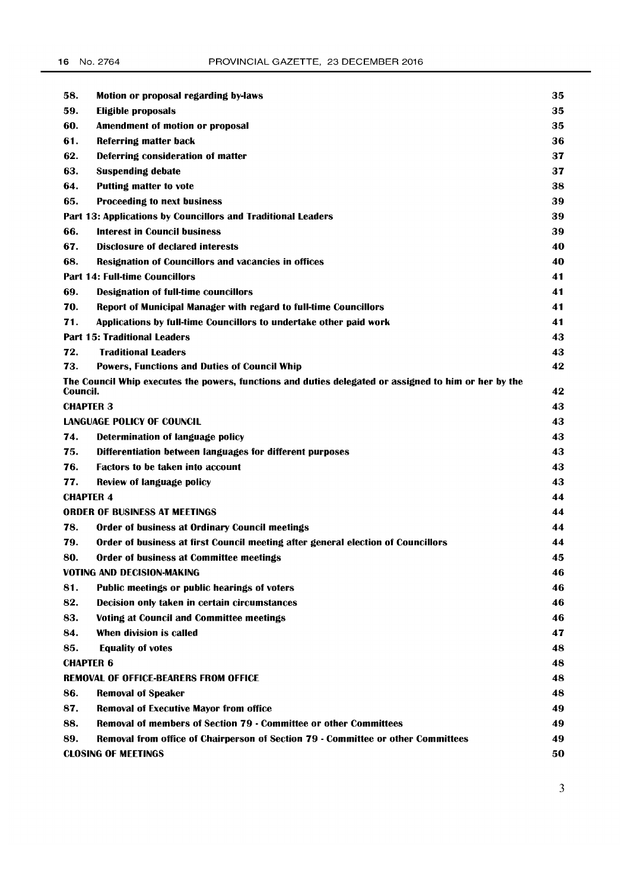| | | |
|---|---|---|
| **58.** | **Motion or proposal regarding by-laws** | **35** |
| **59.** | **Eligible proposals** | **35** |
| **60.** | **Amendment of motion or proposal** | **35** |
| **61.** | **Referring matter back** | **36** |
| **62.** | **Deferring consideration of matter** | **37** |
| **63.** | **Suspending debate** | **37** |
| **64.** | **Putting matter to vote** | **38** |
| **65.** | **Proceeding to next business** | **39** |
| **Part 13: Applications by Councillors and Traditional Leaders** | | **39** |
| **66.** | **Interest in Council business** | **39** |
| **67.** | **Disclosure of declared interests** | **40** |
| **68.** | **Resignation of Councillors and vacancies in offices** | **40** |
| **Part 14: Full-time Councillors** | | **41** |
| **69.** | **Designation of full-time councillors** | **41** |
| **70.** | **Report of Municipal Manager with regard to full-time Councillors** | **41** |
| **71.** | **Applications by full-time Councillors to undertake other paid work** | **41** |
| **Part 15: Traditional Leaders** | | **43** |
| **72.** | **Traditional Leaders** | **43** |
| **73.** | **Powers, Functions and Duties of Council Whip** | **42** |
| **The Council Whip executes the powers, functions and duties delegated or assigned to him or her by the Council.** | | **42** |
| **CHAPTER 3** | | **43** |
| **LANGUAGE POLICY OF COUNCIL** | | **43** |
| **74.** | **Determination of language policy** | **43** |
| **75.** | **Differentiation between languages for different purposes** | **43** |
| **76.** | **Factors to be taken into account** | **43** |
| **77.** | **Review of language policy** | **43** |
| **CHAPTER 4** | | **44** |
| **ORDER OF BUSINESS AT MEETINGS** | | **44** |
| **78.** | **Order of business at Ordinary Council meetings** | **44** |
| **79.** | **Order of business at first Council meeting after general election of Councillors** | **44** |
| **80.** | **Order of business at Committee meetings** | **45** |
| **VOTING AND DECISION-MAKING** | | **46** |
| **81.** | **Public meetings or public hearings of voters** | **46** |
| **82.** | **Decision only taken in certain circumstances** | **46** |
| **83.** | **Voting at Council and Committee meetings** | **46** |
| **84.** | **When division is called** | **47** |
| **85.** | **Equality of votes** | **48** |
| **CHAPTER 6** | | **48** |
| **REMOVAL OF OFFICE-BEARERS FROM OFFICE** | | **48** |
| **86.** | **Removal of Speaker** | **48** |
| **87.** | **Removal of Executive Mayor from office** | **49** |
| **88.** | **Removal of members of Section 79 - Committee or other Committees** | **49** |
| **89.** | **Removal from office of Chairperson of Section 79 - Committee or other Committees** | **49** |
| **CLOSING OF MEETINGS** | | **50** |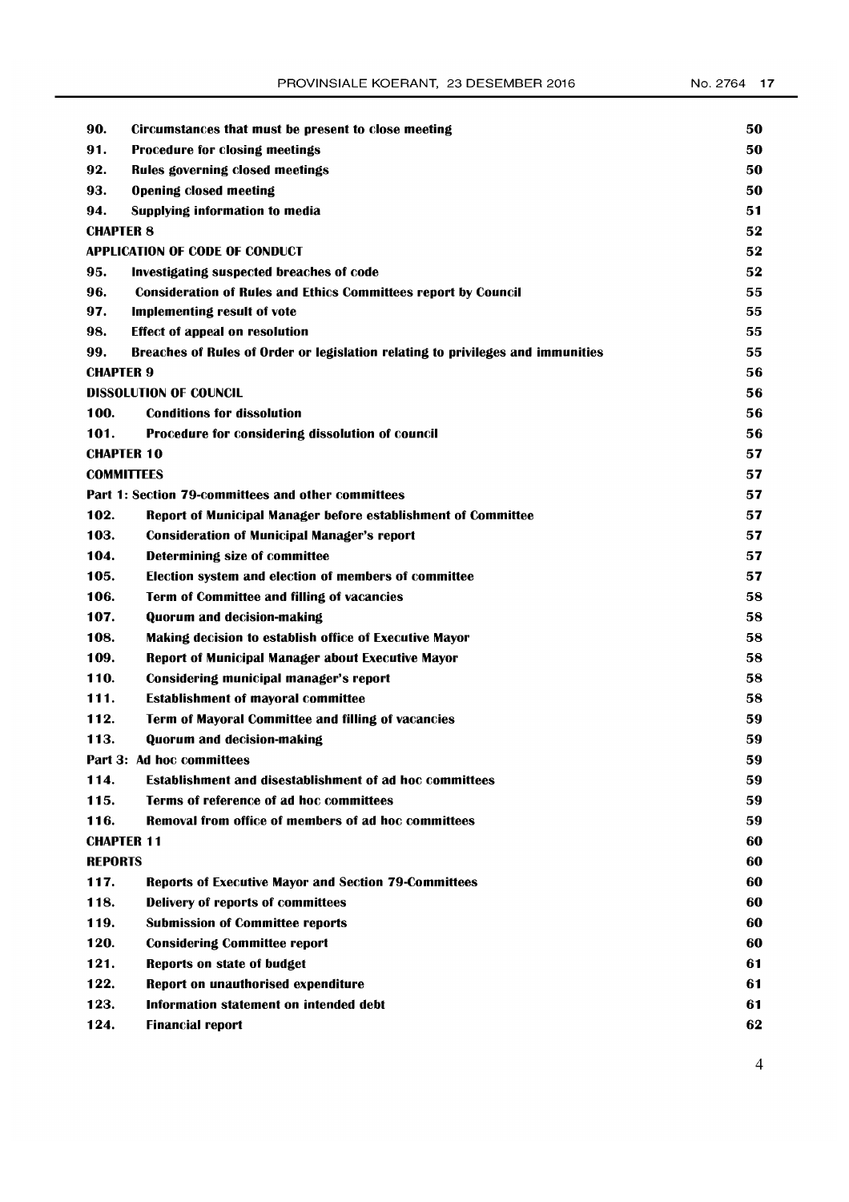| | | |
|---|---|---|
| **90.** | **Circumstances that must be present to close meeting** | **50** |
| **91.** | **Procedure for closing meetings** | **50** |
| **92.** | **Rules governing closed meetings** | **50** |
| **93.** | **Opening closed meeting** | **50** |
| **94.** | **Supplying information to media** | **51** |
| **CHAPTER 8** | | **52** |
| **APPLICATION OF CODE OF CONDUCT** | | **52** |
| **95.** | **Investigating suspected breaches of code** | **52** |
| **96.** | **Consideration of Rules and Ethics Committees report by Council** | **55** |
| **97.** | **Implementing result of vote** | **55** |
| **98.** | **Effect of appeal on resolution** | **55** |
| **99.** | **Breaches of Rules of Order or legislation relating to privileges and immunities** | **55** |
| **CHAPTER 9** | | **56** |
| **DISSOLUTION OF COUNCIL** | | **56** |
| **100.** | **Conditions for dissolution** | **56** |
| **101.** | **Procedure for considering dissolution of council** | **56** |
| **CHAPTER 10** | | **57** |
| **COMMITTEES** | | **57** |
| **Part 1: Section 79-committees and other committees** | | **57** |
| **102.** | **Report of Municipal Manager before establishment of Committee** | **57** |
| **103.** | **Consideration of Municipal Manager's report** | **57** |
| **104.** | **Determining size of committee** | **57** |
| **105.** | **Election system and election of members of committee** | **57** |
| **106.** | **Term of Committee and filling of vacancies** | **58** |
| **107.** | **Quorum and decision-making** | **58** |
| **108.** | **Making decision to establish office of Executive Mayor** | **58** |
| **109.** | **Report of Municipal Manager about Executive Mayor** | **58** |
| **110.** | **Considering municipal manager's report** | **58** |
| **111.** | **Establishment of mayoral committee** | **58** |
| **112.** | **Term of Mayoral Committee and filling of vacancies** | **59** |
| **113.** | **Quorum and decision-making** | **59** |
| **Part 3: Ad hoc committees** | | **59** |
| **114.** | **Establishment and disestablishment of ad hoc committees** | **59** |
| **115.** | **Terms of reference of ad hoc committees** | **59** |
| **116.** | **Removal from office of members of ad hoc committees** | **59** |
| **CHAPTER 11** | | **60** |
| **REPORTS** | | **60** |
| **117.** | **Reports of Executive Mayor and Section 79-Committees** | **60** |
| **118.** | **Delivery of reports of committees** | **60** |
| **119.** | **Submission of Committee reports** | **60** |
| **120.** | **Considering Committee report** | **60** |
| **121.** | **Reports on state of budget** | **61** |
| **122.** | **Report on unauthorised expenditure** | **61** |
| **123.** | **Information statement on intended debt** | **61** |
| **124.** | **Financial report** | **62** |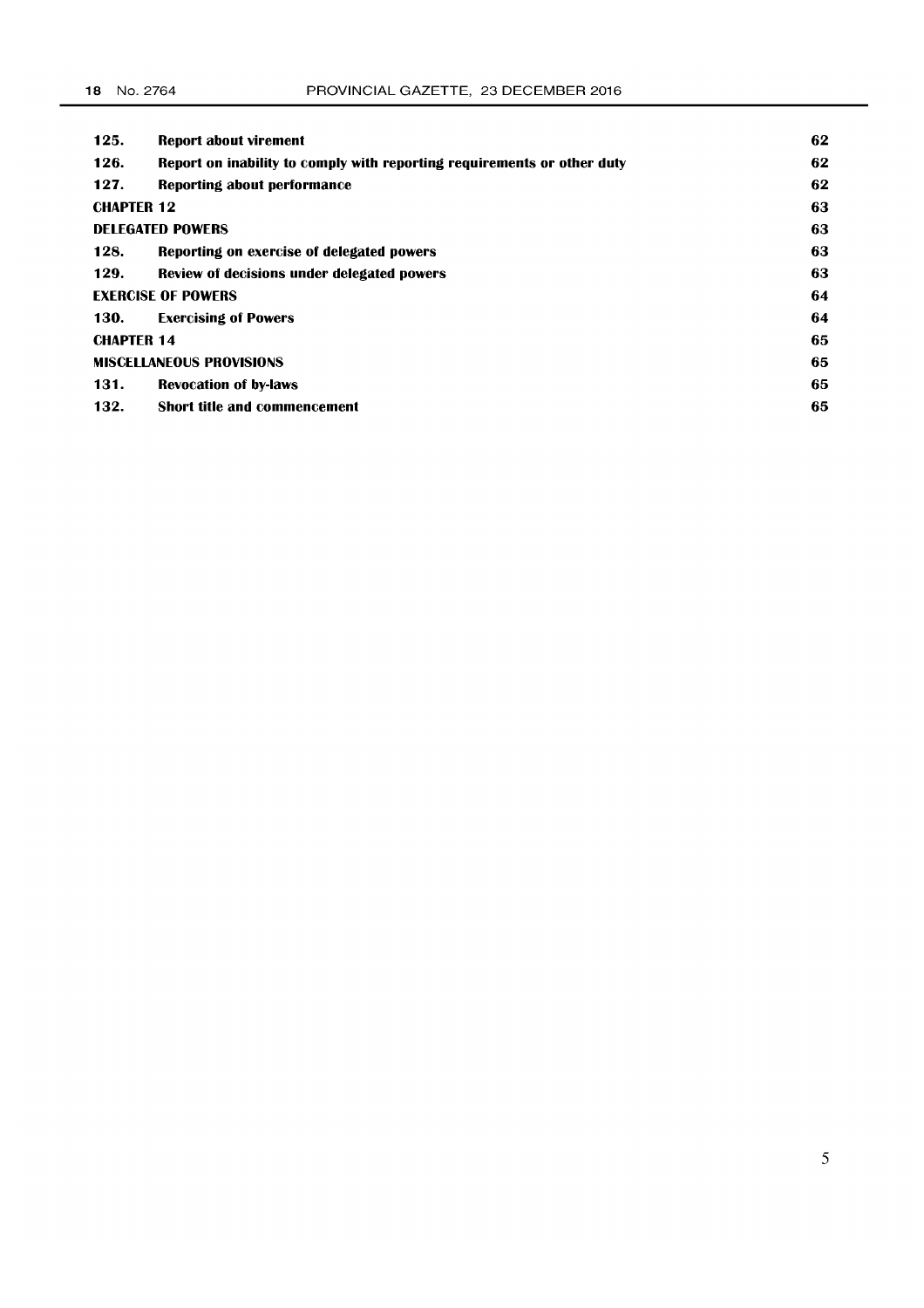| | | |
|---|---|---|
| **125.** | **Report about virement** | **62** |
| **126.** | **Report on inability to comply with reporting requirements or other duty** | **62** |
| **127.** | **Reporting about performance** | **62** |
| **CHAPTER 12** | | **63** |
| **DELEGATED POWERS** | | **63** |
| **128.** | **Reporting on exercise of delegated powers** | **63** |
| **129.** | **Review of decisions under delegated powers** | **63** |
| **EXERCISE OF POWERS** | | **64** |
| **130.** | **Exercising of Powers** | **64** |
| **CHAPTER 14** | | **65** |
| **MISCELLANEOUS PROVISIONS** | | **65** |
| **131.** | **Revocation of by-laws** | **65** |
| **132.** | **Short title and commencement** | **65** |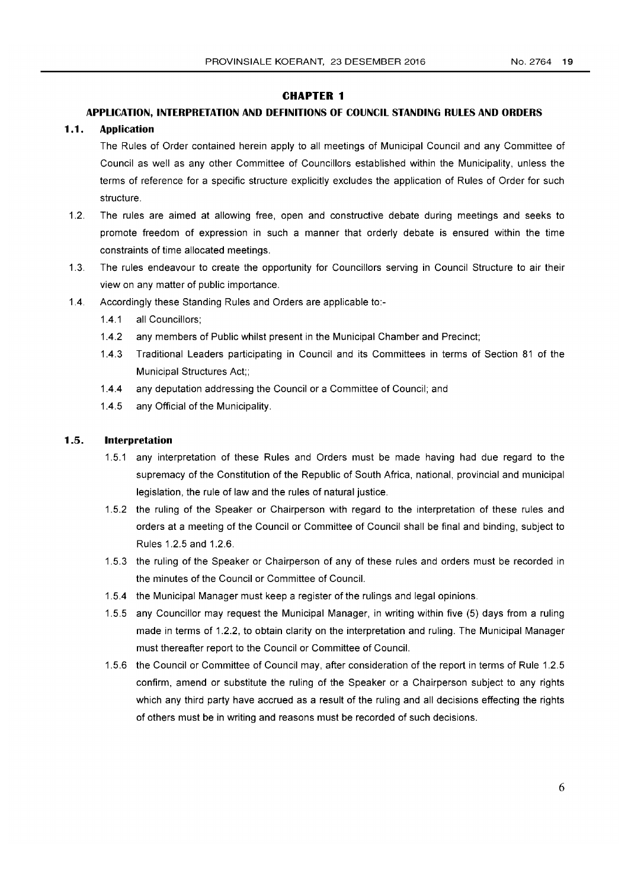# CHAPTER 1

## APPLICATION, INTERPRETATION AND DEFINITIONS OF COUNCIL STANDING RULES AND ORDERS

### 1.1. Application

The Rules of Order contained herein apply to all meetings of Municipal Council and any Committee of Council as well as any other Committee of Councillors established within the Municipality, unless the terms of reference for a specific structure explicitly excludes the application of Rules of Order for such structure.

1.2. The rules are aimed at allowing free, open and constructive debate during meetings and seeks to promote freedom of expression in such a manner that orderly debate is ensured within the time constraints of time allocated meetings.

1.3. The rules endeavour to create the opportunity for Councillors serving in Council Structure to air their view on any matter of public importance.

1.4. Accordingly these Standing Rules and Orders are applicable to:-

- 1.4.1 all Councillors;
- 1.4.2 any members of Public whilst present in the Municipal Chamber and Precinct;
- 1.4.3 Traditional Leaders participating in Council and its Committees in terms of Section 81 of the Municipal Structures Act;;
- 1.4.4 any deputation addressing the Council or a Committee of Council; and
- 1.4.5 any Official of the Municipality.

### 1.5. Interpretation

- 1.5.1 any interpretation of these Rules and Orders must be made having had due regard to the supremacy of the Constitution of the Republic of South Africa, national, provincial and municipal legislation, the rule of law and the rules of natural justice.
- 1.5.2 the ruling of the Speaker or Chairperson with regard to the interpretation of these rules and orders at a meeting of the Council or Committee of Council shall be final and binding, subject to Rules 1.2.5 and 1.2.6.
- 1.5.3 the ruling of the Speaker or Chairperson of any of these rules and orders must be recorded in the minutes of the Council or Committee of Council.
- 1.5.4 the Municipal Manager must keep a register of the rulings and legal opinions.
- 1.5.5 any Councillor may request the Municipal Manager, in writing within five (5) days from a ruling made in terms of 1.2.2, to obtain clarity on the interpretation and ruling. The Municipal Manager must thereafter report to the Council or Committee of Council.
- 1.5.6 the Council or Committee of Council may, after consideration of the report in terms of Rule 1.2.5 confirm, amend or substitute the ruling of the Speaker or a Chairperson subject to any rights which any third party have accrued as a result of the ruling and all decisions effecting the rights of others must be in writing and reasons must be recorded of such decisions.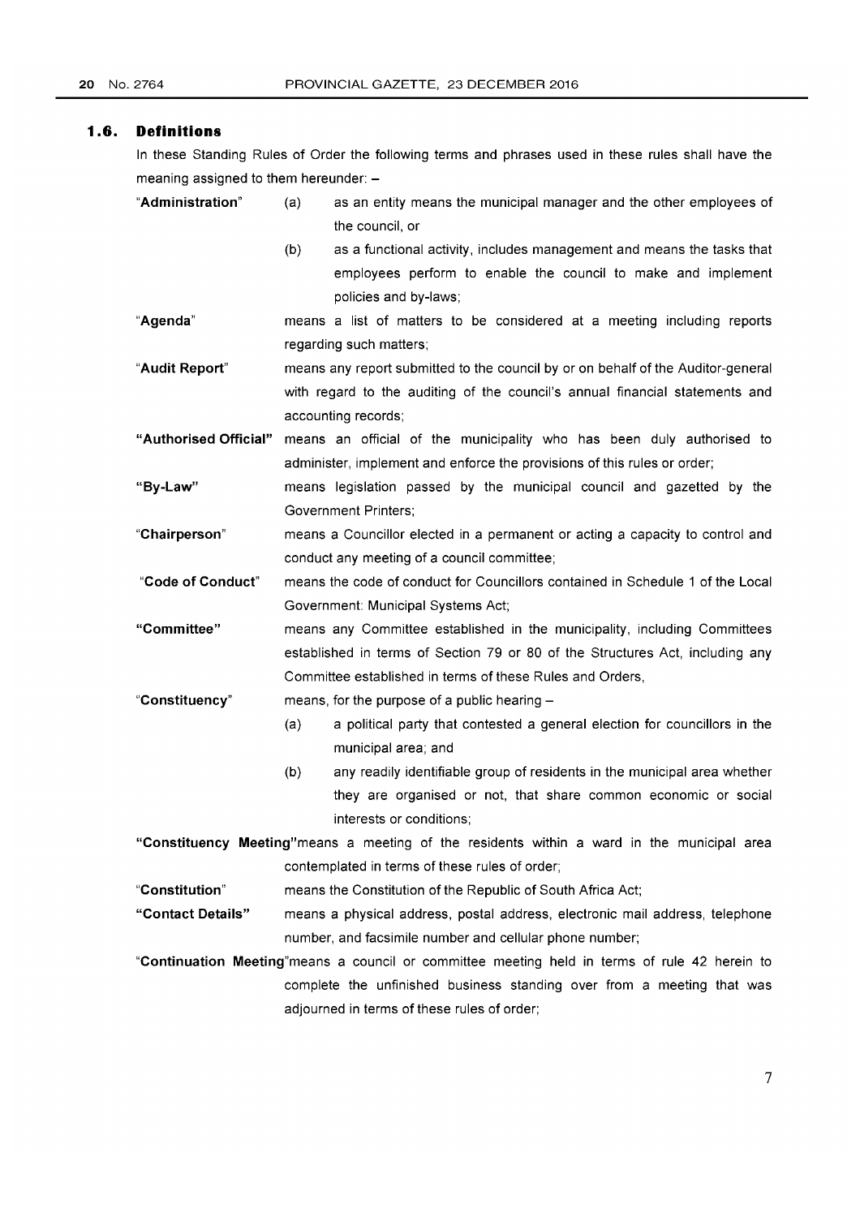## 1.6. Definitions

In these Standing Rules of Order the following terms and phrases used in these rules shall have the meaning assigned to them hereunder: –

**"Administration"**
- (a) as an entity means the municipal manager and the other employees of the council, or
- (b) as a functional activity, includes management and means the tasks that employees perform to enable the council to make and implement policies and by-laws;

**"Agenda"** means a list of matters to be considered at a meeting including reports regarding such matters;

**"Audit Report"** means any report submitted to the council by or on behalf of the Auditor-general with regard to the auditing of the council's annual financial statements and accounting records;

**"Authorised Official"** means an official of the municipality who has been duly authorised to administer, implement and enforce the provisions of this rules or order;

**"By-Law"** means legislation passed by the municipal council and gazetted by the Government Printers;

**"Chairperson"** means a Councillor elected in a permanent or acting a capacity to control and conduct any meeting of a council committee;

**"Code of Conduct"** means the code of conduct for Councillors contained in Schedule 1 of the Local Government: Municipal Systems Act;

**"Committee"** means any Committee established in the municipality, including Committees established in terms of Section 79 or 80 of the Structures Act, including any Committee established in terms of these Rules and Orders,

**"Constituency"** means, for the purpose of a public hearing –
- (a) a political party that contested a general election for councillors in the municipal area; and
- (b) any readily identifiable group of residents in the municipal area whether they are organised or not, that share common economic or social interests or conditions;

**"Constituency Meeting"** means a meeting of the residents within a ward in the municipal area contemplated in terms of these rules of order;

**"Constitution"** means the Constitution of the Republic of South Africa Act;

**"Contact Details"** means a physical address, postal address, electronic mail address, telephone number, and facsimile number and cellular phone number;

**"Continuation Meeting"** means a council or committee meeting held in terms of rule 42 herein to complete the unfinished business standing over from a meeting that was adjourned in terms of these rules of order;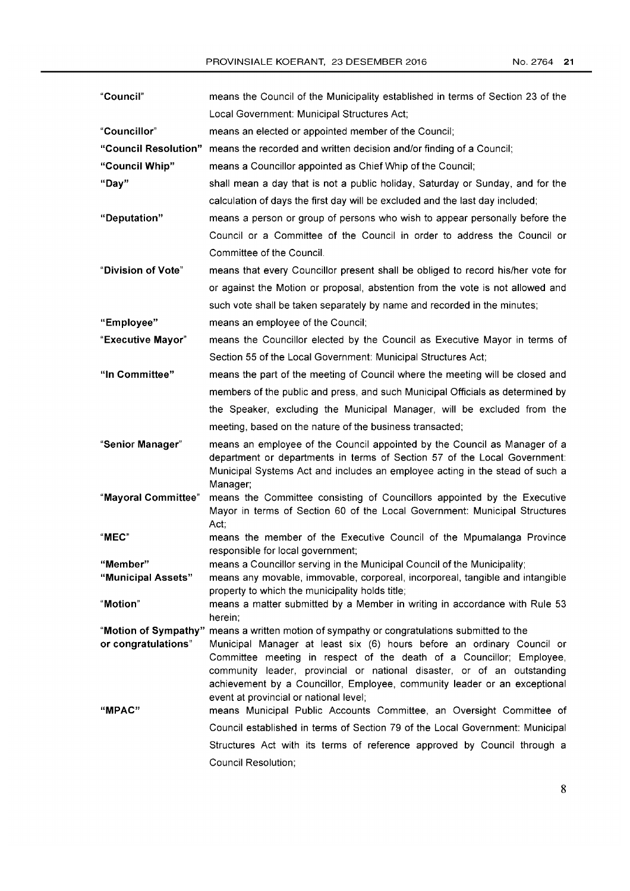| | |
|---|---|
| "**Council**" | means the Council of the Municipality established in terms of Section 23 of the Local Government: Municipal Structures Act; |
| "**Councillor**" | means an elected or appointed member of the Council; |
| **"Council Resolution"** | means the recorded and written decision and/or finding of a Council; |
| **"Council Whip"** | means a Councillor appointed as Chief Whip of the Council; |
| **"Day"** | shall mean a day that is not a public holiday, Saturday or Sunday, and for the calculation of days the first day will be excluded and the last day included; |
| **"Deputation"** | means a person or group of persons who wish to appear personally before the Council or a Committee of the Council in order to address the Council or Committee of the Council. |
| "**Division of Vote**" | means that every Councillor present shall be obliged to record his/her vote for or against the Motion or proposal, abstention from the vote is not allowed and such vote shall be taken separately by name and recorded in the minutes; |
| **"Employee"** | means an employee of the Council; |
| "**Executive Mayor**" | means the Councillor elected by the Council as Executive Mayor in terms of Section 55 of the Local Government: Municipal Structures Act; |
| **"In Committee"** | means the part of the meeting of Council where the meeting will be closed and members of the public and press, and such Municipal Officials as determined by the Speaker, excluding the Municipal Manager, will be excluded from the meeting, based on the nature of the business transacted; |
| "**Senior Manager**" | means an employee of the Council appointed by the Council as Manager of a department or departments in terms of Section 57 of the Local Government: Municipal Systems Act and includes an employee acting in the stead of such a Manager; |
| "**Mayoral Committee**" | means the Committee consisting of Councillors appointed by the Executive Mayor in terms of Section 60 of the Local Government: Municipal Structures Act; |
| "**MEC**" | means the member of the Executive Council of the Mpumalanga Province responsible for local government; |
| **"Member"** | means a Councillor serving in the Municipal Council of the Municipality; |
| **"Municipal Assets"** | means any movable, immovable, corporeal, incorporeal, tangible and intangible property to which the municipality holds title; |
| "**Motion**" | means a matter submitted by a Member in writing in accordance with Rule 53 herein; |
| "**Motion of Sympathy" or congratulations"** | means a written motion of sympathy or congratulations submitted to the Municipal Manager at least six (6) hours before an ordinary Council or Committee meeting in respect of the death of a Councillor; Employee, community leader, provincial or national disaster, or of an outstanding achievement by a Councillor, Employee, community leader or an exceptional event at provincial or national level; |
| **"MPAC"** | means Municipal Public Accounts Committee, an Oversight Committee of Council established in terms of Section 79 of the Local Government: Municipal Structures Act with its terms of reference approved by Council through a Council Resolution; |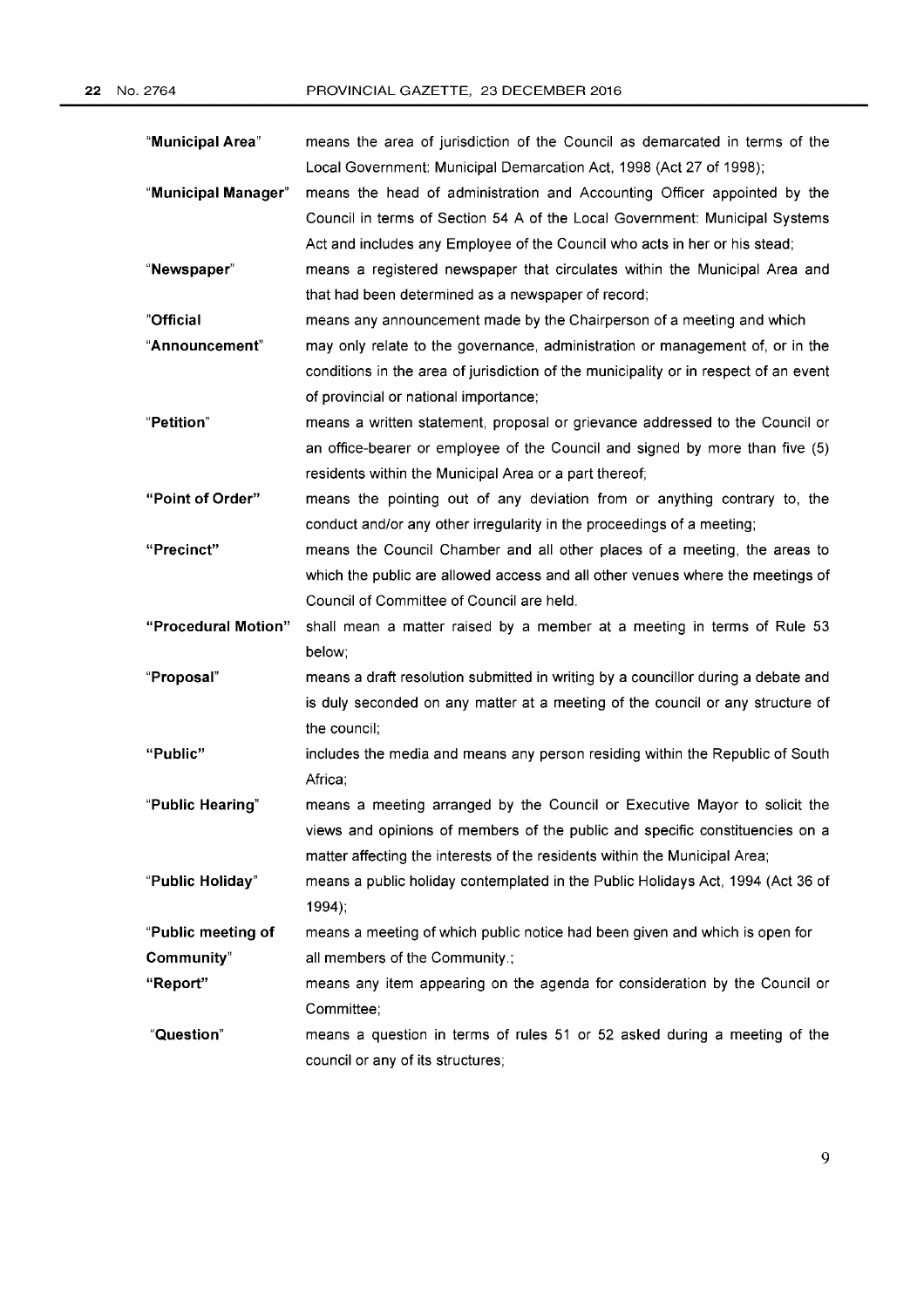| | |
|---|---|
| "**Municipal Area**" | means the area of jurisdiction of the Council as demarcated in terms of the Local Government: Municipal Demarcation Act, 1998 (Act 27 of 1998); |
| "**Municipal Manager**" | means the head of administration and Accounting Officer appointed by the Council in terms of Section 54 A of the Local Government: Municipal Systems Act and includes any Employee of the Council who acts in her or his stead; |
| "**Newspaper**" | means a registered newspaper that circulates within the Municipal Area and that had been determined as a newspaper of record; |
| "**Official Announcement**" | means any announcement made by the Chairperson of a meeting and which may only relate to the governance, administration or management of, or in the conditions in the area of jurisdiction of the municipality or in respect of an event of provincial or national importance; |
| "**Petition**" | means a written statement, proposal or grievance addressed to the Council or an office-bearer or employee of the Council and signed by more than five (5) residents within the Municipal Area or a part thereof; |
| "**Point of Order**" | means the pointing out of any deviation from or anything contrary to, the conduct and/or any other irregularity in the proceedings of a meeting; |
| "**Precinct**" | means the Council Chamber and all other places of a meeting, the areas to which the public are allowed access and all other venues where the meetings of Council of Committee of Council are held. |
| "**Procedural Motion**" | shall mean a matter raised by a member at a meeting in terms of Rule 53 below; |
| "**Proposal**" | means a draft resolution submitted in writing by a councillor during a debate and is duly seconded on any matter at a meeting of the council or any structure of the council; |
| "**Public**" | includes the media and means any person residing within the Republic of South Africa; |
| "**Public Hearing**" | means a meeting arranged by the Council or Executive Mayor to solicit the views and opinions of members of the public and specific constituencies on a matter affecting the interests of the residents within the Municipal Area; |
| "**Public Holiday**" | means a public holiday contemplated in the Public Holidays Act, 1994 (Act 36 of 1994); |
| "**Public meeting of Community**" | means a meeting of which public notice had been given and which is open for all members of the Community.; |
| "**Report**" | means any item appearing on the agenda for consideration by the Council or Committee; |
| "**Question**" | means a question in terms of rules 51 or 52 asked during a meeting of the council or any of its structures; |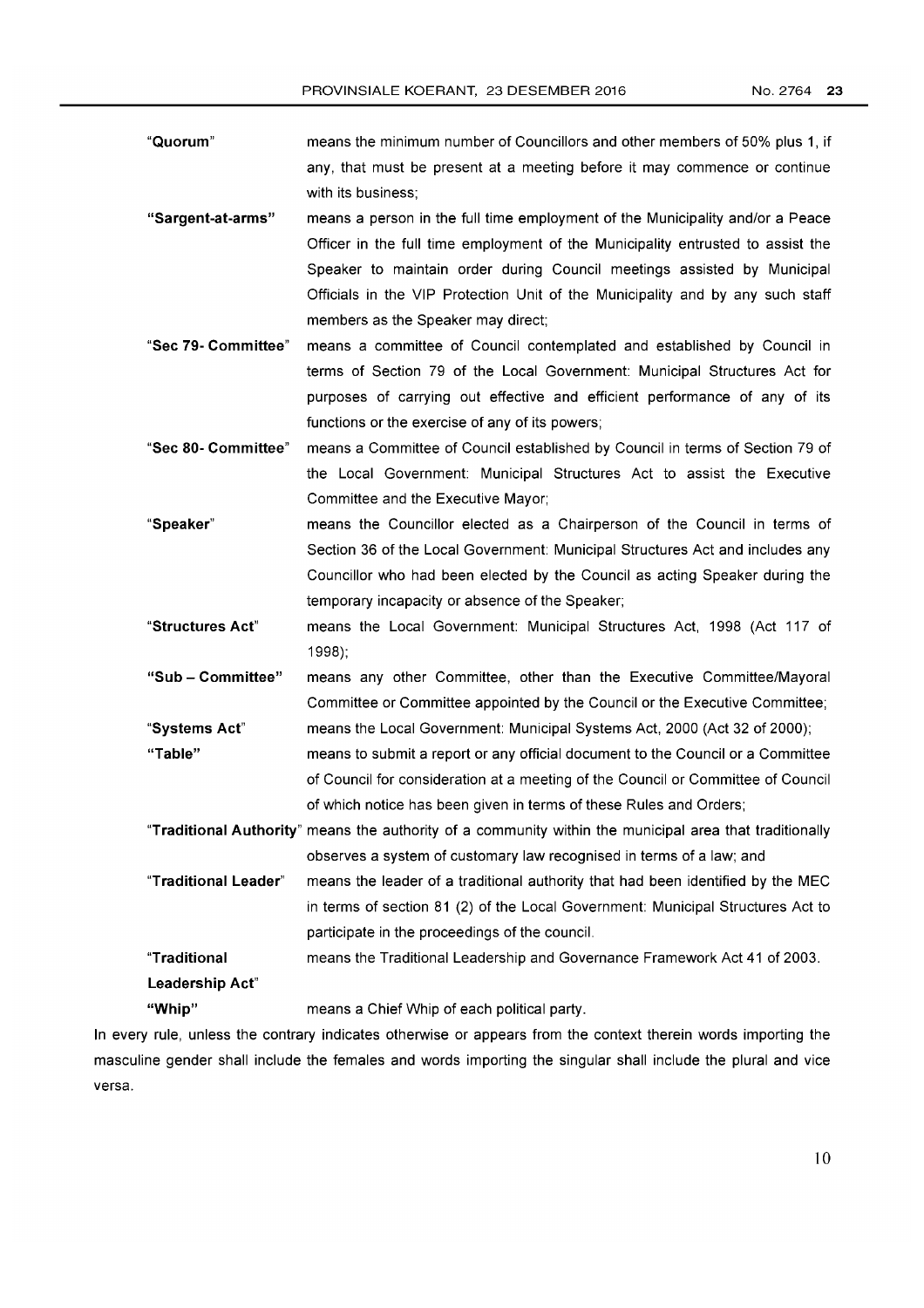**"Quorum"** means the minimum number of Councillors and other members of 50% plus 1, if any, that must be present at a meeting before it may commence or continue with its business;

**"Sargent-at-arms"** means a person in the full time employment of the Municipality and/or a Peace Officer in the full time employment of the Municipality entrusted to assist the Speaker to maintain order during Council meetings assisted by Municipal Officials in the VIP Protection Unit of the Municipality and by any such staff members as the Speaker may direct;

**"Sec 79- Committee"** means a committee of Council contemplated and established by Council in terms of Section 79 of the Local Government: Municipal Structures Act for purposes of carrying out effective and efficient performance of any of its functions or the exercise of any of its powers;

**"Sec 80- Committee"** means a Committee of Council established by Council in terms of Section 79 of the Local Government: Municipal Structures Act to assist the Executive Committee and the Executive Mayor;

**"Speaker"** means the Councillor elected as a Chairperson of the Council in terms of Section 36 of the Local Government: Municipal Structures Act and includes any Councillor who had been elected by the Council as acting Speaker during the temporary incapacity or absence of the Speaker;

**"Structures Act"** means the Local Government: Municipal Structures Act, 1998 (Act 117 of 1998);

**"Sub – Committee"** means any other Committee, other than the Executive Committee/Mayoral Committee or Committee appointed by the Council or the Executive Committee;

**"Systems Act"** means the Local Government: Municipal Systems Act, 2000 (Act 32 of 2000);

**"Table"** means to submit a report or any official document to the Council or a Committee of Council for consideration at a meeting of the Council or Committee of Council of which notice has been given in terms of these Rules and Orders;

**"Traditional Authority"** means the authority of a community within the municipal area that traditionally observes a system of customary law recognised in terms of a law; and

**"Traditional Leader"** means the leader of a traditional authority that had been identified by the MEC in terms of section 81 (2) of the Local Government: Municipal Structures Act to participate in the proceedings of the council.

**"Traditional Leadership Act"** means the Traditional Leadership and Governance Framework Act 41 of 2003.

**"Whip"** means a Chief Whip of each political party.

In every rule, unless the contrary indicates otherwise or appears from the context therein words importing the masculine gender shall include the females and words importing the singular shall include the plural and vice versa.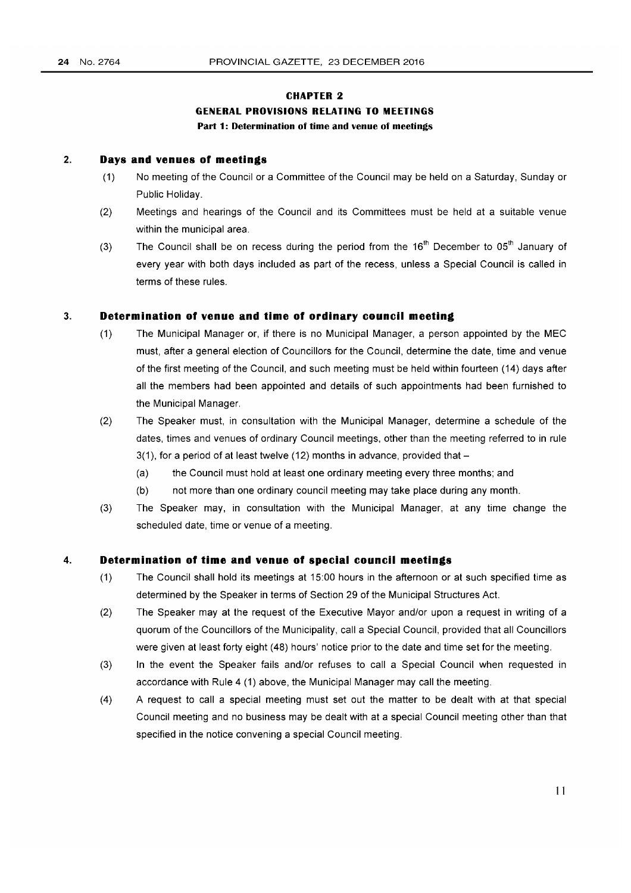## CHAPTER 2

## GENERAL PROVISIONS RELATING TO MEETINGS

### Part 1: Determination of time and venue of meetings

### 2. Days and venues of meetings

(1) No meeting of the Council or a Committee of the Council may be held on a Saturday, Sunday or Public Holiday.

(2) Meetings and hearings of the Council and its Committees must be held at a suitable venue within the municipal area.

(3) The Council shall be on recess during the period from the 16th December to 05th January of every year with both days included as part of the recess, unless a Special Council is called in terms of these rules.

### 3. Determination of venue and time of ordinary council meeting

(1) The Municipal Manager or, if there is no Municipal Manager, a person appointed by the MEC must, after a general election of Councillors for the Council, determine the date, time and venue of the first meeting of the Council, and such meeting must be held within fourteen (14) days after all the members had been appointed and details of such appointments had been furnished to the Municipal Manager.

(2) The Speaker must, in consultation with the Municipal Manager, determine a schedule of the dates, times and venues of ordinary Council meetings, other than the meeting referred to in rule 3(1), for a period of at least twelve (12) months in advance, provided that –

(a) the Council must hold at least one ordinary meeting every three months; and

(b) not more than one ordinary council meeting may take place during any month.

(3) The Speaker may, in consultation with the Municipal Manager, at any time change the scheduled date, time or venue of a meeting.

### 4. Determination of time and venue of special council meetings

(1) The Council shall hold its meetings at 15:00 hours in the afternoon or at such specified time as determined by the Speaker in terms of Section 29 of the Municipal Structures Act.

(2) The Speaker may at the request of the Executive Mayor and/or upon a request in writing of a quorum of the Councillors of the Municipality, call a Special Council, provided that all Councillors were given at least forty eight (48) hours' notice prior to the date and time set for the meeting.

(3) In the event the Speaker fails and/or refuses to call a Special Council when requested in accordance with Rule 4 (1) above, the Municipal Manager may call the meeting.

(4) A request to call a special meeting must set out the matter to be dealt with at that special Council meeting and no business may be dealt with at a special Council meeting other than that specified in the notice convening a special Council meeting.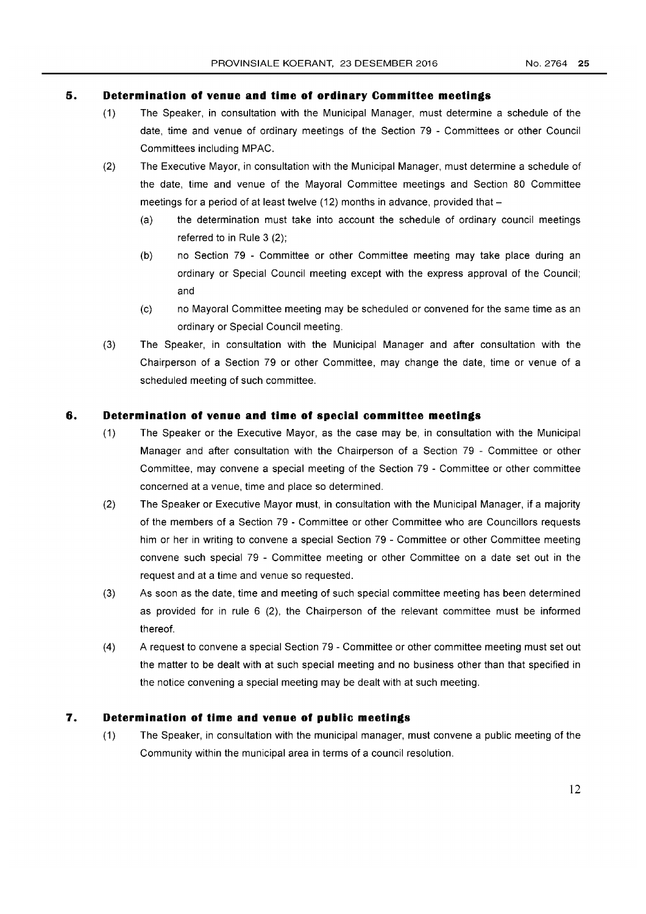## 5. Determination of venue and time of ordinary Committee meetings

(1) The Speaker, in consultation with the Municipal Manager, must determine a schedule of the date, time and venue of ordinary meetings of the Section 79 - Committees or other Council Committees including MPAC.

(2) The Executive Mayor, in consultation with the Municipal Manager, must determine a schedule of the date, time and venue of the Mayoral Committee meetings and Section 80 Committee meetings for a period of at least twelve (12) months in advance, provided that –

   (a) the determination must take into account the schedule of ordinary council meetings referred to in Rule 3 (2);

   (b) no Section 79 - Committee or other Committee meeting may take place during an ordinary or Special Council meeting except with the express approval of the Council; and

   (c) no Mayoral Committee meeting may be scheduled or convened for the same time as an ordinary or Special Council meeting.

(3) The Speaker, in consultation with the Municipal Manager and after consultation with the Chairperson of a Section 79 or other Committee, may change the date, time or venue of a scheduled meeting of such committee.

## 6. Determination of venue and time of special committee meetings

(1) The Speaker or the Executive Mayor, as the case may be, in consultation with the Municipal Manager and after consultation with the Chairperson of a Section 79 - Committee or other Committee, may convene a special meeting of the Section 79 - Committee or other committee concerned at a venue, time and place so determined.

(2) The Speaker or Executive Mayor must, in consultation with the Municipal Manager, if a majority of the members of a Section 79 - Committee or other Committee who are Councillors requests him or her in writing to convene a special Section 79 - Committee or other Committee meeting convene such special 79 - Committee meeting or other Committee on a date set out in the request and at a time and venue so requested.

(3) As soon as the date, time and meeting of such special committee meeting has been determined as provided for in rule 6 (2), the Chairperson of the relevant committee must be informed thereof.

(4) A request to convene a special Section 79 - Committee or other committee meeting must set out the matter to be dealt with at such special meeting and no business other than that specified in the notice convening a special meeting may be dealt with at such meeting.

## 7. Determination of time and venue of public meetings

(1) The Speaker, in consultation with the municipal manager, must convene a public meeting of the Community within the municipal area in terms of a council resolution.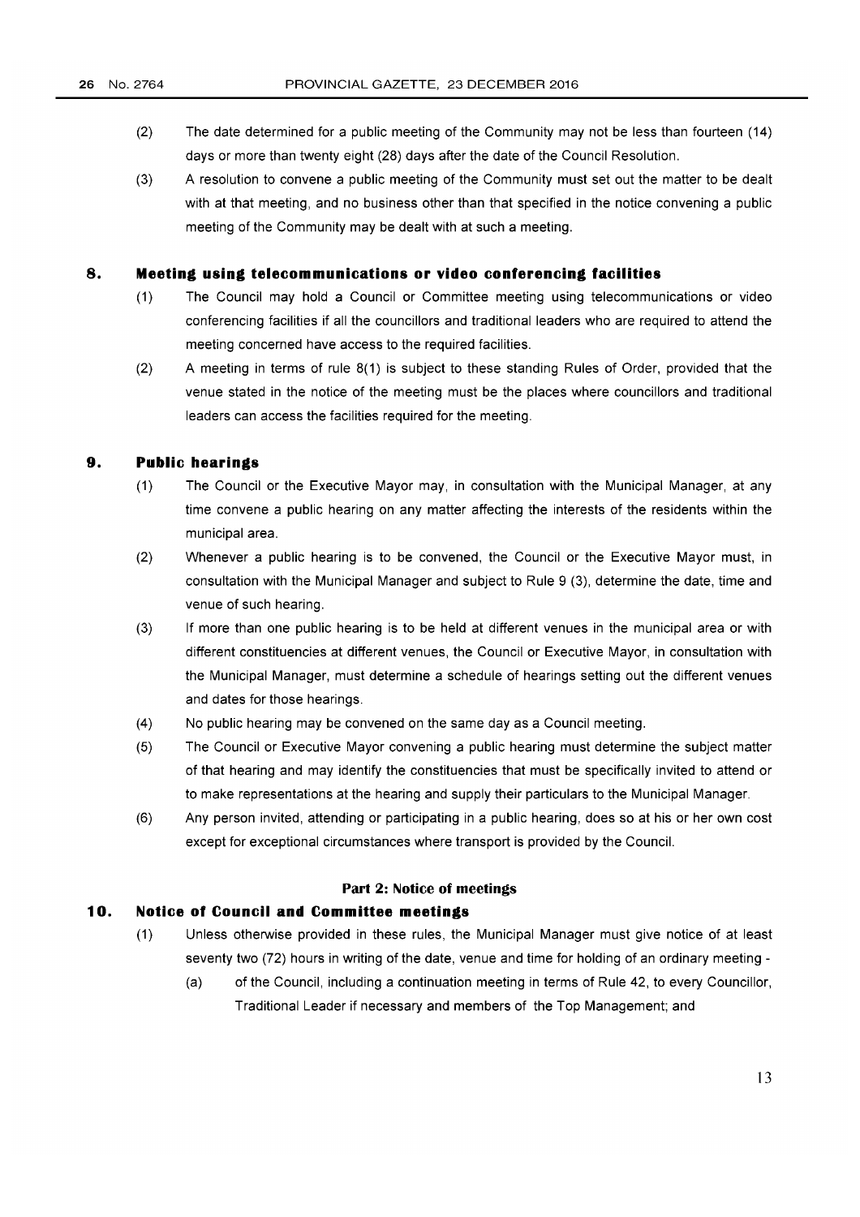(2) The date determined for a public meeting of the Community may not be less than fourteen (14) days or more than twenty eight (28) days after the date of the Council Resolution.

(3) A resolution to convene a public meeting of the Community must set out the matter to be dealt with at that meeting, and no business other than that specified in the notice convening a public meeting of the Community may be dealt with at such a meeting.

### 8. Meeting using telecommunications or video conferencing facilities

(1) The Council may hold a Council or Committee meeting using telecommunications or video conferencing facilities if all the councillors and traditional leaders who are required to attend the meeting concerned have access to the required facilities.

(2) A meeting in terms of rule 8(1) is subject to these standing Rules of Order, provided that the venue stated in the notice of the meeting must be the places where councillors and traditional leaders can access the facilities required for the meeting.

### 9. Public hearings

(1) The Council or the Executive Mayor may, in consultation with the Municipal Manager, at any time convene a public hearing on any matter affecting the interests of the residents within the municipal area.

(2) Whenever a public hearing is to be convened, the Council or the Executive Mayor must, in consultation with the Municipal Manager and subject to Rule 9 (3), determine the date, time and venue of such hearing.

(3) If more than one public hearing is to be held at different venues in the municipal area or with different constituencies at different venues, the Council or Executive Mayor, in consultation with the Municipal Manager, must determine a schedule of hearings setting out the different venues and dates for those hearings.

(4) No public hearing may be convened on the same day as a Council meeting.

(5) The Council or Executive Mayor convening a public hearing must determine the subject matter of that hearing and may identify the constituencies that must be specifically invited to attend or to make representations at the hearing and supply their particulars to the Municipal Manager.

(6) Any person invited, attending or participating in a public hearing, does so at his or her own cost except for exceptional circumstances where transport is provided by the Council.

## Part 2: Notice of meetings

### 10. Notice of Council and Committee meetings

(1) Unless otherwise provided in these rules, the Municipal Manager must give notice of at least seventy two (72) hours in writing of the date, venue and time for holding of an ordinary meeting -

(a) of the Council, including a continuation meeting in terms of Rule 42, to every Councillor, Traditional Leader if necessary and members of the Top Management; and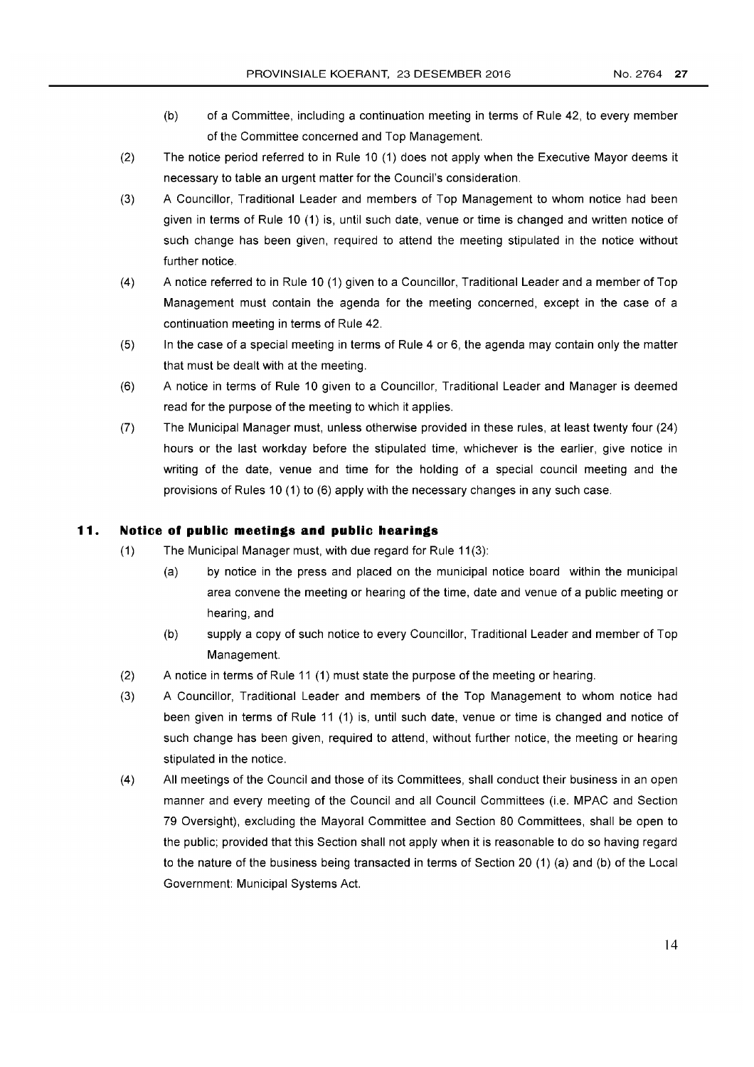(b) of a Committee, including a continuation meeting in terms of Rule 42, to every member of the Committee concerned and Top Management.

(2) The notice period referred to in Rule 10 (1) does not apply when the Executive Mayor deems it necessary to table an urgent matter for the Council's consideration.

(3) A Councillor, Traditional Leader and members of Top Management to whom notice had been given in terms of Rule 10 (1) is, until such date, venue or time is changed and written notice of such change has been given, required to attend the meeting stipulated in the notice without further notice.

(4) A notice referred to in Rule 10 (1) given to a Councillor, Traditional Leader and a member of Top Management must contain the agenda for the meeting concerned, except in the case of a continuation meeting in terms of Rule 42.

(5) In the case of a special meeting in terms of Rule 4 or 6, the agenda may contain only the matter that must be dealt with at the meeting.

(6) A notice in terms of Rule 10 given to a Councillor, Traditional Leader and Manager is deemed read for the purpose of the meeting to which it applies.

(7) The Municipal Manager must, unless otherwise provided in these rules, at least twenty four (24) hours or the last workday before the stipulated time, whichever is the earlier, give notice in writing of the date, venue and time for the holding of a special council meeting and the provisions of Rules 10 (1) to (6) apply with the necessary changes in any such case.

## 11. Notice of public meetings and public hearings

(1) The Municipal Manager must, with due regard for Rule 11(3):

(a) by notice in the press and placed on the municipal notice board within the municipal area convene the meeting or hearing of the time, date and venue of a public meeting or hearing, and

(b) supply a copy of such notice to every Councillor, Traditional Leader and member of Top Management.

(2) A notice in terms of Rule 11 (1) must state the purpose of the meeting or hearing.

(3) A Councillor, Traditional Leader and members of the Top Management to whom notice had been given in terms of Rule 11 (1) is, until such date, venue or time is changed and notice of such change has been given, required to attend, without further notice, the meeting or hearing stipulated in the notice.

(4) All meetings of the Council and those of its Committees, shall conduct their business in an open manner and every meeting of the Council and all Council Committees (i.e. MPAC and Section 79 Oversight), excluding the Mayoral Committee and Section 80 Committees, shall be open to the public; provided that this Section shall not apply when it is reasonable to do so having regard to the nature of the business being transacted in terms of Section 20 (1) (a) and (b) of the Local Government: Municipal Systems Act.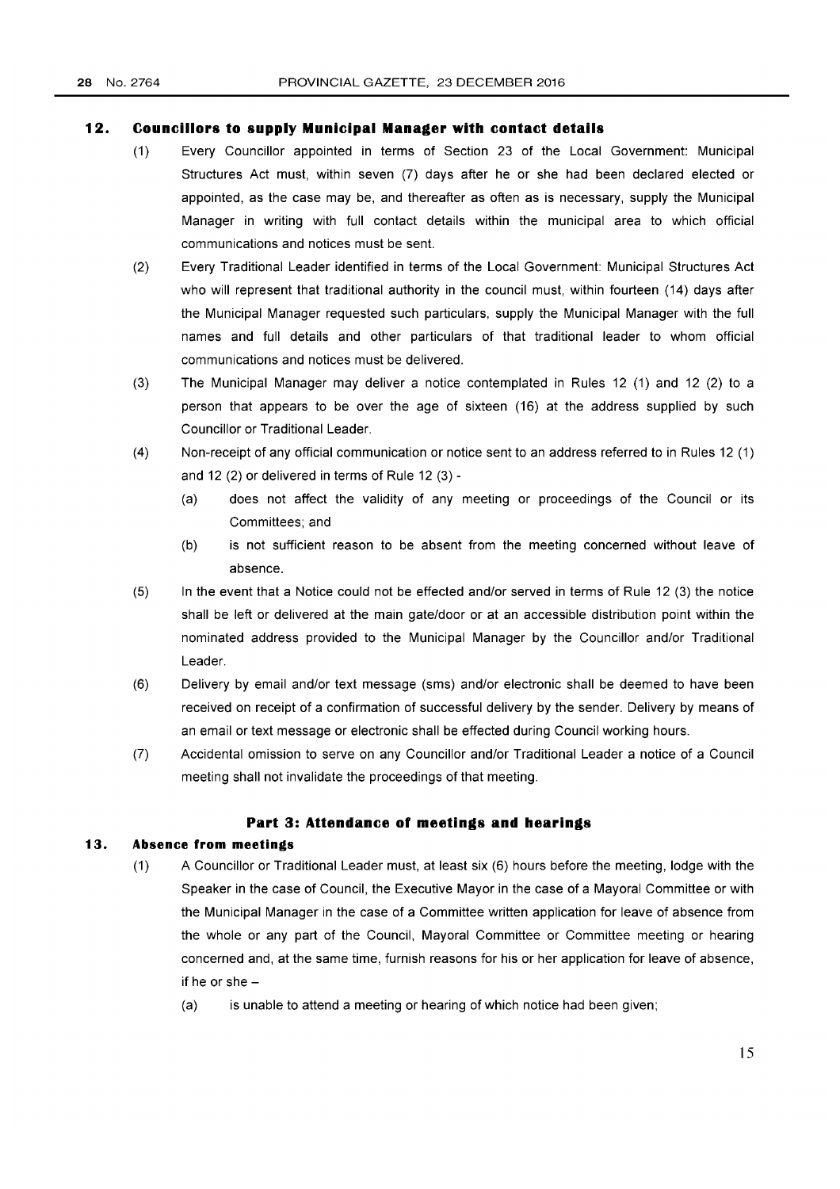## 12. Councillors to supply Municipal Manager with contact details

(1) Every Councillor appointed in terms of Section 23 of the Local Government: Municipal Structures Act must, within seven (7) days after he or she had been declared elected or appointed, as the case may be, and thereafter as often as is necessary, supply the Municipal Manager in writing with full contact details within the municipal area to which official communications and notices must be sent.

(2) Every Traditional Leader identified in terms of the Local Government: Municipal Structures Act who will represent that traditional authority in the council must, within fourteen (14) days after the Municipal Manager requested such particulars, supply the Municipal Manager with the full names and full details and other particulars of that traditional leader to whom official communications and notices must be delivered.

(3) The Municipal Manager may deliver a notice contemplated in Rules 12 (1) and 12 (2) to a person that appears to be over the age of sixteen (16) at the address supplied by such Councillor or Traditional Leader.

(4) Non-receipt of any official communication or notice sent to an address referred to in Rules 12 (1) and 12 (2) or delivered in terms of Rule 12 (3) -

   (a) does not affect the validity of any meeting or proceedings of the Council or its Committees; and

   (b) is not sufficient reason to be absent from the meeting concerned without leave of absence.

(5) In the event that a Notice could not be effected and/or served in terms of Rule 12 (3) the notice shall be left or delivered at the main gate/door or at an accessible distribution point within the nominated address provided to the Municipal Manager by the Councillor and/or Traditional Leader.

(6) Delivery by email and/or text message (sms) and/or electronic shall be deemed to have been received on receipt of a confirmation of successful delivery by the sender. Delivery by means of an email or text message or electronic shall be effected during Council working hours.

(7) Accidental omission to serve on any Councillor and/or Traditional Leader a notice of a Council meeting shall not invalidate the proceedings of that meeting.

## Part 3: Attendance of meetings and hearings

## 13. Absence from meetings

(1) A Councillor or Traditional Leader must, at least six (6) hours before the meeting, lodge with the Speaker in the case of Council, the Executive Mayor in the case of a Mayoral Committee or with the Municipal Manager in the case of a Committee written application for leave of absence from the whole or any part of the Council, Mayoral Committee or Committee meeting or hearing concerned and, at the same time, furnish reasons for his or her application for leave of absence, if he or she –

   (a) is unable to attend a meeting or hearing of which notice had been given;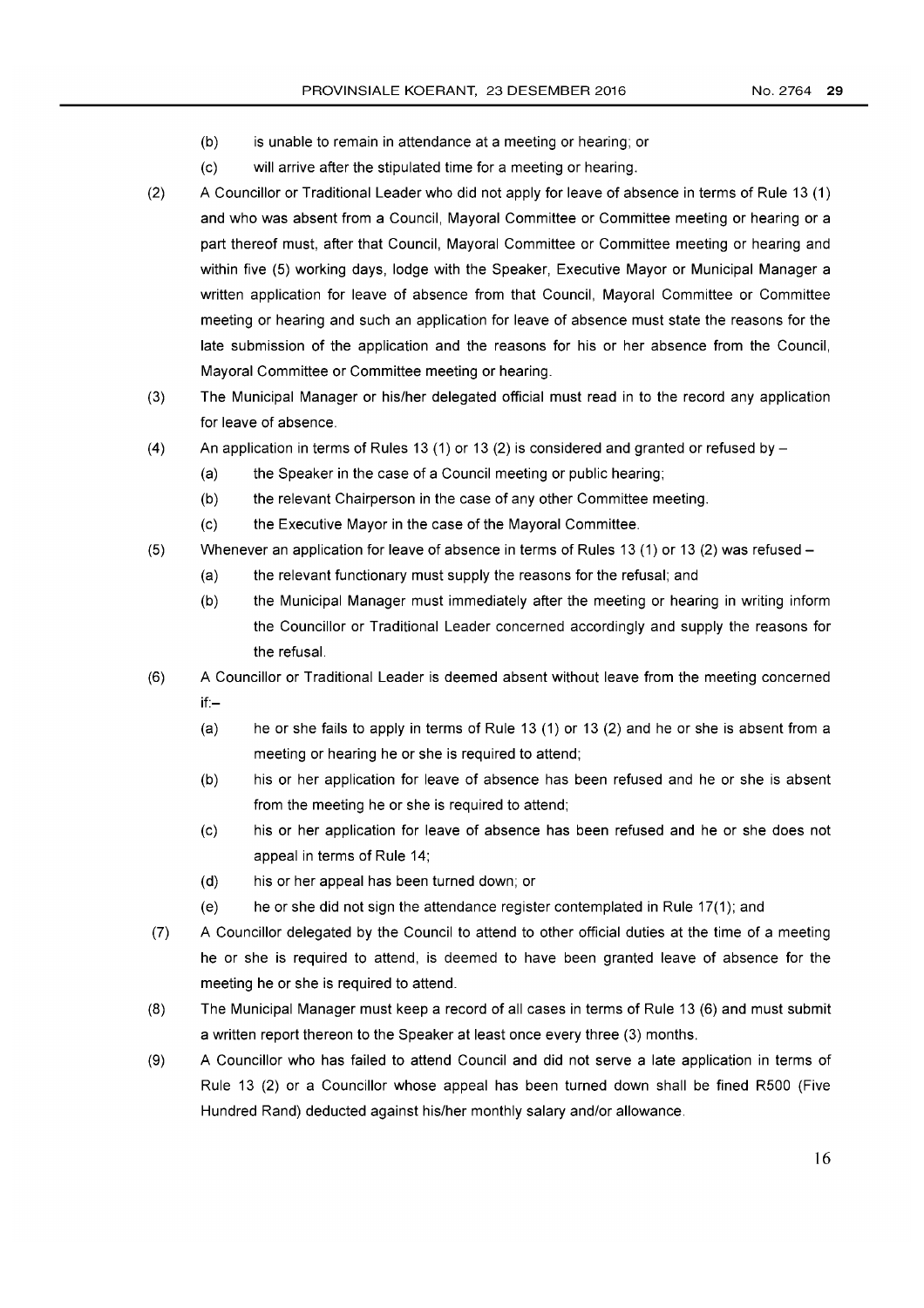(b) is unable to remain in attendance at a meeting or hearing; or

(c) will arrive after the stipulated time for a meeting or hearing.

(2) A Councillor or Traditional Leader who did not apply for leave of absence in terms of Rule 13 (1) and who was absent from a Council, Mayoral Committee or Committee meeting or hearing or a part thereof must, after that Council, Mayoral Committee or Committee meeting or hearing and within five (5) working days, lodge with the Speaker, Executive Mayor or Municipal Manager a written application for leave of absence from that Council, Mayoral Committee or Committee meeting or hearing and such an application for leave of absence must state the reasons for the late submission of the application and the reasons for his or her absence from the Council, Mayoral Committee or Committee meeting or hearing.

(3) The Municipal Manager or his/her delegated official must read in to the record any application for leave of absence.

(4) An application in terms of Rules 13 (1) or 13 (2) is considered and granted or refused by –

(a) the Speaker in the case of a Council meeting or public hearing;

(b) the relevant Chairperson in the case of any other Committee meeting.

(c) the Executive Mayor in the case of the Mayoral Committee.

(5) Whenever an application for leave of absence in terms of Rules 13 (1) or 13 (2) was refused –

(a) the relevant functionary must supply the reasons for the refusal; and

(b) the Municipal Manager must immediately after the meeting or hearing in writing inform the Councillor or Traditional Leader concerned accordingly and supply the reasons for the refusal.

(6) A Councillor or Traditional Leader is deemed absent without leave from the meeting concerned if:–

(a) he or she fails to apply in terms of Rule 13 (1) or 13 (2) and he or she is absent from a meeting or hearing he or she is required to attend;

(b) his or her application for leave of absence has been refused and he or she is absent from the meeting he or she is required to attend;

(c) his or her application for leave of absence has been refused and he or she does not appeal in terms of Rule 14;

(d) his or her appeal has been turned down; or

(e) he or she did not sign the attendance register contemplated in Rule 17(1); and

(7) A Councillor delegated by the Council to attend to other official duties at the time of a meeting he or she is required to attend, is deemed to have been granted leave of absence for the meeting he or she is required to attend.

(8) The Municipal Manager must keep a record of all cases in terms of Rule 13 (6) and must submit a written report thereon to the Speaker at least once every three (3) months.

(9) A Councillor who has failed to attend Council and did not serve a late application in terms of Rule 13 (2) or a Councillor whose appeal has been turned down shall be fined R500 (Five Hundred Rand) deducted against his/her monthly salary and/or allowance.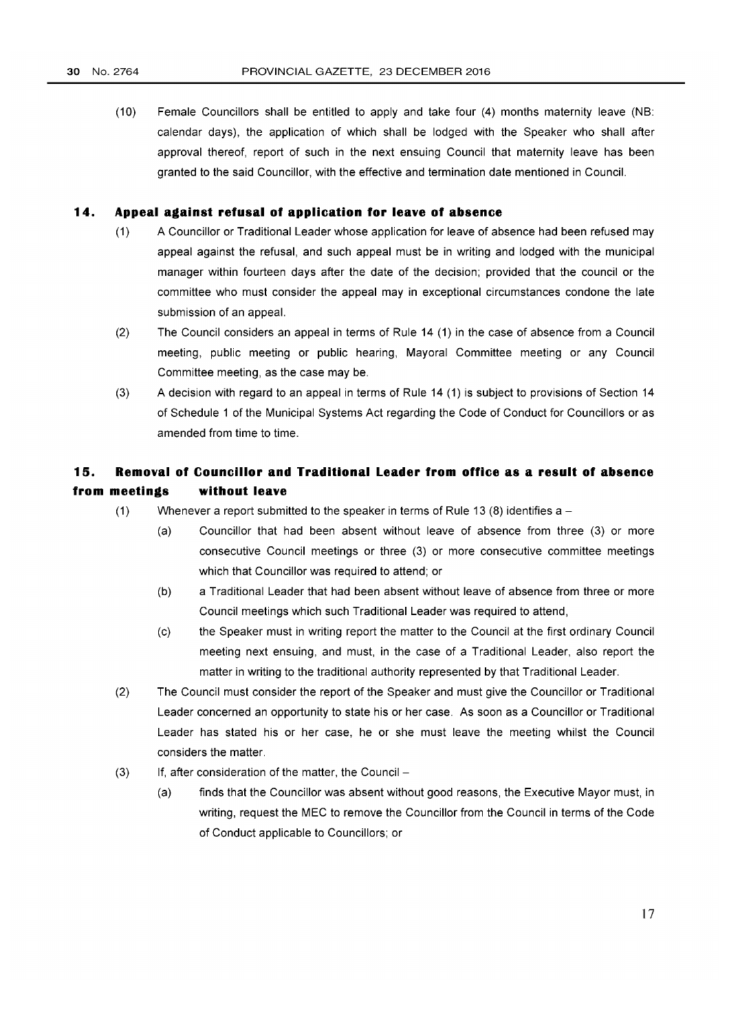(10) Female Councillors shall be entitled to apply and take four (4) months maternity leave (NB: calendar days), the application of which shall be lodged with the Speaker who shall after approval thereof, report of such in the next ensuing Council that maternity leave has been granted to the said Councillor, with the effective and termination date mentioned in Council.

## 14. Appeal against refusal of application for leave of absence

(1) A Councillor or Traditional Leader whose application for leave of absence had been refused may appeal against the refusal, and such appeal must be in writing and lodged with the municipal manager within fourteen days after the date of the decision; provided that the council or the committee who must consider the appeal may in exceptional circumstances condone the late submission of an appeal.

(2) The Council considers an appeal in terms of Rule 14 (1) in the case of absence from a Council meeting, public meeting or public hearing, Mayoral Committee meeting or any Council Committee meeting, as the case may be.

(3) A decision with regard to an appeal in terms of Rule 14 (1) is subject to provisions of Section 14 of Schedule 1 of the Municipal Systems Act regarding the Code of Conduct for Councillors or as amended from time to time.

## 15. Removal of Councillor and Traditional Leader from office as a result of absence from meetings without leave

(1) Whenever a report submitted to the speaker in terms of Rule 13 (8) identifies a –

(a) Councillor that had been absent without leave of absence from three (3) or more consecutive Council meetings or three (3) or more consecutive committee meetings which that Councillor was required to attend; or

(b) a Traditional Leader that had been absent without leave of absence from three or more Council meetings which such Traditional Leader was required to attend,

(c) the Speaker must in writing report the matter to the Council at the first ordinary Council meeting next ensuing, and must, in the case of a Traditional Leader, also report the matter in writing to the traditional authority represented by that Traditional Leader.

(2) The Council must consider the report of the Speaker and must give the Councillor or Traditional Leader concerned an opportunity to state his or her case. As soon as a Councillor or Traditional Leader has stated his or her case, he or she must leave the meeting whilst the Council considers the matter.

(3) If, after consideration of the matter, the Council –

(a) finds that the Councillor was absent without good reasons, the Executive Mayor must, in writing, request the MEC to remove the Councillor from the Council in terms of the Code of Conduct applicable to Councillors; or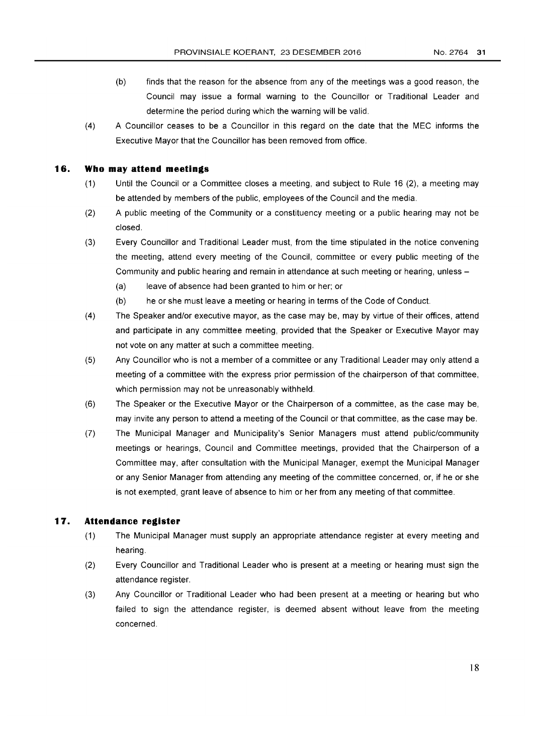(b) finds that the reason for the absence from any of the meetings was a good reason, the Council may issue a formal warning to the Councillor or Traditional Leader and determine the period during which the warning will be valid.

(4) A Councillor ceases to be a Councillor in this regard on the date that the MEC informs the Executive Mayor that the Councillor has been removed from office.

## 16. Who may attend meetings

(1) Until the Council or a Committee closes a meeting, and subject to Rule 16 (2), a meeting may be attended by members of the public, employees of the Council and the media.

(2) A public meeting of the Community or a constituency meeting or a public hearing may not be closed.

(3) Every Councillor and Traditional Leader must, from the time stipulated in the notice convening the meeting, attend every meeting of the Council, committee or every public meeting of the Community and public hearing and remain in attendance at such meeting or hearing, unless –

(a) leave of absence had been granted to him or her; or

(b) he or she must leave a meeting or hearing in terms of the Code of Conduct.

(4) The Speaker and/or executive mayor, as the case may be, may by virtue of their offices, attend and participate in any committee meeting, provided that the Speaker or Executive Mayor may not vote on any matter at such a committee meeting.

(5) Any Councillor who is not a member of a committee or any Traditional Leader may only attend a meeting of a committee with the express prior permission of the chairperson of that committee, which permission may not be unreasonably withheld.

(6) The Speaker or the Executive Mayor or the Chairperson of a committee, as the case may be, may invite any person to attend a meeting of the Council or that committee, as the case may be.

(7) The Municipal Manager and Municipality's Senior Managers must attend public/community meetings or hearings, Council and Committee meetings, provided that the Chairperson of a Committee may, after consultation with the Municipal Manager, exempt the Municipal Manager or any Senior Manager from attending any meeting of the committee concerned, or, if he or she is not exempted, grant leave of absence to him or her from any meeting of that committee.

## 17. Attendance register

(1) The Municipal Manager must supply an appropriate attendance register at every meeting and hearing.

(2) Every Councillor and Traditional Leader who is present at a meeting or hearing must sign the attendance register.

(3) Any Councillor or Traditional Leader who had been present at a meeting or hearing but who failed to sign the attendance register, is deemed absent without leave from the meeting concerned.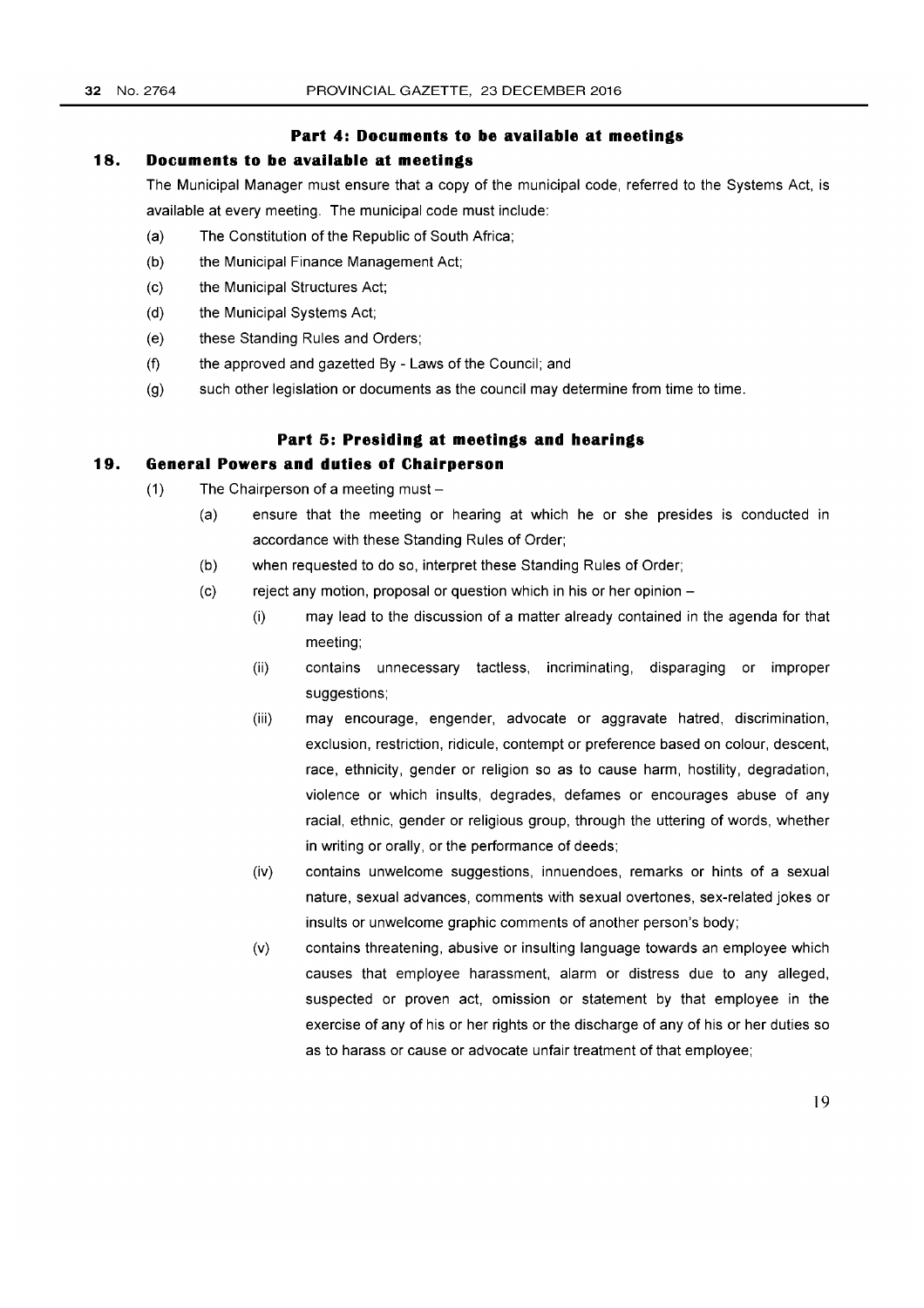## Part 4: Documents to be available at meetings

### 18. Documents to be available at meetings

The Municipal Manager must ensure that a copy of the municipal code, referred to the Systems Act, is available at every meeting. The municipal code must include:

(a) The Constitution of the Republic of South Africa;

(b) the Municipal Finance Management Act;

(c) the Municipal Structures Act;

(d) the Municipal Systems Act;

(e) these Standing Rules and Orders;

(f) the approved and gazetted By - Laws of the Council; and

(g) such other legislation or documents as the council may determine from time to time.

## Part 5: Presiding at meetings and hearings

### 19. General Powers and duties of Chairperson

(1) The Chairperson of a meeting must –

(a) ensure that the meeting or hearing at which he or she presides is conducted in accordance with these Standing Rules of Order;

(b) when requested to do so, interpret these Standing Rules of Order;

(c) reject any motion, proposal or question which in his or her opinion –

(i) may lead to the discussion of a matter already contained in the agenda for that meeting;

(ii) contains unnecessary tactless, incriminating, disparaging or improper suggestions;

(iii) may encourage, engender, advocate or aggravate hatred, discrimination, exclusion, restriction, ridicule, contempt or preference based on colour, descent, race, ethnicity, gender or religion so as to cause harm, hostility, degradation, violence or which insults, degrades, defames or encourages abuse of any racial, ethnic, gender or religious group, through the uttering of words, whether in writing or orally, or the performance of deeds;

(iv) contains unwelcome suggestions, innuendoes, remarks or hints of a sexual nature, sexual advances, comments with sexual overtones, sex-related jokes or insults or unwelcome graphic comments of another person's body;

(v) contains threatening, abusive or insulting language towards an employee which causes that employee harassment, alarm or distress due to any alleged, suspected or proven act, omission or statement by that employee in the exercise of any of his or her rights or the discharge of any of his or her duties so as to harass or cause or advocate unfair treatment of that employee;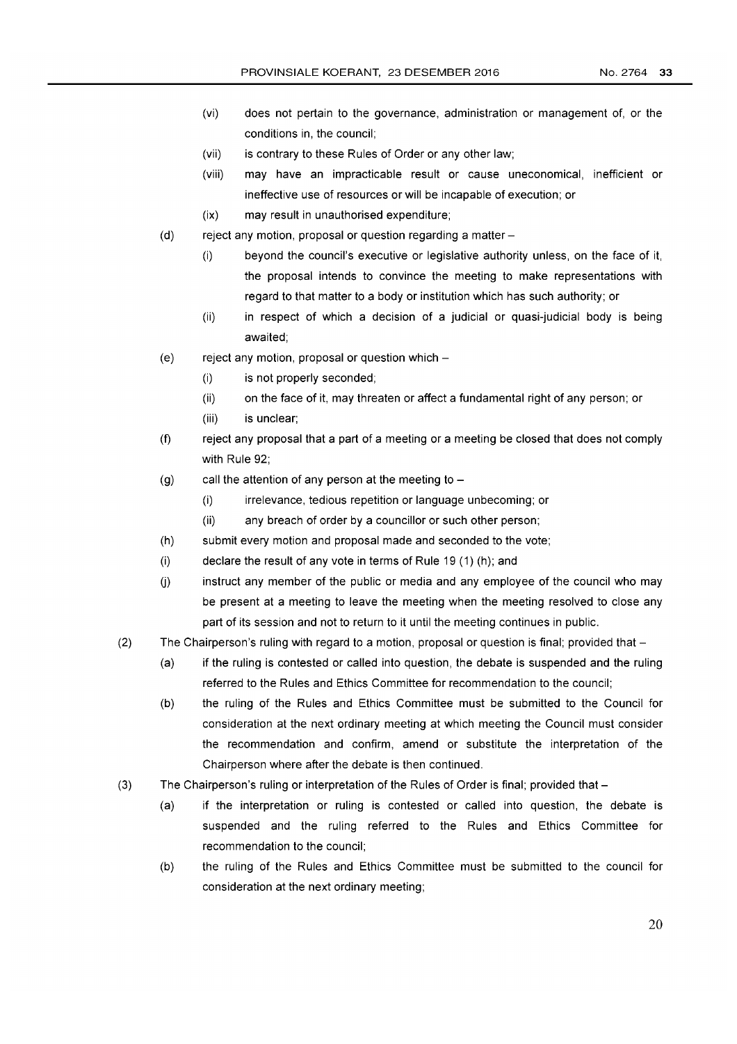(vi) does not pertain to the governance, administration or management of, or the conditions in, the council;

(vii) is contrary to these Rules of Order or any other law;

(viii) may have an impracticable result or cause uneconomical, inefficient or ineffective use of resources or will be incapable of execution; or

(ix) may result in unauthorised expenditure;

(d) reject any motion, proposal or question regarding a matter –

(i) beyond the council's executive or legislative authority unless, on the face of it, the proposal intends to convince the meeting to make representations with regard to that matter to a body or institution which has such authority; or

(ii) in respect of which a decision of a judicial or quasi-judicial body is being awaited;

(e) reject any motion, proposal or question which –

(i) is not properly seconded;

(ii) on the face of it, may threaten or affect a fundamental right of any person; or

(iii) is unclear;

(f) reject any proposal that a part of a meeting or a meeting be closed that does not comply with Rule 92;

(g) call the attention of any person at the meeting to –

(i) irrelevance, tedious repetition or language unbecoming; or

(ii) any breach of order by a councillor or such other person;

(h) submit every motion and proposal made and seconded to the vote;

(i) declare the result of any vote in terms of Rule 19 (1) (h); and

(j) instruct any member of the public or media and any employee of the council who may be present at a meeting to leave the meeting when the meeting resolved to close any part of its session and not to return to it until the meeting continues in public.

(2) The Chairperson's ruling with regard to a motion, proposal or question is final; provided that –

(a) if the ruling is contested or called into question, the debate is suspended and the ruling referred to the Rules and Ethics Committee for recommendation to the council;

(b) the ruling of the Rules and Ethics Committee must be submitted to the Council for consideration at the next ordinary meeting at which meeting the Council must consider the recommendation and confirm, amend or substitute the interpretation of the Chairperson where after the debate is then continued.

(3) The Chairperson's ruling or interpretation of the Rules of Order is final; provided that –

(a) if the interpretation or ruling is contested or called into question, the debate is suspended and the ruling referred to the Rules and Ethics Committee for recommendation to the council;

(b) the ruling of the Rules and Ethics Committee must be submitted to the council for consideration at the next ordinary meeting;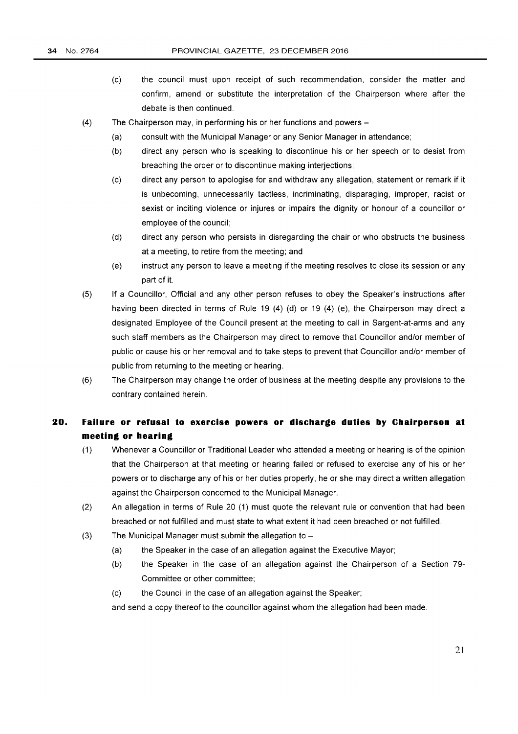(c) the council must upon receipt of such recommendation, consider the matter and confirm, amend or substitute the interpretation of the Chairperson where after the debate is then continued.

(4) The Chairperson may, in performing his or her functions and powers –

(a) consult with the Municipal Manager or any Senior Manager in attendance;

(b) direct any person who is speaking to discontinue his or her speech or to desist from breaching the order or to discontinue making interjections;

(c) direct any person to apologise for and withdraw any allegation, statement or remark if it is unbecoming, unnecessarily tactless, incriminating, disparaging, improper, racist or sexist or inciting violence or injures or impairs the dignity or honour of a councillor or employee of the council;

(d) direct any person who persists in disregarding the chair or who obstructs the business at a meeting, to retire from the meeting; and

(e) instruct any person to leave a meeting if the meeting resolves to close its session or any part of it.

(5) If a Councillor, Official and any other person refuses to obey the Speaker's instructions after having been directed in terms of Rule 19 (4) (d) or 19 (4) (e), the Chairperson may direct a designated Employee of the Council present at the meeting to call in Sargent-at-arms and any such staff members as the Chairperson may direct to remove that Councillor and/or member of public or cause his or her removal and to take steps to prevent that Councillor and/or member of public from returning to the meeting or hearing.

(6) The Chairperson may change the order of business at the meeting despite any provisions to the contrary contained herein.

## 20. Failure or refusal to exercise powers or discharge duties by Chairperson at meeting or hearing

(1) Whenever a Councillor or Traditional Leader who attended a meeting or hearing is of the opinion that the Chairperson at that meeting or hearing failed or refused to exercise any of his or her powers or to discharge any of his or her duties properly, he or she may direct a written allegation against the Chairperson concerned to the Municipal Manager.

(2) An allegation in terms of Rule 20 (1) must quote the relevant rule or convention that had been breached or not fulfilled and must state to what extent it had been breached or not fulfilled.

(3) The Municipal Manager must submit the allegation to –

(a) the Speaker in the case of an allegation against the Executive Mayor;

(b) the Speaker in the case of an allegation against the Chairperson of a Section 79-Committee or other committee;

(c) the Council in the case of an allegation against the Speaker;

and send a copy thereof to the councillor against whom the allegation had been made.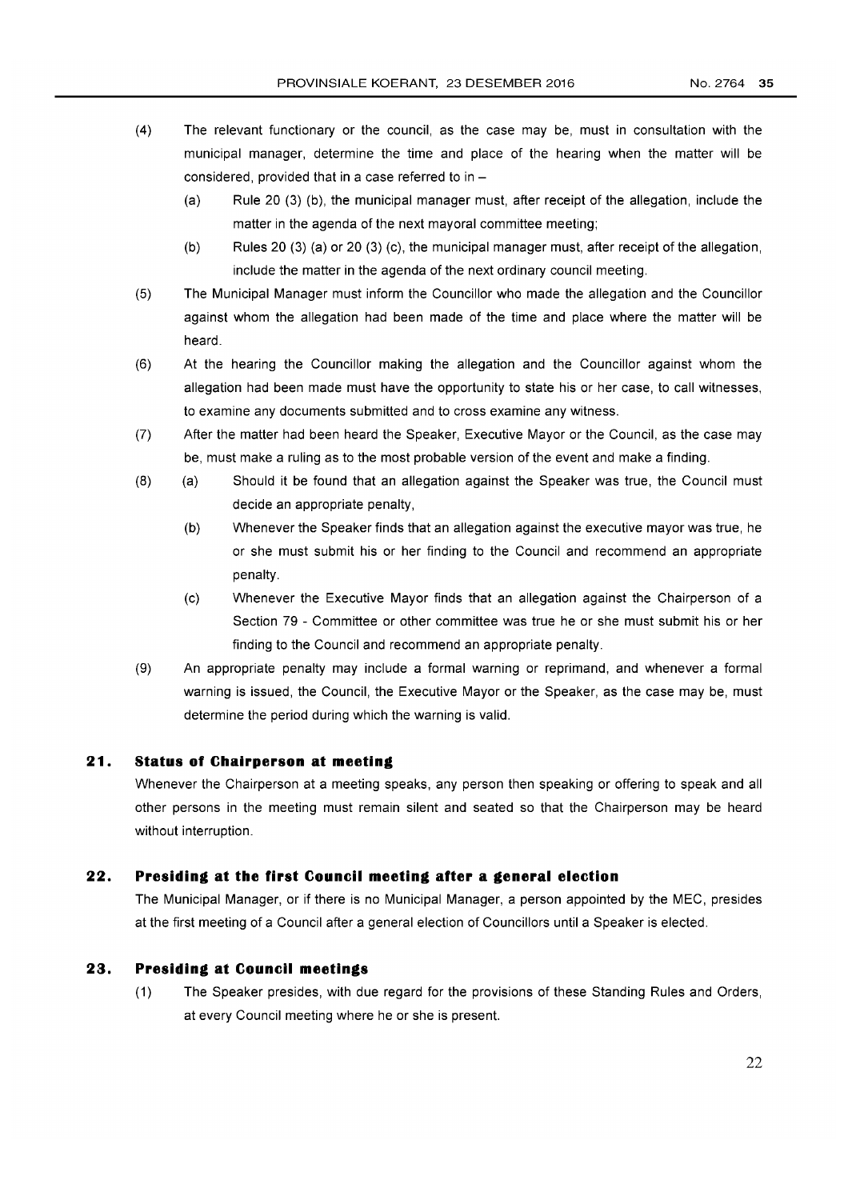(4) The relevant functionary or the council, as the case may be, must in consultation with the municipal manager, determine the time and place of the hearing when the matter will be considered, provided that in a case referred to in –

  (a) Rule 20 (3) (b), the municipal manager must, after receipt of the allegation, include the matter in the agenda of the next mayoral committee meeting;

  (b) Rules 20 (3) (a) or 20 (3) (c), the municipal manager must, after receipt of the allegation, include the matter in the agenda of the next ordinary council meeting.

(5) The Municipal Manager must inform the Councillor who made the allegation and the Councillor against whom the allegation had been made of the time and place where the matter will be heard.

(6) At the hearing the Councillor making the allegation and the Councillor against whom the allegation had been made must have the opportunity to state his or her case, to call witnesses, to examine any documents submitted and to cross examine any witness.

(7) After the matter had been heard the Speaker, Executive Mayor or the Council, as the case may be, must make a ruling as to the most probable version of the event and make a finding.

(8) (a) Should it be found that an allegation against the Speaker was true, the Council must decide an appropriate penalty,

  (b) Whenever the Speaker finds that an allegation against the executive mayor was true, he or she must submit his or her finding to the Council and recommend an appropriate penalty.

  (c) Whenever the Executive Mayor finds that an allegation against the Chairperson of a Section 79 - Committee or other committee was true he or she must submit his or her finding to the Council and recommend an appropriate penalty.

(9) An appropriate penalty may include a formal warning or reprimand, and whenever a formal warning is issued, the Council, the Executive Mayor or the Speaker, as the case may be, must determine the period during which the warning is valid.

## 21. Status of Chairperson at meeting

Whenever the Chairperson at a meeting speaks, any person then speaking or offering to speak and all other persons in the meeting must remain silent and seated so that the Chairperson may be heard without interruption.

## 22. Presiding at the first Council meeting after a general election

The Municipal Manager, or if there is no Municipal Manager, a person appointed by the MEC, presides at the first meeting of a Council after a general election of Councillors until a Speaker is elected.

## 23. Presiding at Council meetings

(1) The Speaker presides, with due regard for the provisions of these Standing Rules and Orders, at every Council meeting where he or she is present.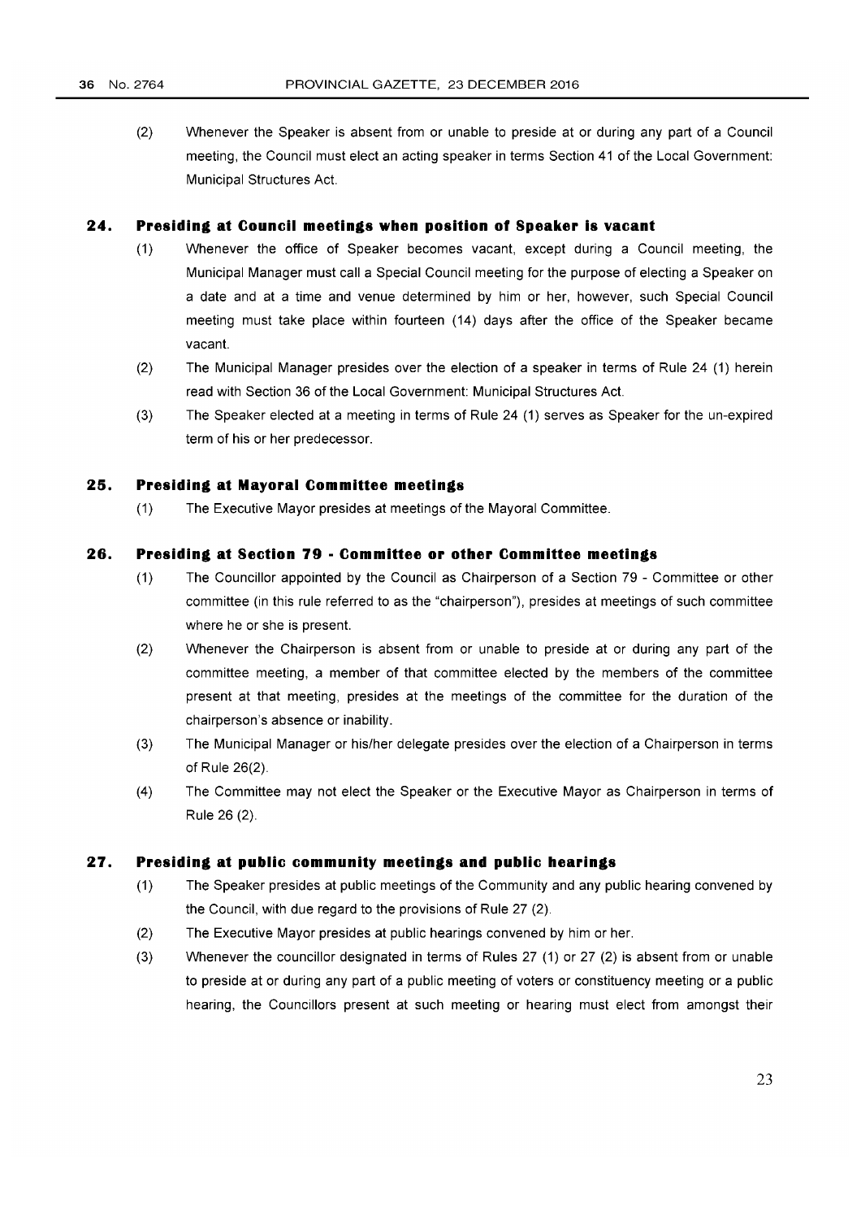(2) Whenever the Speaker is absent from or unable to preside at or during any part of a Council meeting, the Council must elect an acting speaker in terms Section 41 of the Local Government: Municipal Structures Act.

## 24. Presiding at Council meetings when position of Speaker is vacant

(1) Whenever the office of Speaker becomes vacant, except during a Council meeting, the Municipal Manager must call a Special Council meeting for the purpose of electing a Speaker on a date and at a time and venue determined by him or her, however, such Special Council meeting must take place within fourteen (14) days after the office of the Speaker became vacant.

(2) The Municipal Manager presides over the election of a speaker in terms of Rule 24 (1) herein read with Section 36 of the Local Government: Municipal Structures Act.

(3) The Speaker elected at a meeting in terms of Rule 24 (1) serves as Speaker for the un-expired term of his or her predecessor.

## 25. Presiding at Mayoral Committee meetings

(1) The Executive Mayor presides at meetings of the Mayoral Committee.

## 26. Presiding at Section 79 - Committee or other Committee meetings

(1) The Councillor appointed by the Council as Chairperson of a Section 79 - Committee or other committee (in this rule referred to as the "chairperson"), presides at meetings of such committee where he or she is present.

(2) Whenever the Chairperson is absent from or unable to preside at or during any part of the committee meeting, a member of that committee elected by the members of the committee present at that meeting, presides at the meetings of the committee for the duration of the chairperson's absence or inability.

(3) The Municipal Manager or his/her delegate presides over the election of a Chairperson in terms of Rule 26(2).

(4) The Committee may not elect the Speaker or the Executive Mayor as Chairperson in terms of Rule 26 (2).

## 27. Presiding at public community meetings and public hearings

(1) The Speaker presides at public meetings of the Community and any public hearing convened by the Council, with due regard to the provisions of Rule 27 (2).

(2) The Executive Mayor presides at public hearings convened by him or her.

(3) Whenever the councillor designated in terms of Rules 27 (1) or 27 (2) is absent from or unable to preside at or during any part of a public meeting of voters or constituency meeting or a public hearing, the Councillors present at such meeting or hearing must elect from amongst their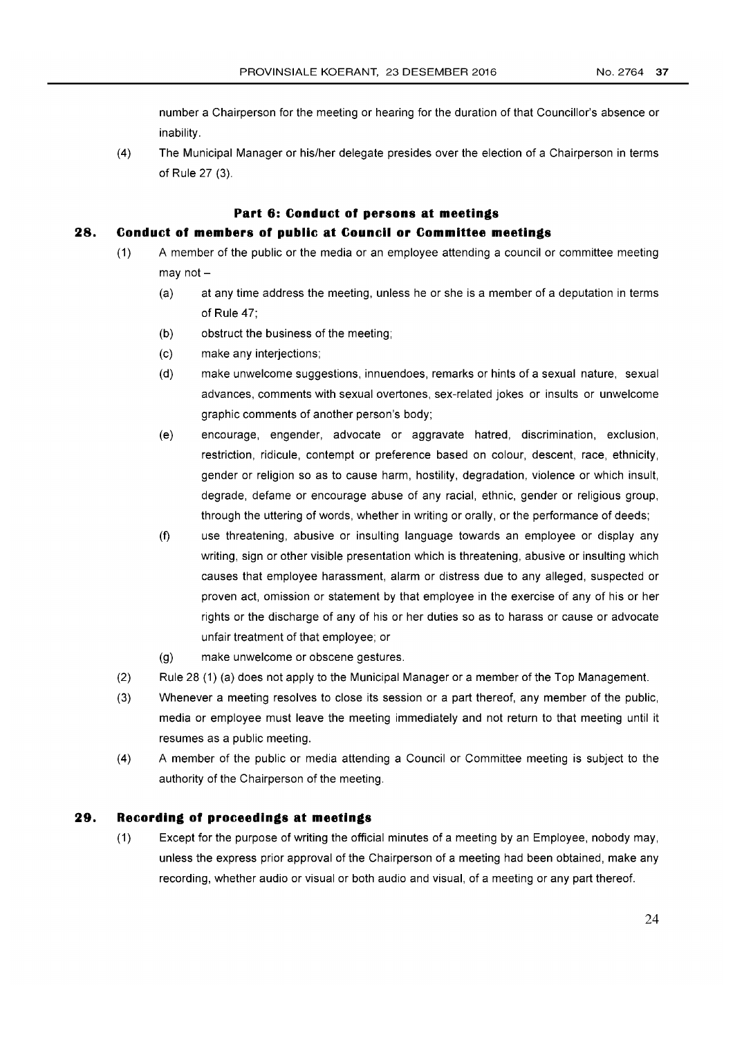number a Chairperson for the meeting or hearing for the duration of that Councillor's absence or inability.

(4) The Municipal Manager or his/her delegate presides over the election of a Chairperson in terms of Rule 27 (3).

### Part 6: Conduct of persons at meetings

### 28. Conduct of members of public at Council or Committee meetings

(1) A member of the public or the media or an employee attending a council or committee meeting may not –

- (a) at any time address the meeting, unless he or she is a member of a deputation in terms of Rule 47;
- (b) obstruct the business of the meeting;
- (c) make any interjections;
- (d) make unwelcome suggestions, innuendoes, remarks or hints of a sexual nature, sexual advances, comments with sexual overtones, sex-related jokes or insults or unwelcome graphic comments of another person's body;
- (e) encourage, engender, advocate or aggravate hatred, discrimination, exclusion, restriction, ridicule, contempt or preference based on colour, descent, race, ethnicity, gender or religion so as to cause harm, hostility, degradation, violence or which insult, degrade, defame or encourage abuse of any racial, ethnic, gender or religious group, through the uttering of words, whether in writing or orally, or the performance of deeds;
- (f) use threatening, abusive or insulting language towards an employee or display any writing, sign or other visible presentation which is threatening, abusive or insulting which causes that employee harassment, alarm or distress due to any alleged, suspected or proven act, omission or statement by that employee in the exercise of any of his or her rights or the discharge of any of his or her duties so as to harass or cause or advocate unfair treatment of that employee; or
- (g) make unwelcome or obscene gestures.

(2) Rule 28 (1) (a) does not apply to the Municipal Manager or a member of the Top Management.

(3) Whenever a meeting resolves to close its session or a part thereof, any member of the public, media or employee must leave the meeting immediately and not return to that meeting until it resumes as a public meeting.

(4) A member of the public or media attending a Council or Committee meeting is subject to the authority of the Chairperson of the meeting.

### 29. Recording of proceedings at meetings

(1) Except for the purpose of writing the official minutes of a meeting by an Employee, nobody may, unless the express prior approval of the Chairperson of a meeting had been obtained, make any recording, whether audio or visual or both audio and visual, of a meeting or any part thereof.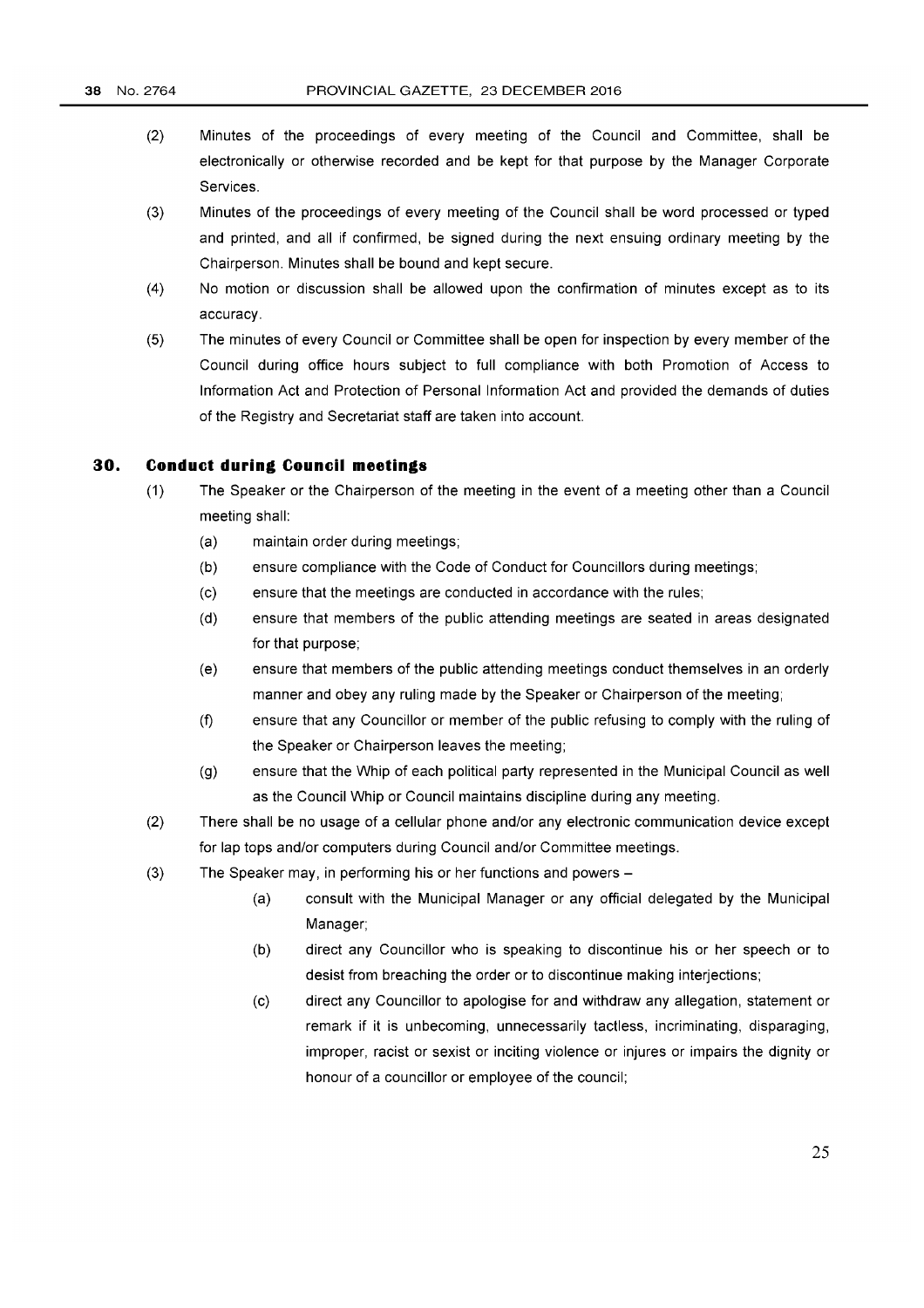(2) Minutes of the proceedings of every meeting of the Council and Committee, shall be electronically or otherwise recorded and be kept for that purpose by the Manager Corporate Services.

(3) Minutes of the proceedings of every meeting of the Council shall be word processed or typed and printed, and all if confirmed, be signed during the next ensuing ordinary meeting by the Chairperson. Minutes shall be bound and kept secure.

(4) No motion or discussion shall be allowed upon the confirmation of minutes except as to its accuracy.

(5) The minutes of every Council or Committee shall be open for inspection by every member of the Council during office hours subject to full compliance with both Promotion of Access to Information Act and Protection of Personal Information Act and provided the demands of duties of the Registry and Secretariat staff are taken into account.

## 30. Conduct during Council meetings

(1) The Speaker or the Chairperson of the meeting in the event of a meeting other than a Council meeting shall:

- (a) maintain order during meetings;
- (b) ensure compliance with the Code of Conduct for Councillors during meetings;
- (c) ensure that the meetings are conducted in accordance with the rules;
- (d) ensure that members of the public attending meetings are seated in areas designated for that purpose;
- (e) ensure that members of the public attending meetings conduct themselves in an orderly manner and obey any ruling made by the Speaker or Chairperson of the meeting;
- (f) ensure that any Councillor or member of the public refusing to comply with the ruling of the Speaker or Chairperson leaves the meeting;
- (g) ensure that the Whip of each political party represented in the Municipal Council as well as the Council Whip or Council maintains discipline during any meeting.

(2) There shall be no usage of a cellular phone and/or any electronic communication device except for lap tops and/or computers during Council and/or Committee meetings.

(3) The Speaker may, in performing his or her functions and powers –

- (a) consult with the Municipal Manager or any official delegated by the Municipal Manager;
- (b) direct any Councillor who is speaking to discontinue his or her speech or to desist from breaching the order or to discontinue making interjections;
- (c) direct any Councillor to apologise for and withdraw any allegation, statement or remark if it is unbecoming, unnecessarily tactless, incriminating, disparaging, improper, racist or sexist or inciting violence or injures or impairs the dignity or honour of a councillor or employee of the council;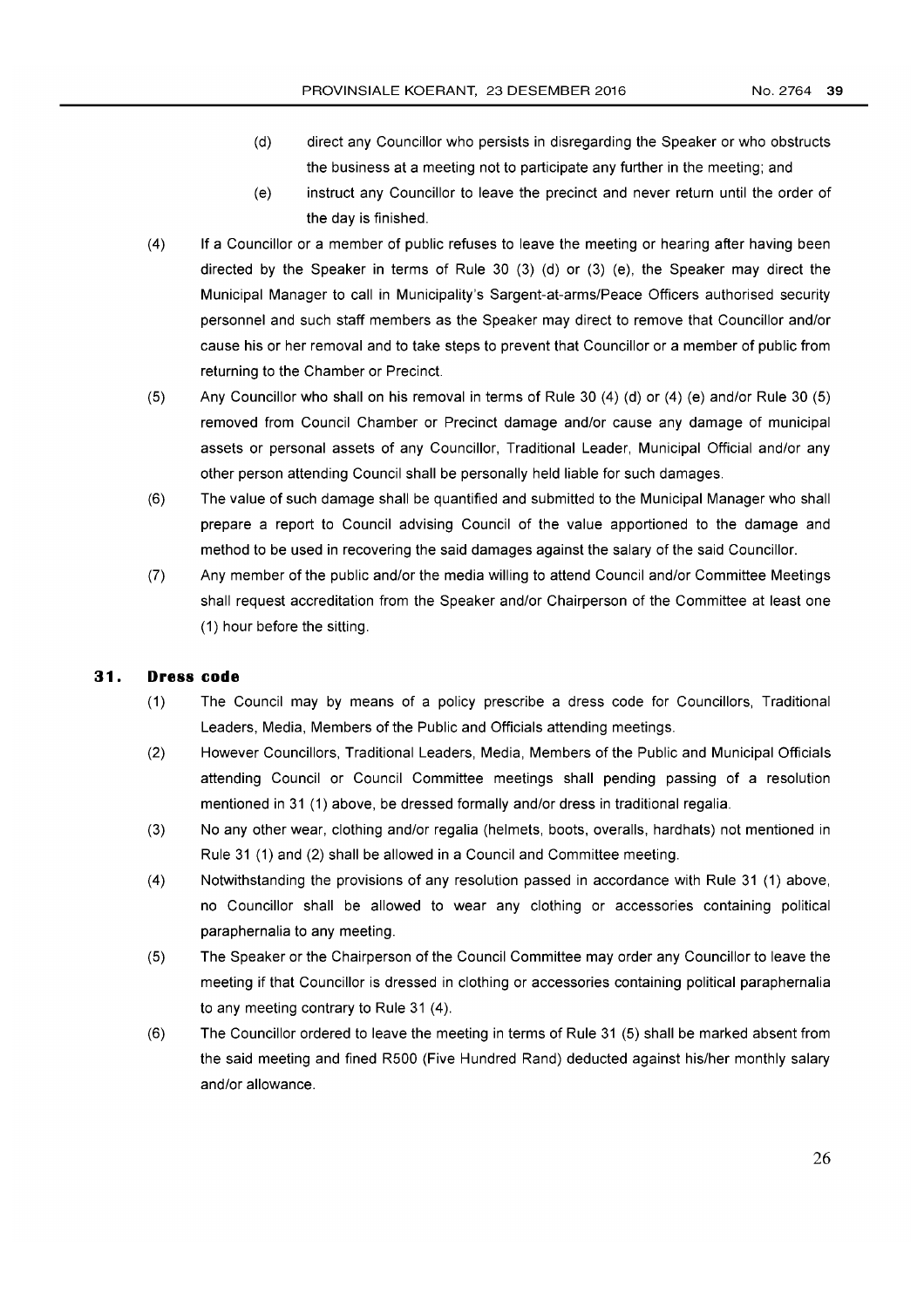(d) direct any Councillor who persists in disregarding the Speaker or who obstructs the business at a meeting not to participate any further in the meeting; and

(e) instruct any Councillor to leave the precinct and never return until the order of the day is finished.

(4) If a Councillor or a member of public refuses to leave the meeting or hearing after having been directed by the Speaker in terms of Rule 30 (3) (d) or (3) (e), the Speaker may direct the Municipal Manager to call in Municipality's Sargent-at-arms/Peace Officers authorised security personnel and such staff members as the Speaker may direct to remove that Councillor and/or cause his or her removal and to take steps to prevent that Councillor or a member of public from returning to the Chamber or Precinct.

(5) Any Councillor who shall on his removal in terms of Rule 30 (4) (d) or (4) (e) and/or Rule 30 (5) removed from Council Chamber or Precinct damage and/or cause any damage of municipal assets or personal assets of any Councillor, Traditional Leader, Municipal Official and/or any other person attending Council shall be personally held liable for such damages.

(6) The value of such damage shall be quantified and submitted to the Municipal Manager who shall prepare a report to Council advising Council of the value apportioned to the damage and method to be used in recovering the said damages against the salary of the said Councillor.

(7) Any member of the public and/or the media willing to attend Council and/or Committee Meetings shall request accreditation from the Speaker and/or Chairperson of the Committee at least one (1) hour before the sitting.

## 31. Dress code

(1) The Council may by means of a policy prescribe a dress code for Councillors, Traditional Leaders, Media, Members of the Public and Officials attending meetings.

(2) However Councillors, Traditional Leaders, Media, Members of the Public and Municipal Officials attending Council or Council Committee meetings shall pending passing of a resolution mentioned in 31 (1) above, be dressed formally and/or dress in traditional regalia.

(3) No any other wear, clothing and/or regalia (helmets, boots, overalls, hardhats) not mentioned in Rule 31 (1) and (2) shall be allowed in a Council and Committee meeting.

(4) Notwithstanding the provisions of any resolution passed in accordance with Rule 31 (1) above, no Councillor shall be allowed to wear any clothing or accessories containing political paraphernalia to any meeting.

(5) The Speaker or the Chairperson of the Council Committee may order any Councillor to leave the meeting if that Councillor is dressed in clothing or accessories containing political paraphernalia to any meeting contrary to Rule 31 (4).

(6) The Councillor ordered to leave the meeting in terms of Rule 31 (5) shall be marked absent from the said meeting and fined R500 (Five Hundred Rand) deducted against his/her monthly salary and/or allowance.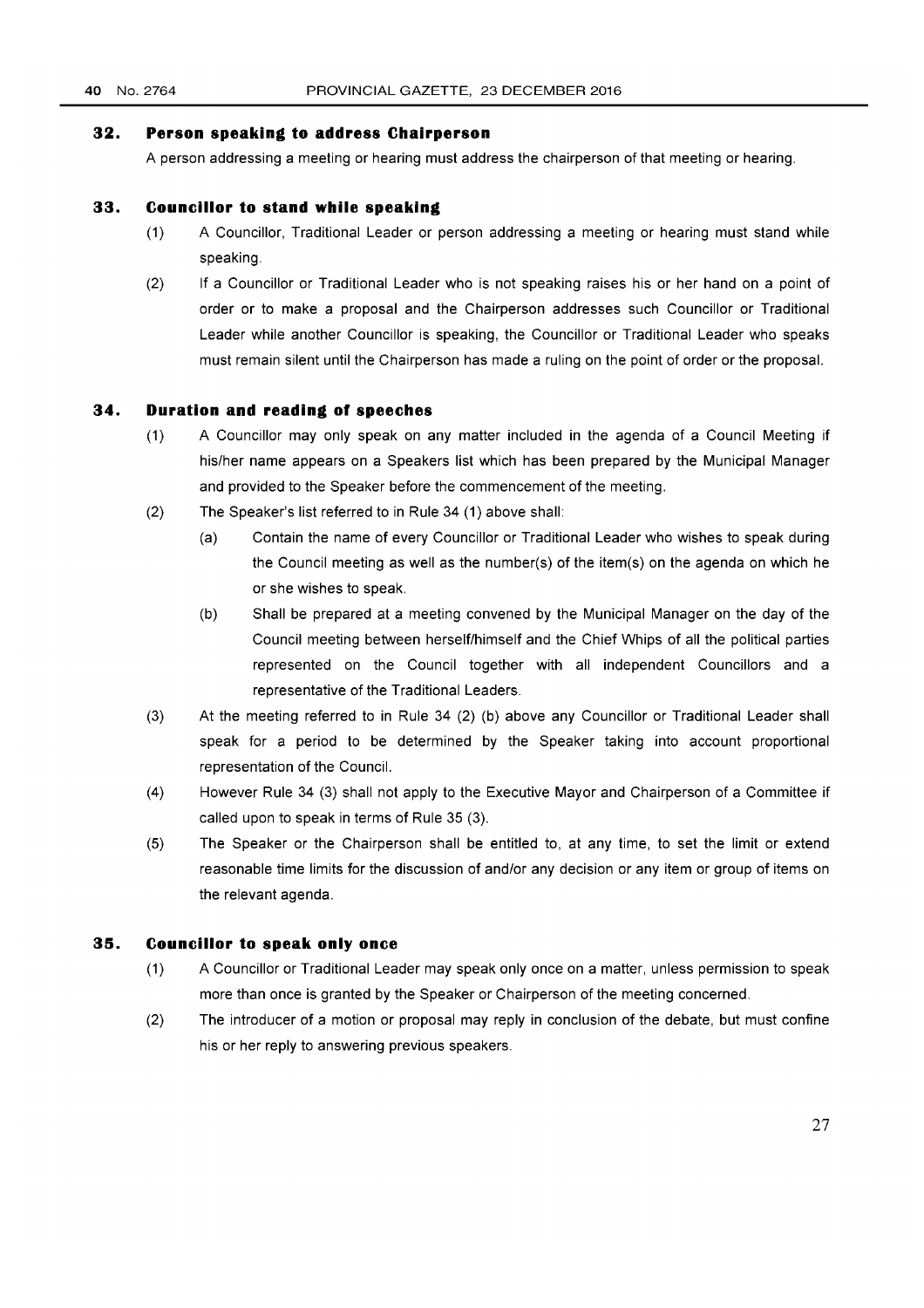### 32. Person speaking to address Chairperson

A person addressing a meeting or hearing must address the chairperson of that meeting or hearing.

### 33. Councillor to stand while speaking

(1) A Councillor, Traditional Leader or person addressing a meeting or hearing must stand while speaking.

(2) If a Councillor or Traditional Leader who is not speaking raises his or her hand on a point of order or to make a proposal and the Chairperson addresses such Councillor or Traditional Leader while another Councillor is speaking, the Councillor or Traditional Leader who speaks must remain silent until the Chairperson has made a ruling on the point of order or the proposal.

### 34. Duration and reading of speeches

(1) A Councillor may only speak on any matter included in the agenda of a Council Meeting if his/her name appears on a Speakers list which has been prepared by the Municipal Manager and provided to the Speaker before the commencement of the meeting.

(2) The Speaker's list referred to in Rule 34 (1) above shall:

- (a) Contain the name of every Councillor or Traditional Leader who wishes to speak during the Council meeting as well as the number(s) of the item(s) on the agenda on which he or she wishes to speak.
- (b) Shall be prepared at a meeting convened by the Municipal Manager on the day of the Council meeting between herself/himself and the Chief Whips of all the political parties represented on the Council together with all independent Councillors and a representative of the Traditional Leaders.

(3) At the meeting referred to in Rule 34 (2) (b) above any Councillor or Traditional Leader shall speak for a period to be determined by the Speaker taking into account proportional representation of the Council.

(4) However Rule 34 (3) shall not apply to the Executive Mayor and Chairperson of a Committee if called upon to speak in terms of Rule 35 (3).

(5) The Speaker or the Chairperson shall be entitled to, at any time, to set the limit or extend reasonable time limits for the discussion of and/or any decision or any item or group of items on the relevant agenda.

### 35. Councillor to speak only once

(1) A Councillor or Traditional Leader may speak only once on a matter, unless permission to speak more than once is granted by the Speaker or Chairperson of the meeting concerned.

(2) The introducer of a motion or proposal may reply in conclusion of the debate, but must confine his or her reply to answering previous speakers.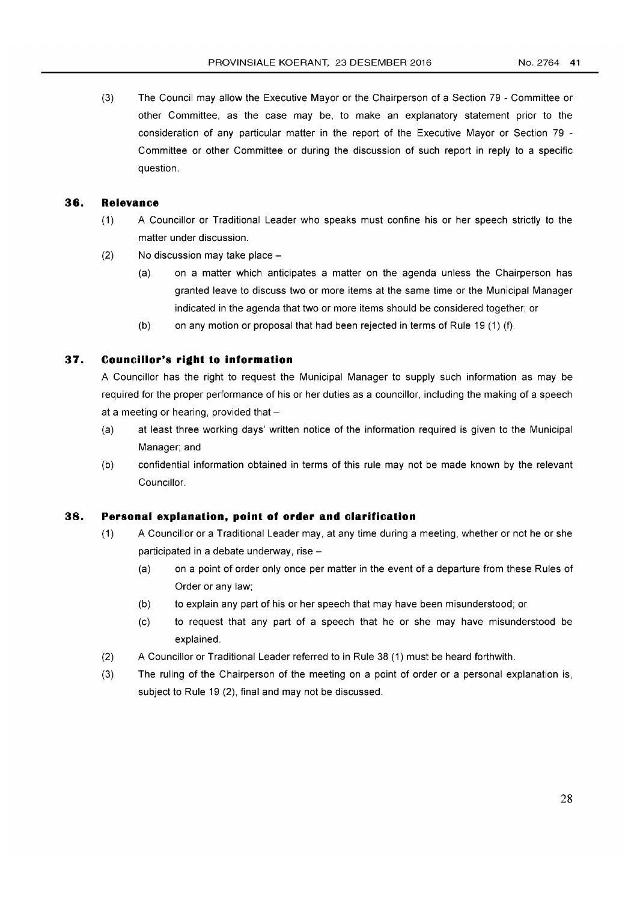(3) The Council may allow the Executive Mayor or the Chairperson of a Section 79 - Committee or other Committee, as the case may be, to make an explanatory statement prior to the consideration of any particular matter in the report of the Executive Mayor or Section 79 - Committee or other Committee or during the discussion of such report in reply to a specific question.

## 36. Relevance

(1) A Councillor or Traditional Leader who speaks must confine his or her speech strictly to the matter under discussion.

(2) No discussion may take place –

(a) on a matter which anticipates a matter on the agenda unless the Chairperson has granted leave to discuss two or more items at the same time or the Municipal Manager indicated in the agenda that two or more items should be considered together; or

(b) on any motion or proposal that had been rejected in terms of Rule 19 (1) (f).

## 37. Councillor's right to information

A Councillor has the right to request the Municipal Manager to supply such information as may be required for the proper performance of his or her duties as a councillor, including the making of a speech at a meeting or hearing, provided that –

(a) at least three working days' written notice of the information required is given to the Municipal Manager; and

(b) confidential information obtained in terms of this rule may not be made known by the relevant Councillor.

## 38. Personal explanation, point of order and clarification

(1) A Councillor or a Traditional Leader may, at any time during a meeting, whether or not he or she participated in a debate underway, rise –

(a) on a point of order only once per matter in the event of a departure from these Rules of Order or any law;

(b) to explain any part of his or her speech that may have been misunderstood; or

(c) to request that any part of a speech that he or she may have misunderstood be explained.

(2) A Councillor or Traditional Leader referred to in Rule 38 (1) must be heard forthwith.

(3) The ruling of the Chairperson of the meeting on a point of order or a personal explanation is, subject to Rule 19 (2), final and may not be discussed.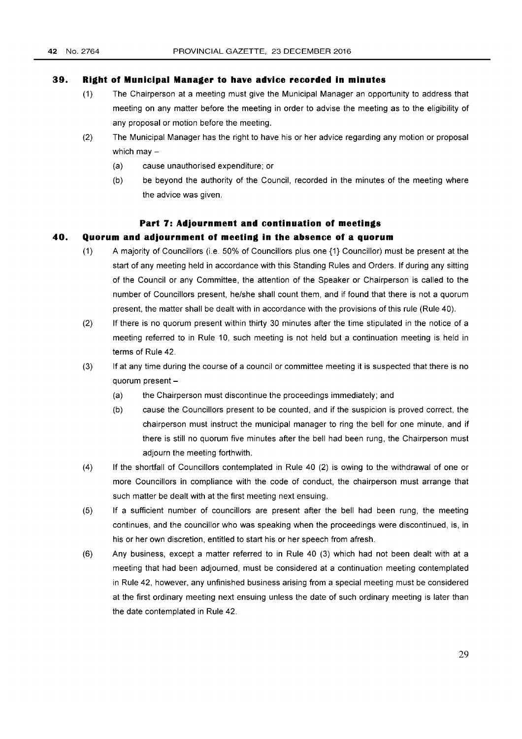## 39. Right of Municipal Manager to have advice recorded in minutes

(1) The Chairperson at a meeting must give the Municipal Manager an opportunity to address that meeting on any matter before the meeting in order to advise the meeting as to the eligibility of any proposal or motion before the meeting.

(2) The Municipal Manager has the right to have his or her advice regarding any motion or proposal which may –

(a) cause unauthorised expenditure; or

(b) be beyond the authority of the Council, recorded in the minutes of the meeting where the advice was given.

### Part 7: Adjournment and continuation of meetings

## 40. Quorum and adjournment of meeting in the absence of a quorum

(1) A majority of Councillors (i.e. 50% of Councillors plus one {1} Councillor) must be present at the start of any meeting held in accordance with this Standing Rules and Orders. If during any sitting of the Council or any Committee, the attention of the Speaker or Chairperson is called to the number of Councillors present, he/she shall count them, and if found that there is not a quorum present, the matter shall be dealt with in accordance with the provisions of this rule (Rule 40).

(2) If there is no quorum present within thirty 30 minutes after the time stipulated in the notice of a meeting referred to in Rule 10, such meeting is not held but a continuation meeting is held in terms of Rule 42.

(3) If at any time during the course of a council or committee meeting it is suspected that there is no quorum present –

(a) the Chairperson must discontinue the proceedings immediately; and

(b) cause the Councillors present to be counted, and if the suspicion is proved correct, the chairperson must instruct the municipal manager to ring the bell for one minute, and if there is still no quorum five minutes after the bell had been rung, the Chairperson must adjourn the meeting forthwith.

(4) If the shortfall of Councillors contemplated in Rule 40 (2) is owing to the withdrawal of one or more Councillors in compliance with the code of conduct, the chairperson must arrange that such matter be dealt with at the first meeting next ensuing.

(5) If a sufficient number of councillors are present after the bell had been rung, the meeting continues, and the councillor who was speaking when the proceedings were discontinued, is, in his or her own discretion, entitled to start his or her speech from afresh.

(6) Any business, except a matter referred to in Rule 40 (3) which had not been dealt with at a meeting that had been adjourned, must be considered at a continuation meeting contemplated in Rule 42, however, any unfinished business arising from a special meeting must be considered at the first ordinary meeting next ensuing unless the date of such ordinary meeting is later than the date contemplated in Rule 42.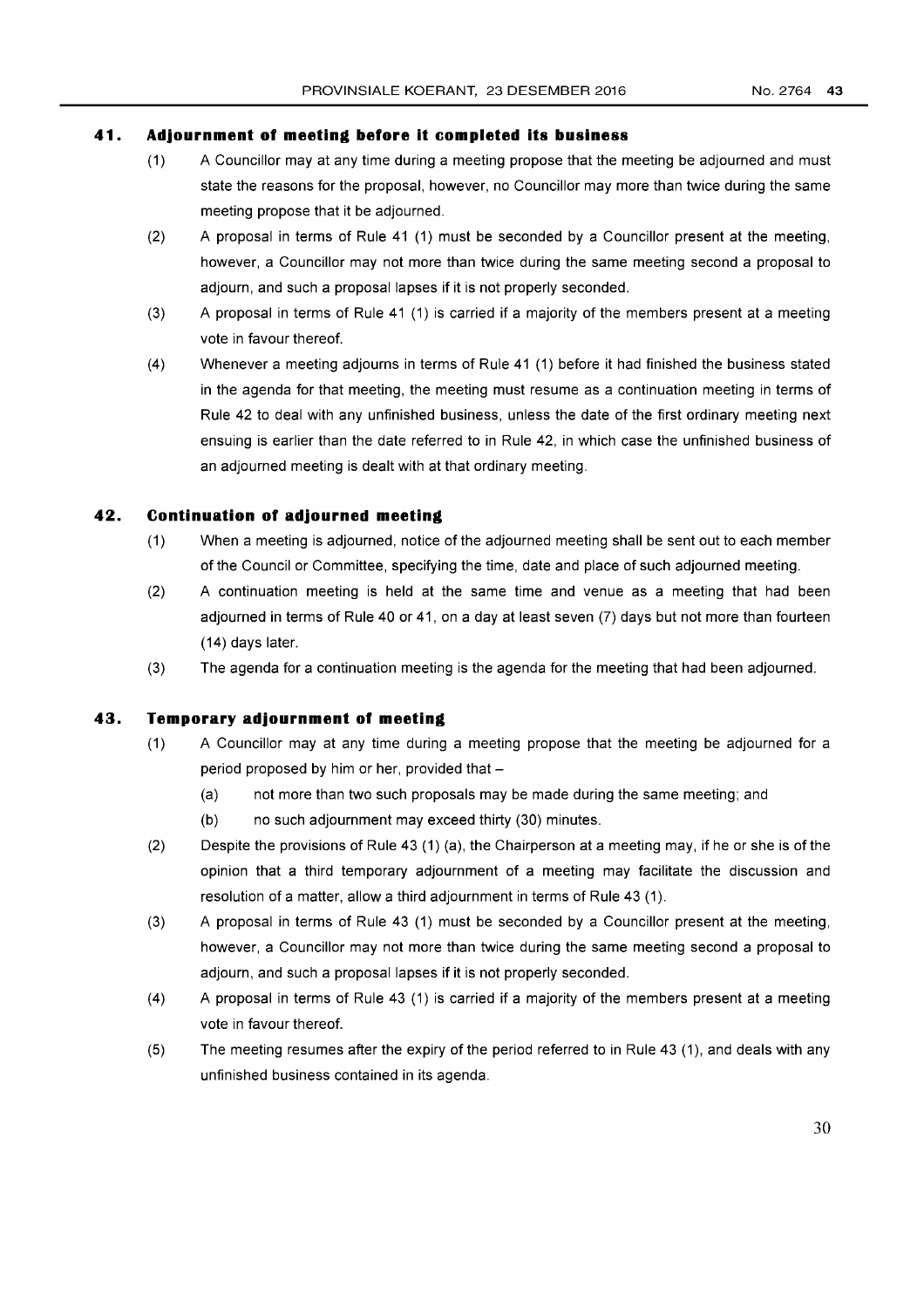## 41. Adjournment of meeting before it completed its business

(1) A Councillor may at any time during a meeting propose that the meeting be adjourned and must state the reasons for the proposal, however, no Councillor may more than twice during the same meeting propose that it be adjourned.

(2) A proposal in terms of Rule 41 (1) must be seconded by a Councillor present at the meeting, however, a Councillor may not more than twice during the same meeting second a proposal to adjourn, and such a proposal lapses if it is not properly seconded.

(3) A proposal in terms of Rule 41 (1) is carried if a majority of the members present at a meeting vote in favour thereof.

(4) Whenever a meeting adjourns in terms of Rule 41 (1) before it had finished the business stated in the agenda for that meeting, the meeting must resume as a continuation meeting in terms of Rule 42 to deal with any unfinished business, unless the date of the first ordinary meeting next ensuing is earlier than the date referred to in Rule 42, in which case the unfinished business of an adjourned meeting is dealt with at that ordinary meeting.

## 42. Continuation of adjourned meeting

(1) When a meeting is adjourned, notice of the adjourned meeting shall be sent out to each member of the Council or Committee, specifying the time, date and place of such adjourned meeting.

(2) A continuation meeting is held at the same time and venue as a meeting that had been adjourned in terms of Rule 40 or 41, on a day at least seven (7) days but not more than fourteen (14) days later.

(3) The agenda for a continuation meeting is the agenda for the meeting that had been adjourned.

## 43. Temporary adjournment of meeting

(1) A Councillor may at any time during a meeting propose that the meeting be adjourned for a period proposed by him or her, provided that –

- (a) not more than two such proposals may be made during the same meeting; and
- (b) no such adjournment may exceed thirty (30) minutes.

(2) Despite the provisions of Rule 43 (1) (a), the Chairperson at a meeting may, if he or she is of the opinion that a third temporary adjournment of a meeting may facilitate the discussion and resolution of a matter, allow a third adjournment in terms of Rule 43 (1).

(3) A proposal in terms of Rule 43 (1) must be seconded by a Councillor present at the meeting, however, a Councillor may not more than twice during the same meeting second a proposal to adjourn, and such a proposal lapses if it is not properly seconded.

(4) A proposal in terms of Rule 43 (1) is carried if a majority of the members present at a meeting vote in favour thereof.

(5) The meeting resumes after the expiry of the period referred to in Rule 43 (1), and deals with any unfinished business contained in its agenda.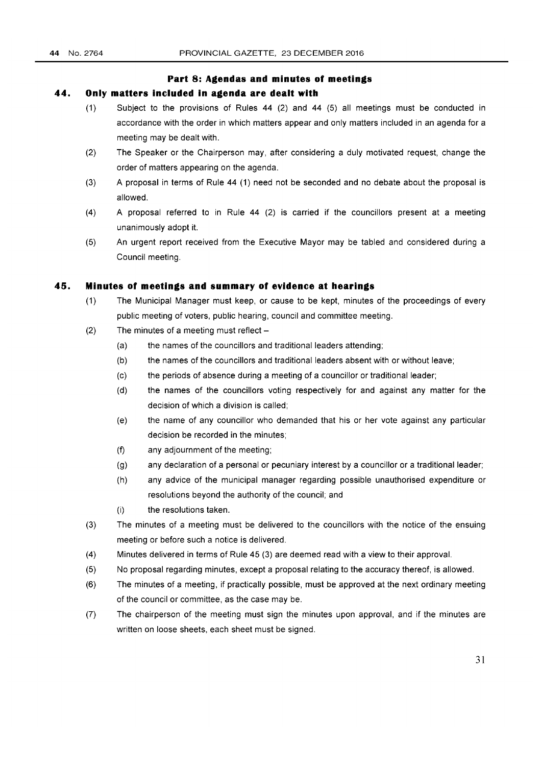## Part 8: Agendas and minutes of meetings

### 44. Only matters included in agenda are dealt with

(1) Subject to the provisions of Rules 44 (2) and 44 (5) all meetings must be conducted in accordance with the order in which matters appear and only matters included in an agenda for a meeting may be dealt with.

(2) The Speaker or the Chairperson may, after considering a duly motivated request, change the order of matters appearing on the agenda.

(3) A proposal in terms of Rule 44 (1) need not be seconded and no debate about the proposal is allowed.

(4) A proposal referred to in Rule 44 (2) is carried if the councillors present at a meeting unanimously adopt it.

(5) An urgent report received from the Executive Mayor may be tabled and considered during a Council meeting.

### 45. Minutes of meetings and summary of evidence at hearings

(1) The Municipal Manager must keep, or cause to be kept, minutes of the proceedings of every public meeting of voters, public hearing, council and committee meeting.

(2) The minutes of a meeting must reflect –

- (a) the names of the councillors and traditional leaders attending;
- (b) the names of the councillors and traditional leaders absent with or without leave;
- (c) the periods of absence during a meeting of a councillor or traditional leader;
- (d) the names of the councillors voting respectively for and against any matter for the decision of which a division is called;
- (e) the name of any councillor who demanded that his or her vote against any particular decision be recorded in the minutes;
- (f) any adjournment of the meeting;
- (g) any declaration of a personal or pecuniary interest by a councillor or a traditional leader;
- (h) any advice of the municipal manager regarding possible unauthorised expenditure or resolutions beyond the authority of the council; and
- (i) the resolutions taken.

(3) The minutes of a meeting must be delivered to the councillors with the notice of the ensuing meeting or before such a notice is delivered.

(4) Minutes delivered in terms of Rule 45 (3) are deemed read with a view to their approval.

(5) No proposal regarding minutes, except a proposal relating to the accuracy thereof, is allowed.

(6) The minutes of a meeting, if practically possible, must be approved at the next ordinary meeting of the council or committee, as the case may be.

(7) The chairperson of the meeting must sign the minutes upon approval, and if the minutes are written on loose sheets, each sheet must be signed.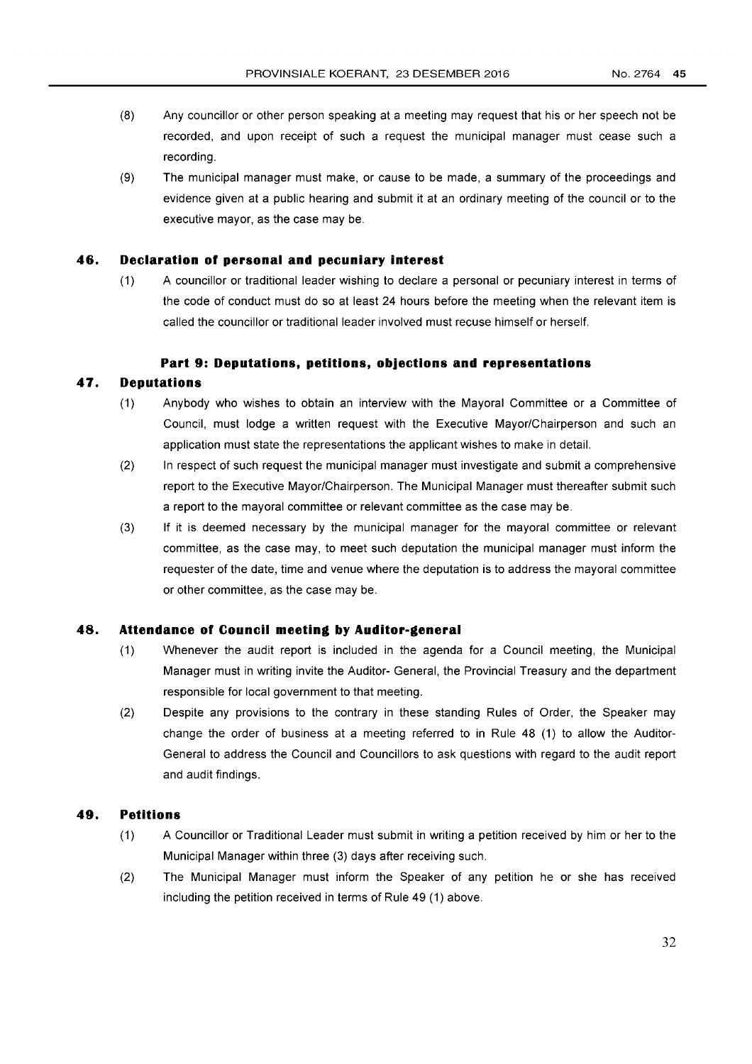(8) Any councillor or other person speaking at a meeting may request that his or her speech not be recorded, and upon receipt of such a request the municipal manager must cease such a recording.

(9) The municipal manager must make, or cause to be made, a summary of the proceedings and evidence given at a public hearing and submit it at an ordinary meeting of the council or to the executive mayor, as the case may be.

### 46. Declaration of personal and pecuniary interest

(1) A councillor or traditional leader wishing to declare a personal or pecuniary interest in terms of the code of conduct must do so at least 24 hours before the meeting when the relevant item is called the councillor or traditional leader involved must recuse himself or herself.

## Part 9: Deputations, petitions, objections and representations

### 47. Deputations

(1) Anybody who wishes to obtain an interview with the Mayoral Committee or a Committee of Council, must lodge a written request with the Executive Mayor/Chairperson and such an application must state the representations the applicant wishes to make in detail.

(2) In respect of such request the municipal manager must investigate and submit a comprehensive report to the Executive Mayor/Chairperson. The Municipal Manager must thereafter submit such a report to the mayoral committee or relevant committee as the case may be.

(3) If it is deemed necessary by the municipal manager for the mayoral committee or relevant committee, as the case may, to meet such deputation the municipal manager must inform the requester of the date, time and venue where the deputation is to address the mayoral committee or other committee, as the case may be.

### 48. Attendance of Council meeting by Auditor-general

(1) Whenever the audit report is included in the agenda for a Council meeting, the Municipal Manager must in writing invite the Auditor- General, the Provincial Treasury and the department responsible for local government to that meeting.

(2) Despite any provisions to the contrary in these standing Rules of Order, the Speaker may change the order of business at a meeting referred to in Rule 48 (1) to allow the Auditor-General to address the Council and Councillors to ask questions with regard to the audit report and audit findings.

### 49. Petitions

(1) A Councillor or Traditional Leader must submit in writing a petition received by him or her to the Municipal Manager within three (3) days after receiving such.

(2) The Municipal Manager must inform the Speaker of any petition he or she has received including the petition received in terms of Rule 49 (1) above.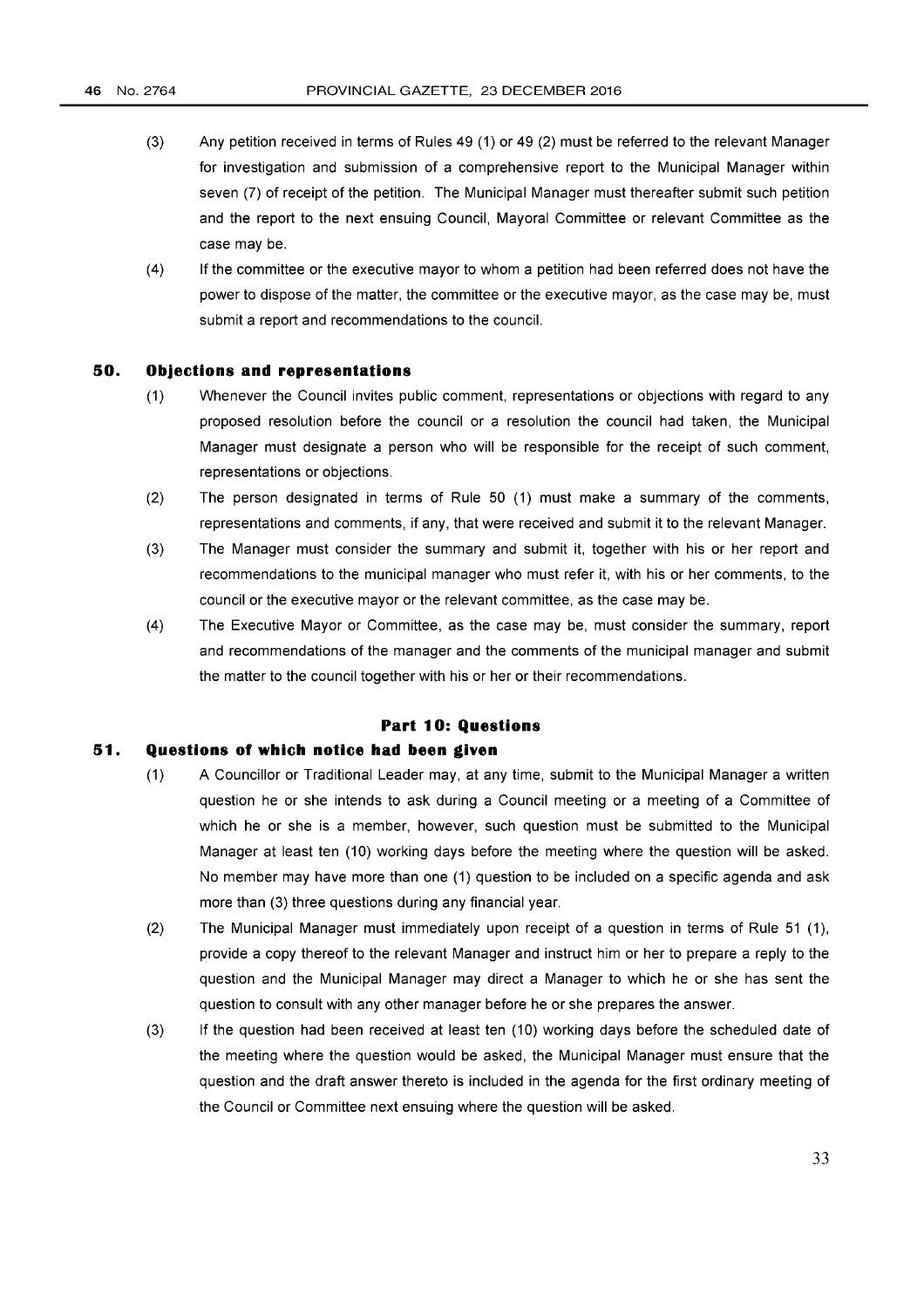(3) Any petition received in terms of Rules 49 (1) or 49 (2) must be referred to the relevant Manager for investigation and submission of a comprehensive report to the Municipal Manager within seven (7) of receipt of the petition. The Municipal Manager must thereafter submit such petition and the report to the next ensuing Council, Mayoral Committee or relevant Committee as the case may be.

(4) If the committee or the executive mayor to whom a petition had been referred does not have the power to dispose of the matter, the committee or the executive mayor, as the case may be, must submit a report and recommendations to the council.

### 50. Objections and representations

(1) Whenever the Council invites public comment, representations or objections with regard to any proposed resolution before the council or a resolution the council had taken, the Municipal Manager must designate a person who will be responsible for the receipt of such comment, representations or objections.

(2) The person designated in terms of Rule 50 (1) must make a summary of the comments, representations and comments, if any, that were received and submit it to the relevant Manager.

(3) The Manager must consider the summary and submit it, together with his or her report and recommendations to the municipal manager who must refer it, with his or her comments, to the council or the executive mayor or the relevant committee, as the case may be.

(4) The Executive Mayor or Committee, as the case may be, must consider the summary, report and recommendations of the manager and the comments of the municipal manager and submit the matter to the council together with his or her or their recommendations.

## Part 10: Questions

### 51. Questions of which notice had been given

(1) A Councillor or Traditional Leader may, at any time, submit to the Municipal Manager a written question he or she intends to ask during a Council meeting or a meeting of a Committee of which he or she is a member, however, such question must be submitted to the Municipal Manager at least ten (10) working days before the meeting where the question will be asked. No member may have more than one (1) question to be included on a specific agenda and ask more than (3) three questions during any financial year.

(2) The Municipal Manager must immediately upon receipt of a question in terms of Rule 51 (1), provide a copy thereof to the relevant Manager and instruct him or her to prepare a reply to the question and the Municipal Manager may direct a Manager to which he or she has sent the question to consult with any other manager before he or she prepares the answer.

(3) If the question had been received at least ten (10) working days before the scheduled date of the meeting where the question would be asked, the Municipal Manager must ensure that the question and the draft answer thereto is included in the agenda for the first ordinary meeting of the Council or Committee next ensuing where the question will be asked.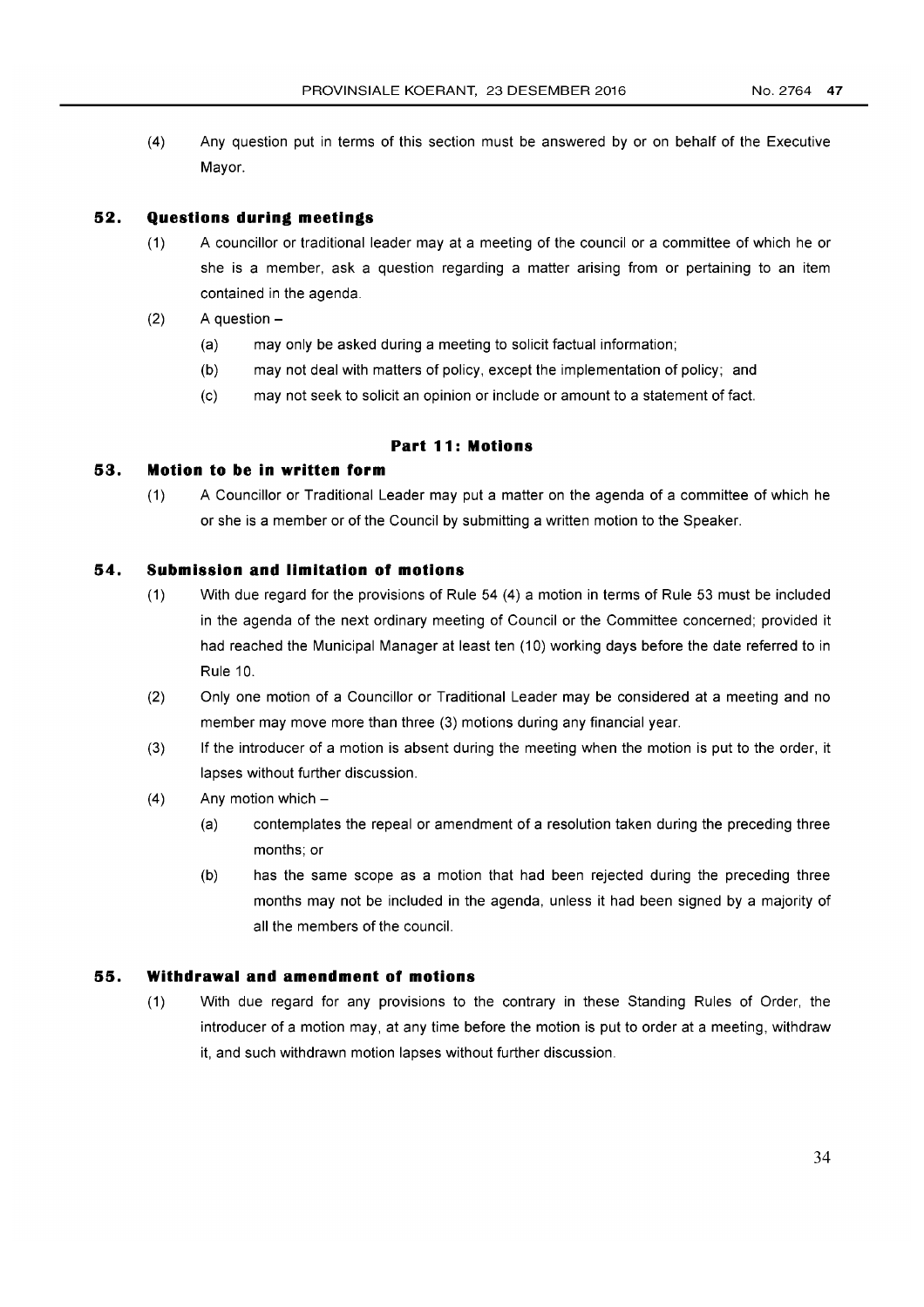(4) Any question put in terms of this section must be answered by or on behalf of the Executive Mayor.

### 52. Questions during meetings

(1) A councillor or traditional leader may at a meeting of the council or a committee of which he or she is a member, ask a question regarding a matter arising from or pertaining to an item contained in the agenda.

(2) A question –

- (a) may only be asked during a meeting to solicit factual information;
- (b) may not deal with matters of policy, except the implementation of policy; and
- (c) may not seek to solicit an opinion or include or amount to a statement of fact.

## Part 11: Motions

### 53. Motion to be in written form

(1) A Councillor or Traditional Leader may put a matter on the agenda of a committee of which he or she is a member or of the Council by submitting a written motion to the Speaker.

### 54. Submission and limitation of motions

(1) With due regard for the provisions of Rule 54 (4) a motion in terms of Rule 53 must be included in the agenda of the next ordinary meeting of Council or the Committee concerned; provided it had reached the Municipal Manager at least ten (10) working days before the date referred to in Rule 10.

(2) Only one motion of a Councillor or Traditional Leader may be considered at a meeting and no member may move more than three (3) motions during any financial year.

(3) If the introducer of a motion is absent during the meeting when the motion is put to the order, it lapses without further discussion.

(4) Any motion which –

- (a) contemplates the repeal or amendment of a resolution taken during the preceding three months; or
- (b) has the same scope as a motion that had been rejected during the preceding three months may not be included in the agenda, unless it had been signed by a majority of all the members of the council.

### 55. Withdrawal and amendment of motions

(1) With due regard for any provisions to the contrary in these Standing Rules of Order, the introducer of a motion may, at any time before the motion is put to order at a meeting, withdraw it, and such withdrawn motion lapses without further discussion.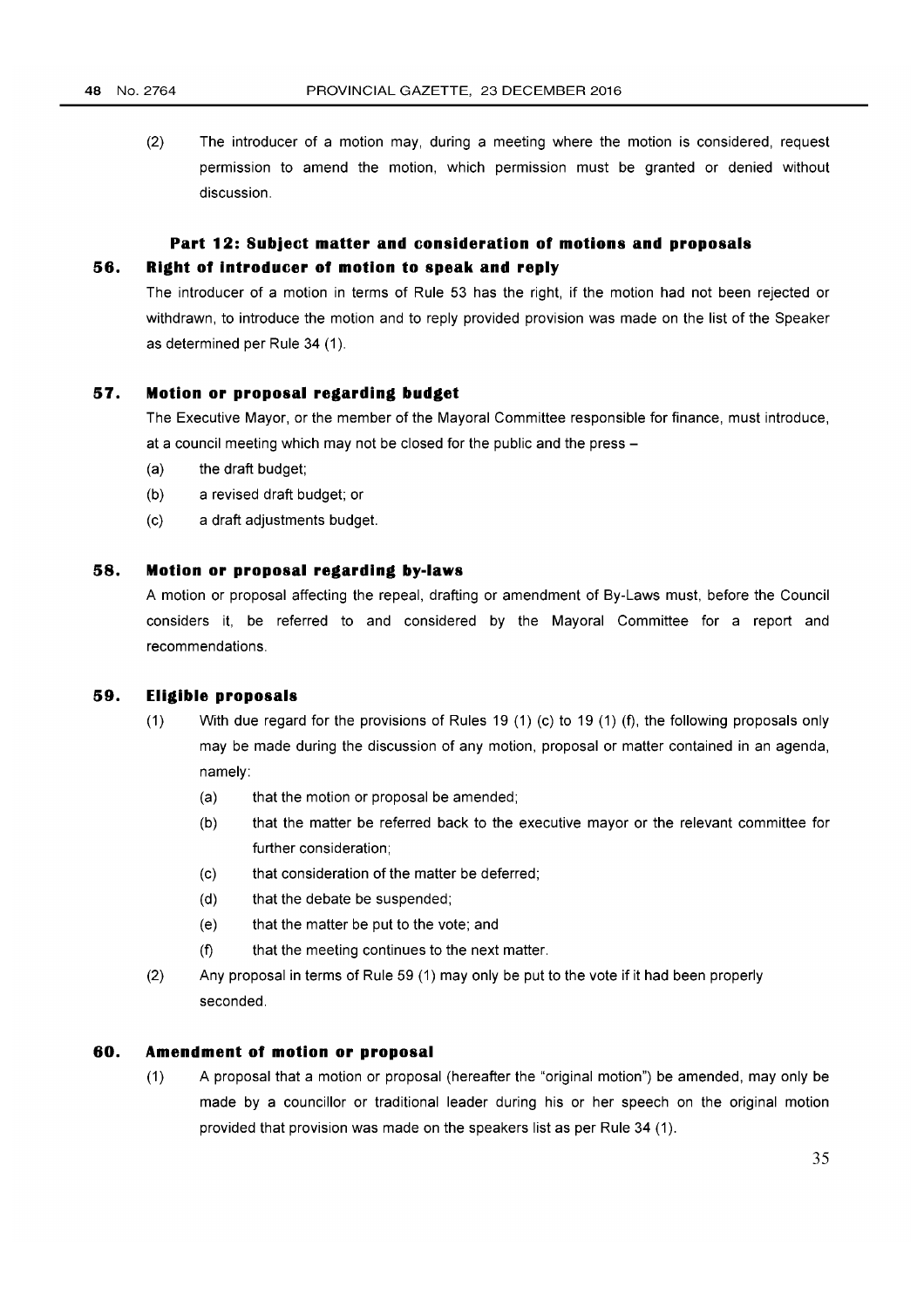(2) The introducer of a motion may, during a meeting where the motion is considered, request permission to amend the motion, which permission must be granted or denied without discussion.

## Part 12: Subject matter and consideration of motions and proposals

### 56. Right of introducer of motion to speak and reply

The introducer of a motion in terms of Rule 53 has the right, if the motion had not been rejected or withdrawn, to introduce the motion and to reply provided provision was made on the list of the Speaker as determined per Rule 34 (1).

### 57. Motion or proposal regarding budget

The Executive Mayor, or the member of the Mayoral Committee responsible for finance, must introduce, at a council meeting which may not be closed for the public and the press –

- (a) the draft budget;
- (b) a revised draft budget; or
- (c) a draft adjustments budget.

### 58. Motion or proposal regarding by-laws

A motion or proposal affecting the repeal, drafting or amendment of By-Laws must, before the Council considers it, be referred to and considered by the Mayoral Committee for a report and recommendations.

### 59. Eligible proposals

(1) With due regard for the provisions of Rules 19 (1) (c) to 19 (1) (f), the following proposals only may be made during the discussion of any motion, proposal or matter contained in an agenda, namely:

- (a) that the motion or proposal be amended;
- (b) that the matter be referred back to the executive mayor or the relevant committee for further consideration;
- (c) that consideration of the matter be deferred;
- (d) that the debate be suspended;
- (e) that the matter be put to the vote; and
- (f) that the meeting continues to the next matter.

(2) Any proposal in terms of Rule 59 (1) may only be put to the vote if it had been properly seconded.

### 60. Amendment of motion or proposal

(1) A proposal that a motion or proposal (hereafter the "original motion") be amended, may only be made by a councillor or traditional leader during his or her speech on the original motion provided that provision was made on the speakers list as per Rule 34 (1).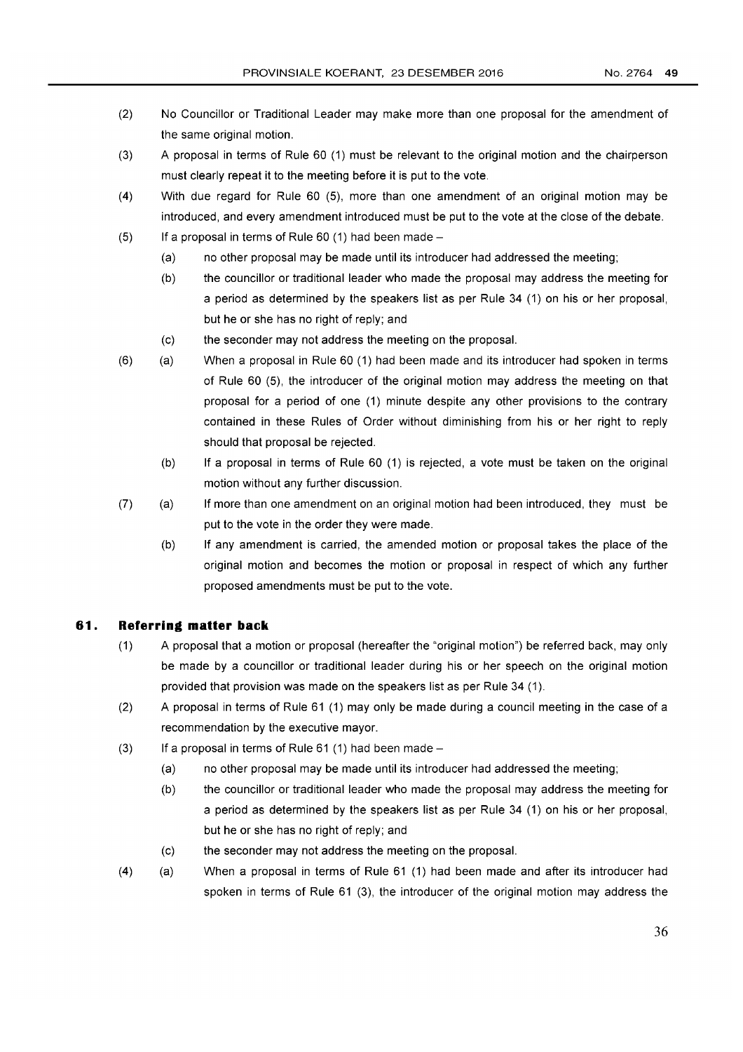(2) No Councillor or Traditional Leader may make more than one proposal for the amendment of the same original motion.

(3) A proposal in terms of Rule 60 (1) must be relevant to the original motion and the chairperson must clearly repeat it to the meeting before it is put to the vote.

(4) With due regard for Rule 60 (5), more than one amendment of an original motion may be introduced, and every amendment introduced must be put to the vote at the close of the debate.

(5) If a proposal in terms of Rule 60 (1) had been made –

  (a) no other proposal may be made until its introducer had addressed the meeting;

  (b) the councillor or traditional leader who made the proposal may address the meeting for a period as determined by the speakers list as per Rule 34 (1) on his or her proposal, but he or she has no right of reply; and

  (c) the seconder may not address the meeting on the proposal.

(6) (a) When a proposal in Rule 60 (1) had been made and its introducer had spoken in terms of Rule 60 (5), the introducer of the original motion may address the meeting on that proposal for a period of one (1) minute despite any other provisions to the contrary contained in these Rules of Order without diminishing from his or her right to reply should that proposal be rejected.

  (b) If a proposal in terms of Rule 60 (1) is rejected, a vote must be taken on the original motion without any further discussion.

(7) (a) If more than one amendment on an original motion had been introduced, they must be put to the vote in the order they were made.

  (b) If any amendment is carried, the amended motion or proposal takes the place of the original motion and becomes the motion or proposal in respect of which any further proposed amendments must be put to the vote.

## 61. Referring matter back

(1) A proposal that a motion or proposal (hereafter the "original motion") be referred back, may only be made by a councillor or traditional leader during his or her speech on the original motion provided that provision was made on the speakers list as per Rule 34 (1).

(2) A proposal in terms of Rule 61 (1) may only be made during a council meeting in the case of a recommendation by the executive mayor.

(3) If a proposal in terms of Rule 61 (1) had been made –

  (a) no other proposal may be made until its introducer had addressed the meeting;

  (b) the councillor or traditional leader who made the proposal may address the meeting for a period as determined by the speakers list as per Rule 34 (1) on his or her proposal, but he or she has no right of reply; and

  (c) the seconder may not address the meeting on the proposal.

(4) (a) When a proposal in terms of Rule 61 (1) had been made and after its introducer had spoken in terms of Rule 61 (3), the introducer of the original motion may address the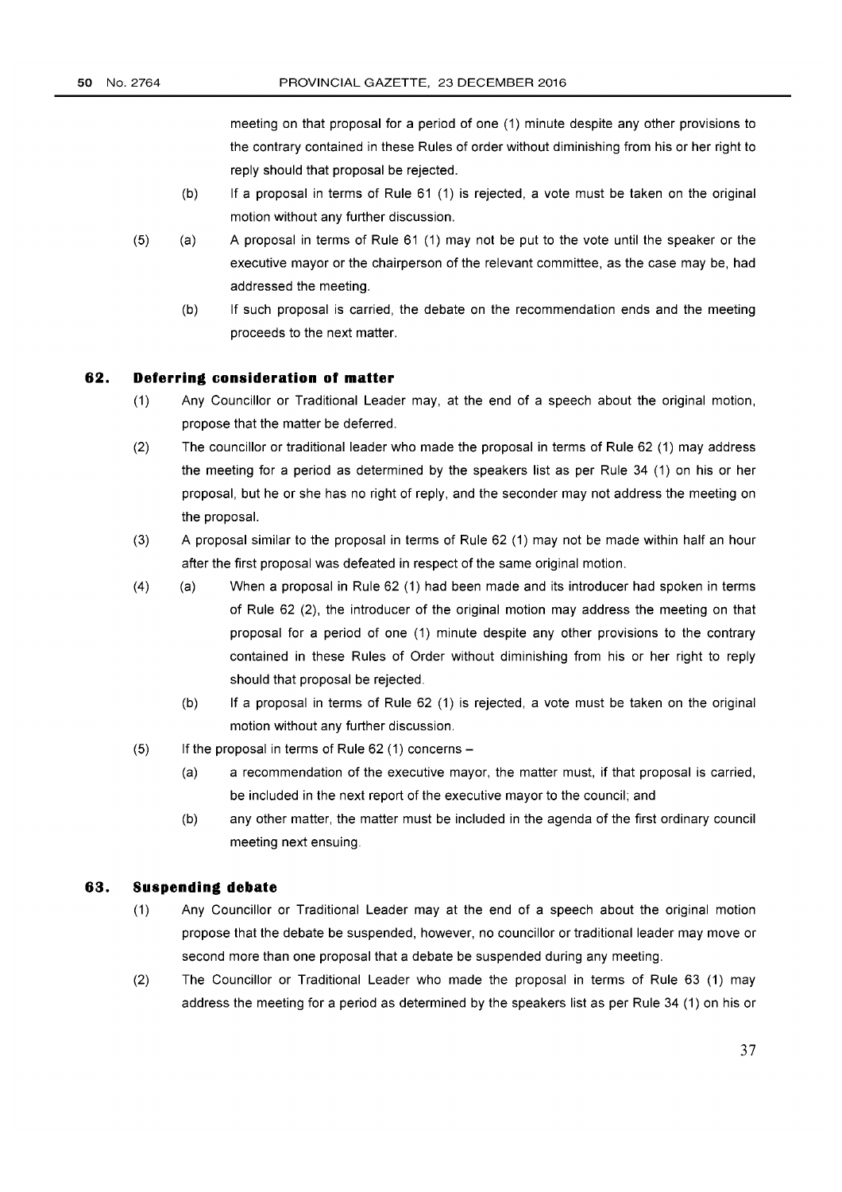meeting on that proposal for a period of one (1) minute despite any other provisions to the contrary contained in these Rules of order without diminishing from his or her right to reply should that proposal be rejected.

(b) If a proposal in terms of Rule 61 (1) is rejected, a vote must be taken on the original motion without any further discussion.

(5) (a) A proposal in terms of Rule 61 (1) may not be put to the vote until the speaker or the executive mayor or the chairperson of the relevant committee, as the case may be, had addressed the meeting.

(b) If such proposal is carried, the debate on the recommendation ends and the meeting proceeds to the next matter.

## 62. Deferring consideration of matter

(1) Any Councillor or Traditional Leader may, at the end of a speech about the original motion, propose that the matter be deferred.

(2) The councillor or traditional leader who made the proposal in terms of Rule 62 (1) may address the meeting for a period as determined by the speakers list as per Rule 34 (1) on his or her proposal, but he or she has no right of reply, and the seconder may not address the meeting on the proposal.

(3) A proposal similar to the proposal in terms of Rule 62 (1) may not be made within half an hour after the first proposal was defeated in respect of the same original motion.

(4) (a) When a proposal in Rule 62 (1) had been made and its introducer had spoken in terms of Rule 62 (2), the introducer of the original motion may address the meeting on that proposal for a period of one (1) minute despite any other provisions to the contrary contained in these Rules of Order without diminishing from his or her right to reply should that proposal be rejected.

(b) If a proposal in terms of Rule 62 (1) is rejected, a vote must be taken on the original motion without any further discussion.

(5) If the proposal in terms of Rule 62 (1) concerns –

(a) a recommendation of the executive mayor, the matter must, if that proposal is carried, be included in the next report of the executive mayor to the council; and

(b) any other matter, the matter must be included in the agenda of the first ordinary council meeting next ensuing.

## 63. Suspending debate

(1) Any Councillor or Traditional Leader may at the end of a speech about the original motion propose that the debate be suspended, however, no councillor or traditional leader may move or second more than one proposal that a debate be suspended during any meeting.

(2) The Councillor or Traditional Leader who made the proposal in terms of Rule 63 (1) may address the meeting for a period as determined by the speakers list as per Rule 34 (1) on his or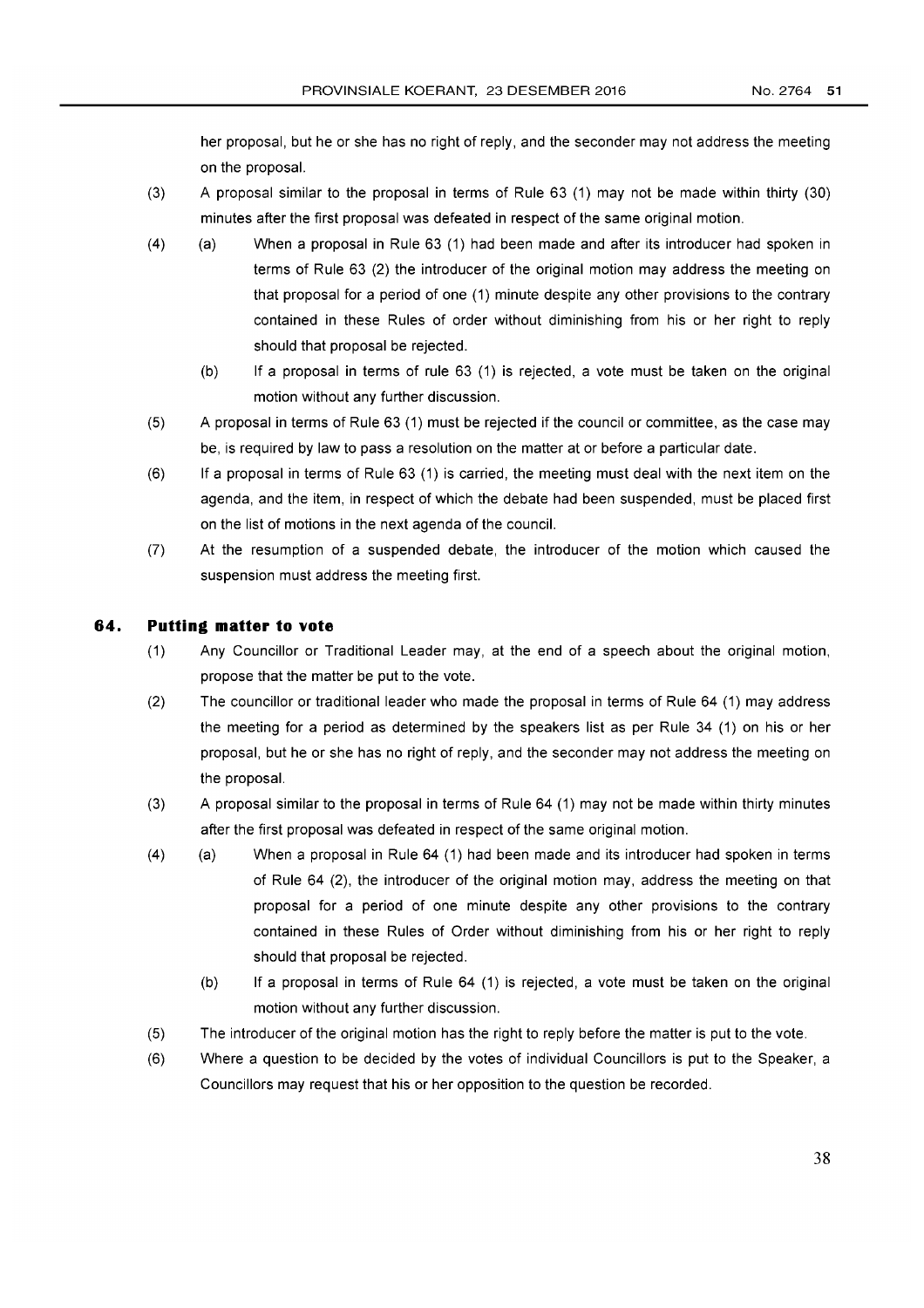her proposal, but he or she has no right of reply, and the seconder may not address the meeting on the proposal.

(3) A proposal similar to the proposal in terms of Rule 63 (1) may not be made within thirty (30) minutes after the first proposal was defeated in respect of the same original motion.

(4) (a) When a proposal in Rule 63 (1) had been made and after its introducer had spoken in terms of Rule 63 (2) the introducer of the original motion may address the meeting on that proposal for a period of one (1) minute despite any other provisions to the contrary contained in these Rules of order without diminishing from his or her right to reply should that proposal be rejected.

(b) If a proposal in terms of rule 63 (1) is rejected, a vote must be taken on the original motion without any further discussion.

(5) A proposal in terms of Rule 63 (1) must be rejected if the council or committee, as the case may be, is required by law to pass a resolution on the matter at or before a particular date.

(6) If a proposal in terms of Rule 63 (1) is carried, the meeting must deal with the next item on the agenda, and the item, in respect of which the debate had been suspended, must be placed first on the list of motions in the next agenda of the council.

(7) At the resumption of a suspended debate, the introducer of the motion which caused the suspension must address the meeting first.

## 64. Putting matter to vote

(1) Any Councillor or Traditional Leader may, at the end of a speech about the original motion, propose that the matter be put to the vote.

(2) The councillor or traditional leader who made the proposal in terms of Rule 64 (1) may address the meeting for a period as determined by the speakers list as per Rule 34 (1) on his or her proposal, but he or she has no right of reply, and the seconder may not address the meeting on the proposal.

(3) A proposal similar to the proposal in terms of Rule 64 (1) may not be made within thirty minutes after the first proposal was defeated in respect of the same original motion.

(4) (a) When a proposal in Rule 64 (1) had been made and its introducer had spoken in terms of Rule 64 (2), the introducer of the original motion may, address the meeting on that proposal for a period of one minute despite any other provisions to the contrary contained in these Rules of Order without diminishing from his or her right to reply should that proposal be rejected.

(b) If a proposal in terms of Rule 64 (1) is rejected, a vote must be taken on the original motion without any further discussion.

(5) The introducer of the original motion has the right to reply before the matter is put to the vote.

(6) Where a question to be decided by the votes of individual Councillors is put to the Speaker, a Councillors may request that his or her opposition to the question be recorded.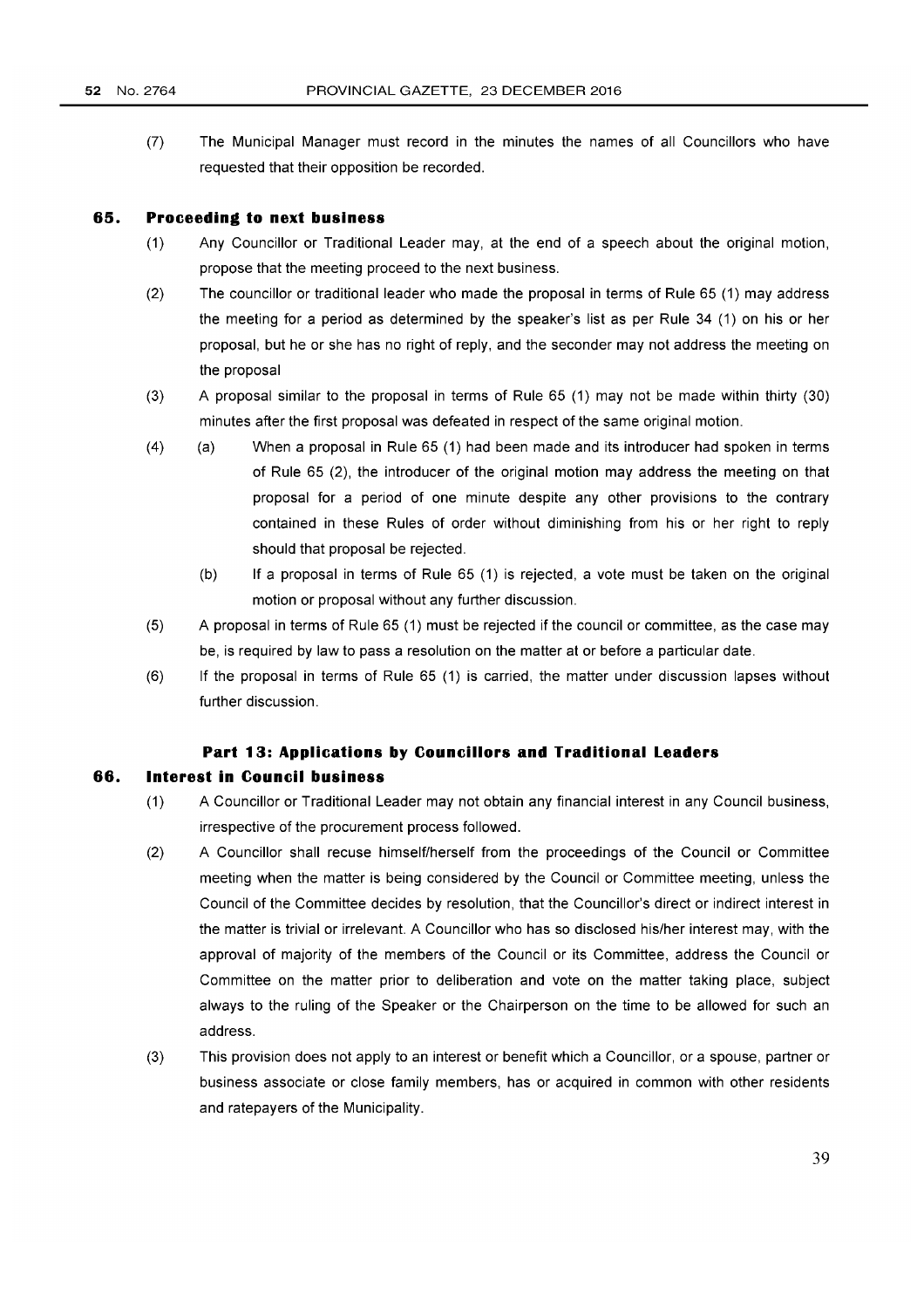(7) The Municipal Manager must record in the minutes the names of all Councillors who have requested that their opposition be recorded.

### 65. Proceeding to next business

(1) Any Councillor or Traditional Leader may, at the end of a speech about the original motion, propose that the meeting proceed to the next business.

(2) The councillor or traditional leader who made the proposal in terms of Rule 65 (1) may address the meeting for a period as determined by the speaker's list as per Rule 34 (1) on his or her proposal, but he or she has no right of reply, and the seconder may not address the meeting on the proposal

(3) A proposal similar to the proposal in terms of Rule 65 (1) may not be made within thirty (30) minutes after the first proposal was defeated in respect of the same original motion.

(4) (a) When a proposal in Rule 65 (1) had been made and its introducer had spoken in terms of Rule 65 (2), the introducer of the original motion may address the meeting on that proposal for a period of one minute despite any other provisions to the contrary contained in these Rules of order without diminishing from his or her right to reply should that proposal be rejected.

(b) If a proposal in terms of Rule 65 (1) is rejected, a vote must be taken on the original motion or proposal without any further discussion.

(5) A proposal in terms of Rule 65 (1) must be rejected if the council or committee, as the case may be, is required by law to pass a resolution on the matter at or before a particular date.

(6) If the proposal in terms of Rule 65 (1) is carried, the matter under discussion lapses without further discussion.

## Part 13: Applications by Councillors and Traditional Leaders

### 66. Interest in Council business

(1) A Councillor or Traditional Leader may not obtain any financial interest in any Council business, irrespective of the procurement process followed.

(2) A Councillor shall recuse himself/herself from the proceedings of the Council or Committee meeting when the matter is being considered by the Council or Committee meeting, unless the Council of the Committee decides by resolution, that the Councillor's direct or indirect interest in the matter is trivial or irrelevant. A Councillor who has so disclosed his/her interest may, with the approval of majority of the members of the Council or its Committee, address the Council or Committee on the matter prior to deliberation and vote on the matter taking place, subject always to the ruling of the Speaker or the Chairperson on the time to be allowed for such an address.

(3) This provision does not apply to an interest or benefit which a Councillor, or a spouse, partner or business associate or close family members, has or acquired in common with other residents and ratepayers of the Municipality.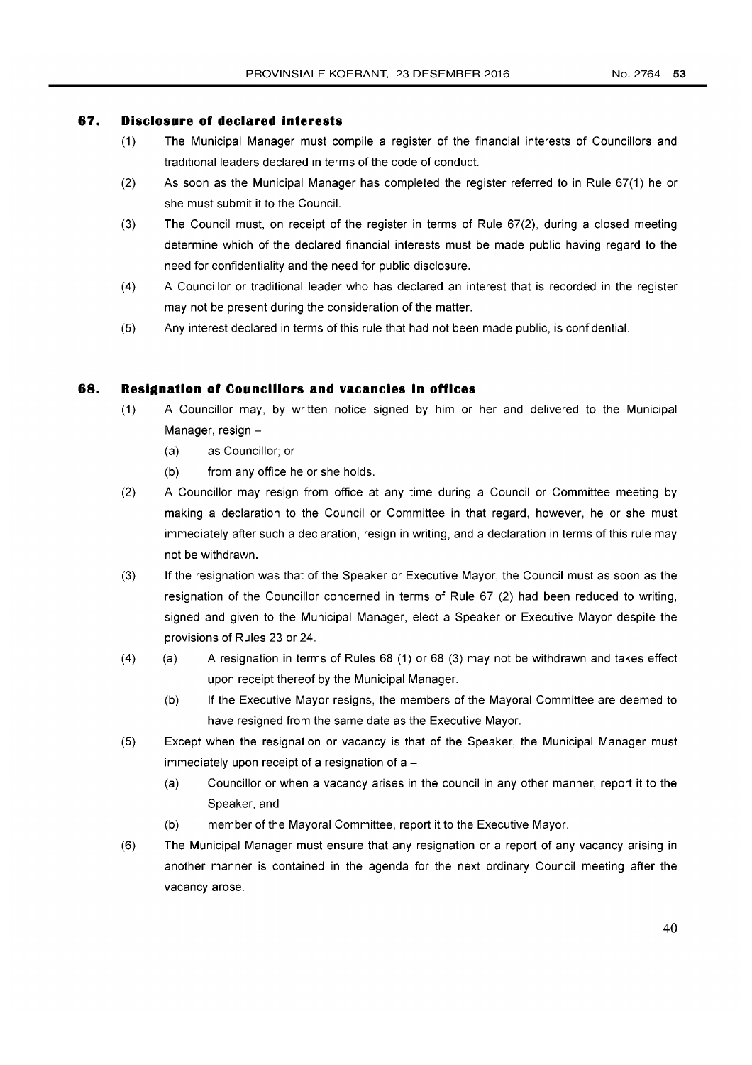## 67. Disclosure of declared interests

(1) The Municipal Manager must compile a register of the financial interests of Councillors and traditional leaders declared in terms of the code of conduct.

(2) As soon as the Municipal Manager has completed the register referred to in Rule 67(1) he or she must submit it to the Council.

(3) The Council must, on receipt of the register in terms of Rule 67(2), during a closed meeting determine which of the declared financial interests must be made public having regard to the need for confidentiality and the need for public disclosure.

(4) A Councillor or traditional leader who has declared an interest that is recorded in the register may not be present during the consideration of the matter.

(5) Any interest declared in terms of this rule that had not been made public, is confidential.

## 68. Resignation of Councillors and vacancies in offices

(1) A Councillor may, by written notice signed by him or her and delivered to the Municipal Manager, resign –

   (a) as Councillor; or

   (b) from any office he or she holds.

(2) A Councillor may resign from office at any time during a Council or Committee meeting by making a declaration to the Council or Committee in that regard, however, he or she must immediately after such a declaration, resign in writing, and a declaration in terms of this rule may not be withdrawn.

(3) If the resignation was that of the Speaker or Executive Mayor, the Council must as soon as the resignation of the Councillor concerned in terms of Rule 67 (2) had been reduced to writing, signed and given to the Municipal Manager, elect a Speaker or Executive Mayor despite the provisions of Rules 23 or 24.

(4) (a) A resignation in terms of Rules 68 (1) or 68 (3) may not be withdrawn and takes effect upon receipt thereof by the Municipal Manager.

   (b) If the Executive Mayor resigns, the members of the Mayoral Committee are deemed to have resigned from the same date as the Executive Mayor.

(5) Except when the resignation or vacancy is that of the Speaker, the Municipal Manager must immediately upon receipt of a resignation of a –

   (a) Councillor or when a vacancy arises in the council in any other manner, report it to the Speaker; and

   (b) member of the Mayoral Committee, report it to the Executive Mayor.

(6) The Municipal Manager must ensure that any resignation or a report of any vacancy arising in another manner is contained in the agenda for the next ordinary Council meeting after the vacancy arose.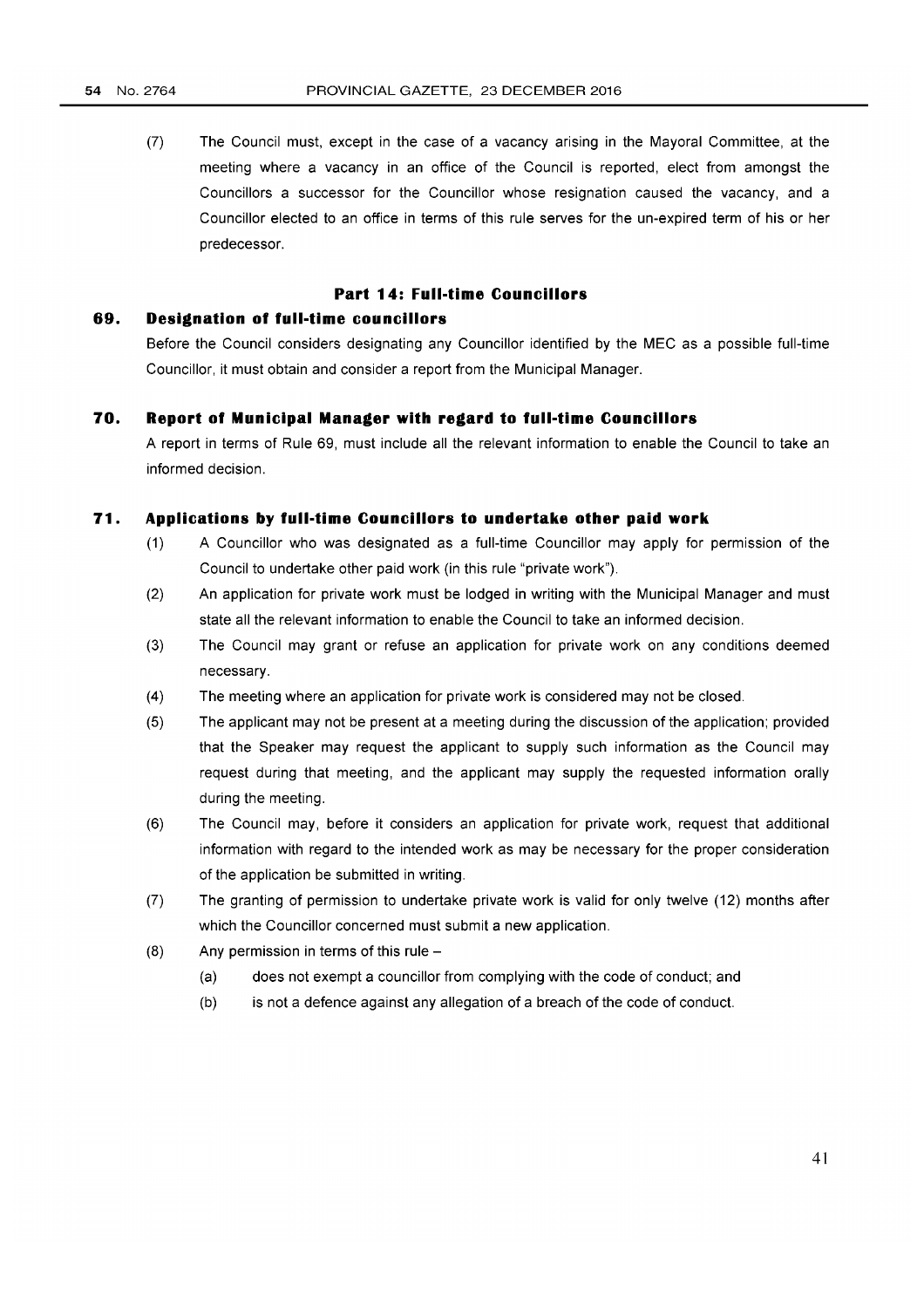(7) The Council must, except in the case of a vacancy arising in the Mayoral Committee, at the meeting where a vacancy in an office of the Council is reported, elect from amongst the Councillors a successor for the Councillor whose resignation caused the vacancy, and a Councillor elected to an office in terms of this rule serves for the un-expired term of his or her predecessor.

## Part 14: Full-time Councillors

### 69. Designation of full-time councillors

Before the Council considers designating any Councillor identified by the MEC as a possible full-time Councillor, it must obtain and consider a report from the Municipal Manager.

### 70. Report of Municipal Manager with regard to full-time Councillors

A report in terms of Rule 69, must include all the relevant information to enable the Council to take an informed decision.

### 71. Applications by full-time Councillors to undertake other paid work

(1) A Councillor who was designated as a full-time Councillor may apply for permission of the Council to undertake other paid work (in this rule "private work").

(2) An application for private work must be lodged in writing with the Municipal Manager and must state all the relevant information to enable the Council to take an informed decision.

(3) The Council may grant or refuse an application for private work on any conditions deemed necessary.

(4) The meeting where an application for private work is considered may not be closed.

(5) The applicant may not be present at a meeting during the discussion of the application; provided that the Speaker may request the applicant to supply such information as the Council may request during that meeting, and the applicant may supply the requested information orally during the meeting.

(6) The Council may, before it considers an application for private work, request that additional information with regard to the intended work as may be necessary for the proper consideration of the application be submitted in writing.

(7) The granting of permission to undertake private work is valid for only twelve (12) months after which the Councillor concerned must submit a new application.

(8) Any permission in terms of this rule –

(a) does not exempt a councillor from complying with the code of conduct; and

(b) is not a defence against any allegation of a breach of the code of conduct.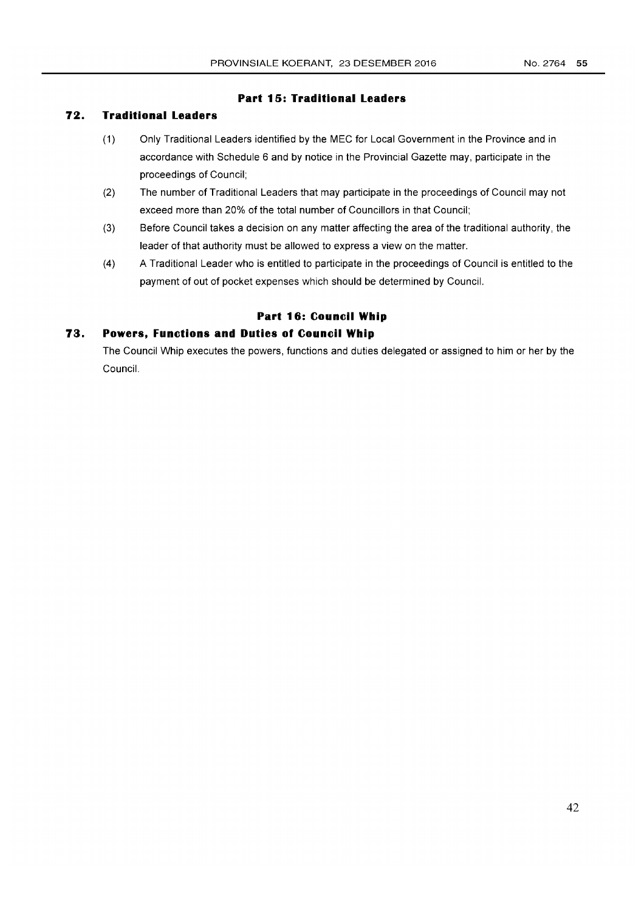## Part 15: Traditional Leaders

### 72. Traditional Leaders

(1) Only Traditional Leaders identified by the MEC for Local Government in the Province and in accordance with Schedule 6 and by notice in the Provincial Gazette may, participate in the proceedings of Council;

(2) The number of Traditional Leaders that may participate in the proceedings of Council may not exceed more than 20% of the total number of Councillors in that Council;

(3) Before Council takes a decision on any matter affecting the area of the traditional authority, the leader of that authority must be allowed to express a view on the matter.

(4) A Traditional Leader who is entitled to participate in the proceedings of Council is entitled to the payment of out of pocket expenses which should be determined by Council.

## Part 16: Council Whip

### 73. Powers, Functions and Duties of Council Whip

The Council Whip executes the powers, functions and duties delegated or assigned to him or her by the Council.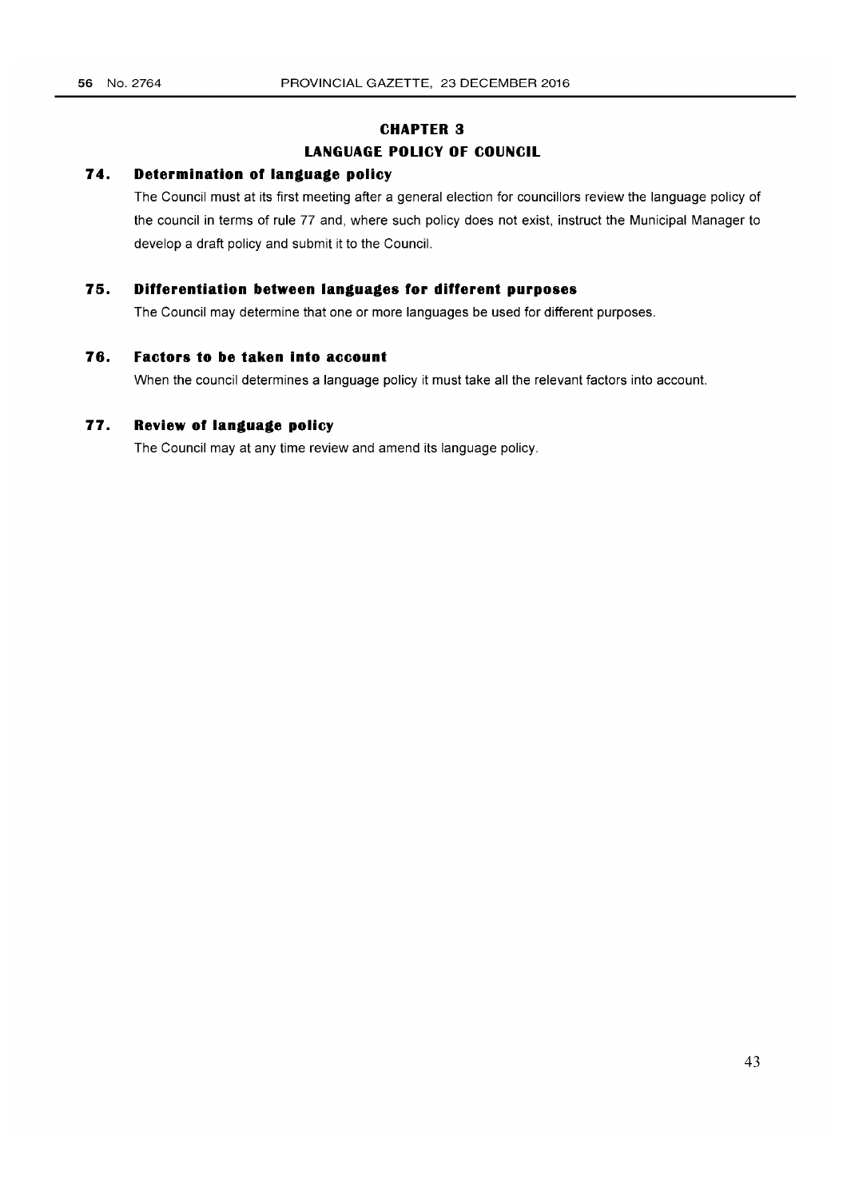## CHAPTER 3
## LANGUAGE POLICY OF COUNCIL

### 74. Determination of language policy

The Council must at its first meeting after a general election for councillors review the language policy of the council in terms of rule 77 and, where such policy does not exist, instruct the Municipal Manager to develop a draft policy and submit it to the Council.

### 75. Differentiation between languages for different purposes

The Council may determine that one or more languages be used for different purposes.

### 76. Factors to be taken into account

When the council determines a language policy it must take all the relevant factors into account.

### 77. Review of language policy

The Council may at any time review and amend its language policy.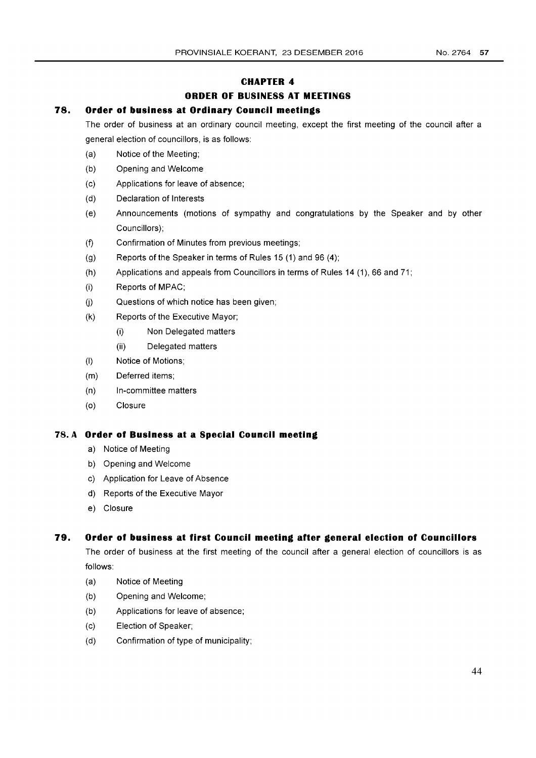## CHAPTER 4

## ORDER OF BUSINESS AT MEETINGS

### 78. Order of business at Ordinary Council meetings

The order of business at an ordinary council meeting, except the first meeting of the council after a general election of councillors, is as follows:

- (a) Notice of the Meeting;
- (b) Opening and Welcome
- (c) Applications for leave of absence;
- (d) Declaration of Interests
- (e) Announcements (motions of sympathy and congratulations by the Speaker and by other Councillors);
- (f) Confirmation of Minutes from previous meetings;
- (g) Reports of the Speaker in terms of Rules 15 (1) and 96 (4);
- (h) Applications and appeals from Councillors in terms of Rules 14 (1), 66 and 71;
- (i) Reports of MPAC;
- (j) Questions of which notice has been given;
- (k) Reports of the Executive Mayor;
  - (i) Non Delegated matters
  - (ii) Delegated matters
- (l) Notice of Motions;
- (m) Deferred items;
- (n) In-committee matters
- (o) Closure

### 78. A Order of Business at a Special Council meeting

- a) Notice of Meeting
- b) Opening and Welcome
- c) Application for Leave of Absence
- d) Reports of the Executive Mayor
- e) Closure

### 79. Order of business at first Council meeting after general election of Councillors

The order of business at the first meeting of the council after a general election of councillors is as follows:

- (a) Notice of Meeting
- (b) Opening and Welcome;
- (b) Applications for leave of absence;
- (c) Election of Speaker;
- (d) Confirmation of type of municipality;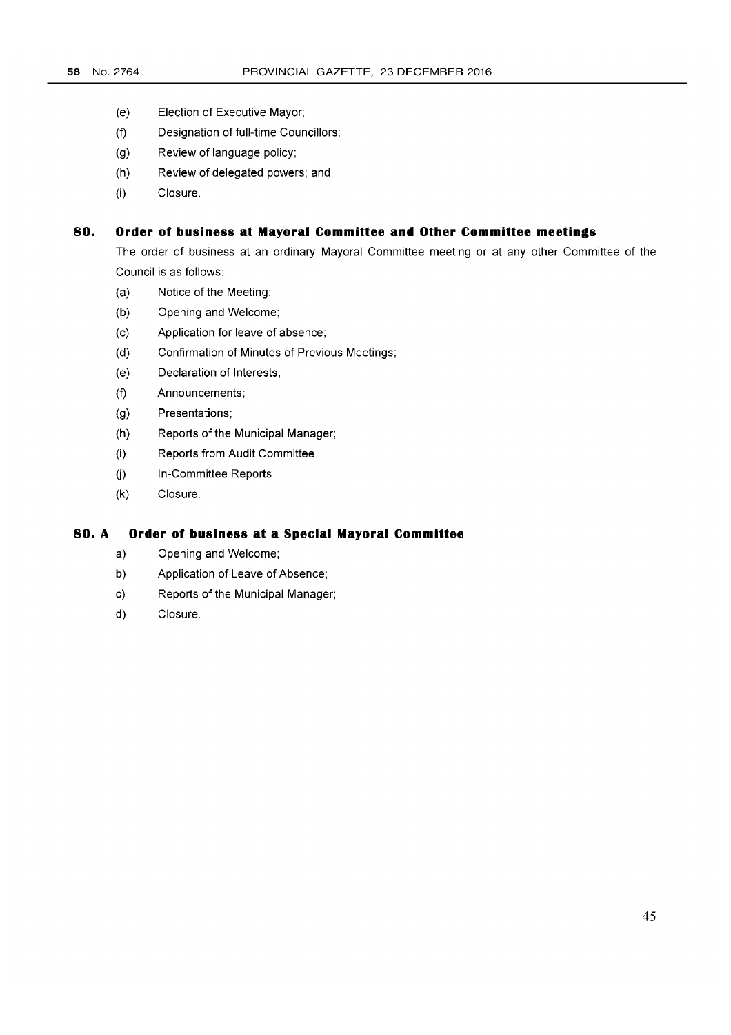(e) Election of Executive Mayor;

(f) Designation of full-time Councillors;

(g) Review of language policy;

(h) Review of delegated powers; and

(i) Closure.

## 80. Order of business at Mayoral Committee and Other Committee meetings

The order of business at an ordinary Mayoral Committee meeting or at any other Committee of the Council is as follows:

(a) Notice of the Meeting;

(b) Opening and Welcome;

(c) Application for leave of absence;

(d) Confirmation of Minutes of Previous Meetings;

(e) Declaration of Interests;

(f) Announcements;

(g) Presentations;

(h) Reports of the Municipal Manager;

(i) Reports from Audit Committee

(j) In-Committee Reports

(k) Closure.

## 80. A Order of business at a Special Mayoral Committee

a) Opening and Welcome;

b) Application of Leave of Absence;

c) Reports of the Municipal Manager;

d) Closure.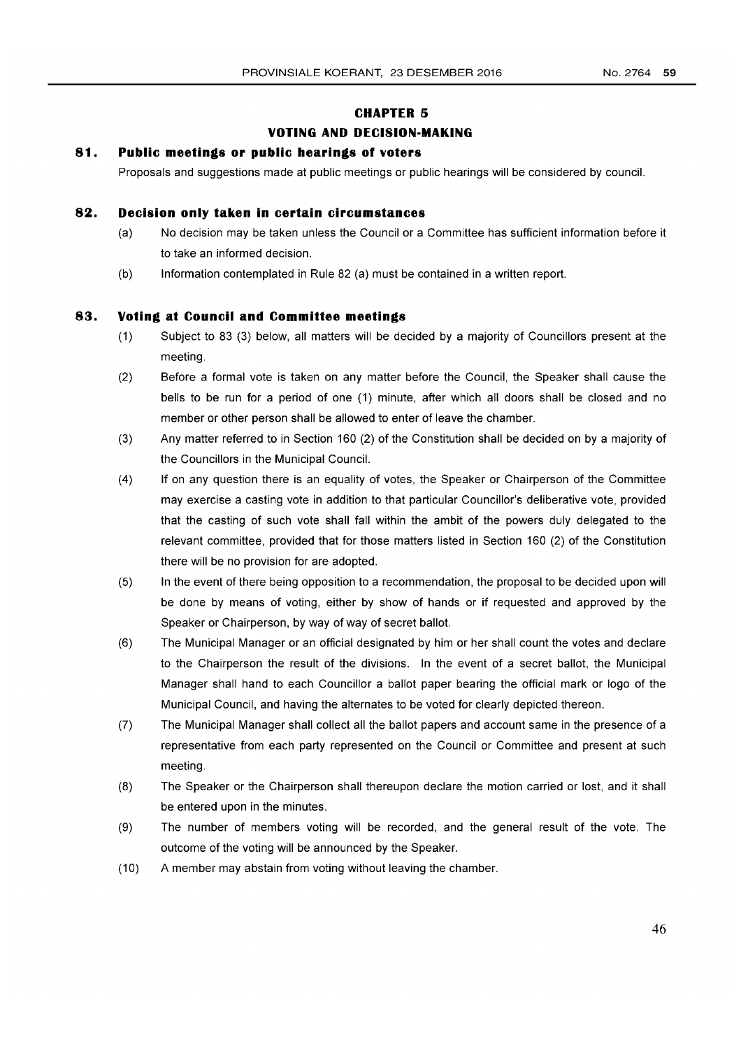# CHAPTER 5

## VOTING AND DECISION-MAKING

### 81. Public meetings or public hearings of voters

Proposals and suggestions made at public meetings or public hearings will be considered by council.

### 82. Decision only taken in certain circumstances

(a) No decision may be taken unless the Council or a Committee has sufficient information before it to take an informed decision.

(b) Information contemplated in Rule 82 (a) must be contained in a written report.

### 83. Voting at Council and Committee meetings

(1) Subject to 83 (3) below, all matters will be decided by a majority of Councillors present at the meeting.

(2) Before a formal vote is taken on any matter before the Council, the Speaker shall cause the bells to be run for a period of one (1) minute, after which all doors shall be closed and no member or other person shall be allowed to enter of leave the chamber.

(3) Any matter referred to in Section 160 (2) of the Constitution shall be decided on by a majority of the Councillors in the Municipal Council.

(4) If on any question there is an equality of votes, the Speaker or Chairperson of the Committee may exercise a casting vote in addition to that particular Councillor's deliberative vote, provided that the casting of such vote shall fall within the ambit of the powers duly delegated to the relevant committee, provided that for those matters listed in Section 160 (2) of the Constitution there will be no provision for are adopted.

(5) In the event of there being opposition to a recommendation, the proposal to be decided upon will be done by means of voting, either by show of hands or if requested and approved by the Speaker or Chairperson, by way of way of secret ballot.

(6) The Municipal Manager or an official designated by him or her shall count the votes and declare to the Chairperson the result of the divisions. In the event of a secret ballot, the Municipal Manager shall hand to each Councillor a ballot paper bearing the official mark or logo of the Municipal Council, and having the alternates to be voted for clearly depicted thereon.

(7) The Municipal Manager shall collect all the ballot papers and account same in the presence of a representative from each party represented on the Council or Committee and present at such meeting.

(8) The Speaker or the Chairperson shall thereupon declare the motion carried or lost, and it shall be entered upon in the minutes.

(9) The number of members voting will be recorded, and the general result of the vote. The outcome of the voting will be announced by the Speaker.

(10) A member may abstain from voting without leaving the chamber.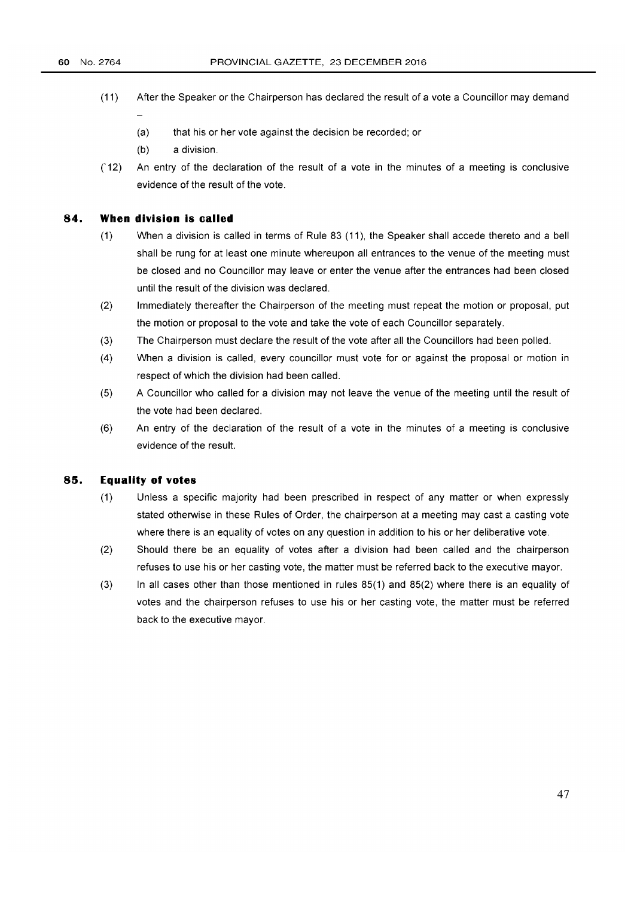(11) After the Speaker or the Chairperson has declared the result of a vote a Councillor may demand –

  (a) that his or her vote against the decision be recorded; or

  (b) a division.

(`12) An entry of the declaration of the result of a vote in the minutes of a meeting is conclusive evidence of the result of the vote.

### 84. When division is called

(1) When a division is called in terms of Rule 83 (11), the Speaker shall accede thereto and a bell shall be rung for at least one minute whereupon all entrances to the venue of the meeting must be closed and no Councillor may leave or enter the venue after the entrances had been closed until the result of the division was declared.

(2) Immediately thereafter the Chairperson of the meeting must repeat the motion or proposal, put the motion or proposal to the vote and take the vote of each Councillor separately.

(3) The Chairperson must declare the result of the vote after all the Councillors had been polled.

(4) When a division is called, every councillor must vote for or against the proposal or motion in respect of which the division had been called.

(5) A Councillor who called for a division may not leave the venue of the meeting until the result of the vote had been declared.

(6) An entry of the declaration of the result of a vote in the minutes of a meeting is conclusive evidence of the result.

### 85. Equality of votes

(1) Unless a specific majority had been prescribed in respect of any matter or when expressly stated otherwise in these Rules of Order, the chairperson at a meeting may cast a casting vote where there is an equality of votes on any question in addition to his or her deliberative vote.

(2) Should there be an equality of votes after a division had been called and the chairperson refuses to use his or her casting vote, the matter must be referred back to the executive mayor.

(3) In all cases other than those mentioned in rules 85(1) and 85(2) where there is an equality of votes and the chairperson refuses to use his or her casting vote, the matter must be referred back to the executive mayor.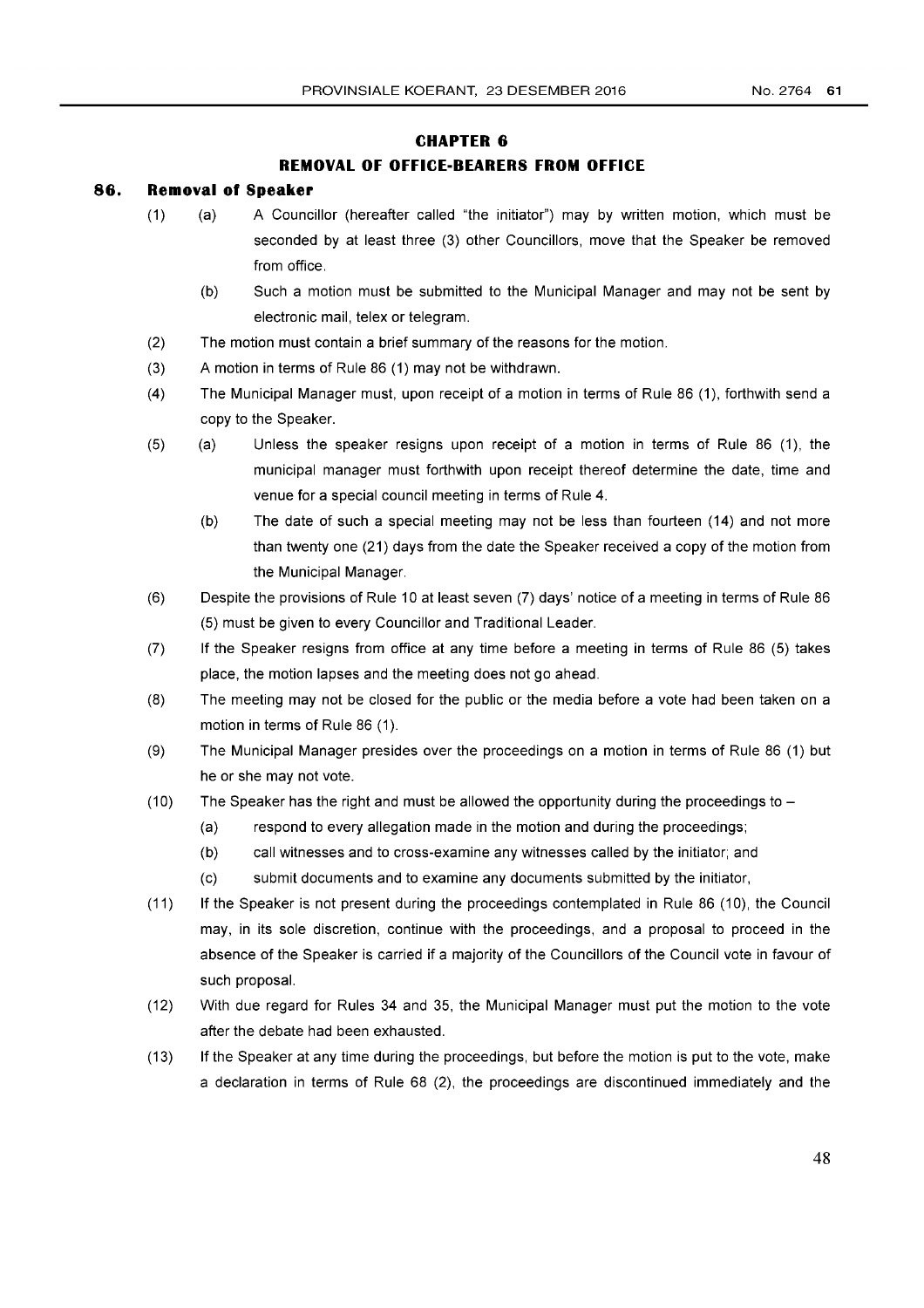# CHAPTER 6

## REMOVAL OF OFFICE-BEARERS FROM OFFICE

### 86. Removal of Speaker

(1) (a) A Councillor (hereafter called "the initiator") may by written motion, which must be seconded by at least three (3) other Councillors, move that the Speaker be removed from office.

(b) Such a motion must be submitted to the Municipal Manager and may not be sent by electronic mail, telex or telegram.

(2) The motion must contain a brief summary of the reasons for the motion.

(3) A motion in terms of Rule 86 (1) may not be withdrawn.

(4) The Municipal Manager must, upon receipt of a motion in terms of Rule 86 (1), forthwith send a copy to the Speaker.

(5) (a) Unless the speaker resigns upon receipt of a motion in terms of Rule 86 (1), the municipal manager must forthwith upon receipt thereof determine the date, time and venue for a special council meeting in terms of Rule 4.

(b) The date of such a special meeting may not be less than fourteen (14) and not more than twenty one (21) days from the date the Speaker received a copy of the motion from the Municipal Manager.

(6) Despite the provisions of Rule 10 at least seven (7) days' notice of a meeting in terms of Rule 86 (5) must be given to every Councillor and Traditional Leader.

(7) If the Speaker resigns from office at any time before a meeting in terms of Rule 86 (5) takes place, the motion lapses and the meeting does not go ahead.

(8) The meeting may not be closed for the public or the media before a vote had been taken on a motion in terms of Rule 86 (1).

(9) The Municipal Manager presides over the proceedings on a motion in terms of Rule 86 (1) but he or she may not vote.

(10) The Speaker has the right and must be allowed the opportunity during the proceedings to –

(a) respond to every allegation made in the motion and during the proceedings;

(b) call witnesses and to cross-examine any witnesses called by the initiator; and

(c) submit documents and to examine any documents submitted by the initiator,

(11) If the Speaker is not present during the proceedings contemplated in Rule 86 (10), the Council may, in its sole discretion, continue with the proceedings, and a proposal to proceed in the absence of the Speaker is carried if a majority of the Councillors of the Council vote in favour of such proposal.

(12) With due regard for Rules 34 and 35, the Municipal Manager must put the motion to the vote after the debate had been exhausted.

(13) If the Speaker at any time during the proceedings, but before the motion is put to the vote, make a declaration in terms of Rule 68 (2), the proceedings are discontinued immediately and the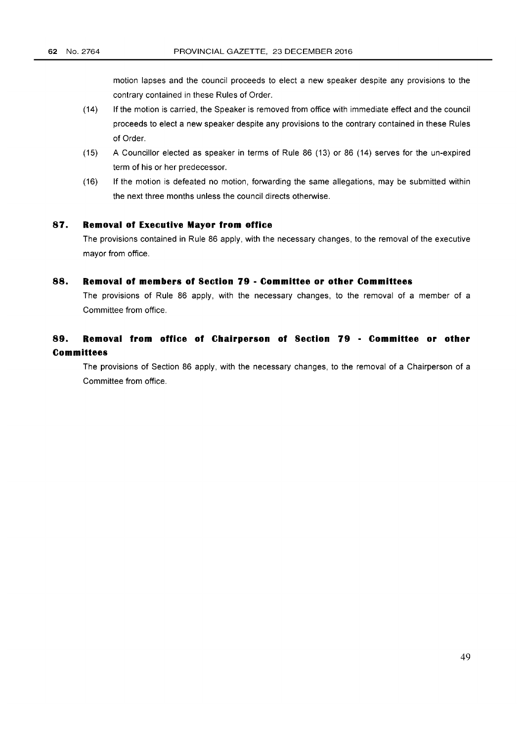motion lapses and the council proceeds to elect a new speaker despite any provisions to the contrary contained in these Rules of Order.

(14) If the motion is carried, the Speaker is removed from office with immediate effect and the council proceeds to elect a new speaker despite any provisions to the contrary contained in these Rules of Order.

(15) A Councillor elected as speaker in terms of Rule 86 (13) or 86 (14) serves for the un-expired term of his or her predecessor.

(16) If the motion is defeated no motion, forwarding the same allegations, may be submitted within the next three months unless the council directs otherwise.

## 87. Removal of Executive Mayor from office

The provisions contained in Rule 86 apply, with the necessary changes, to the removal of the executive mayor from office.

## 88. Removal of members of Section 79 - Committee or other Committees

The provisions of Rule 86 apply, with the necessary changes, to the removal of a member of a Committee from office.

## 89. Removal from office of Chairperson of Section 79 - Committee or other Committees

The provisions of Section 86 apply, with the necessary changes, to the removal of a Chairperson of a Committee from office.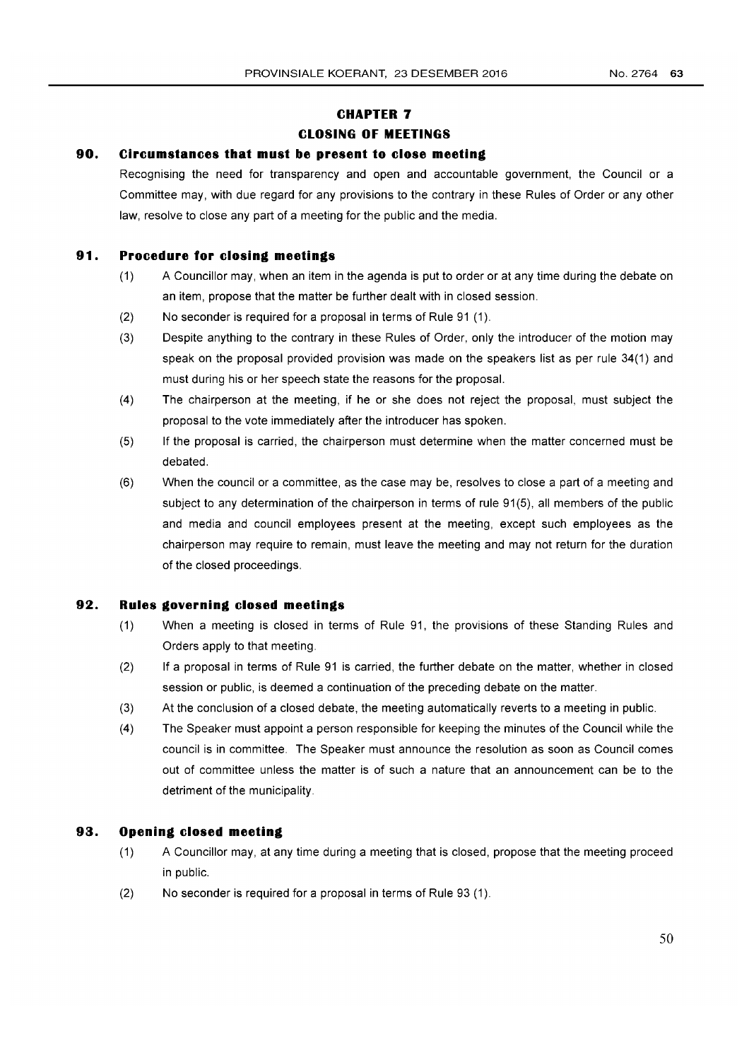# CHAPTER 7

# CLOSING OF MEETINGS

## 90. Circumstances that must be present to close meeting

Recognising the need for transparency and open and accountable government, the Council or a Committee may, with due regard for any provisions to the contrary in these Rules of Order or any other law, resolve to close any part of a meeting for the public and the media.

## 91. Procedure for closing meetings

(1) A Councillor may, when an item in the agenda is put to order or at any time during the debate on an item, propose that the matter be further dealt with in closed session.

(2) No seconder is required for a proposal in terms of Rule 91 (1).

(3) Despite anything to the contrary in these Rules of Order, only the introducer of the motion may speak on the proposal provided provision was made on the speakers list as per rule 34(1) and must during his or her speech state the reasons for the proposal.

(4) The chairperson at the meeting, if he or she does not reject the proposal, must subject the proposal to the vote immediately after the introducer has spoken.

(5) If the proposal is carried, the chairperson must determine when the matter concerned must be debated.

(6) When the council or a committee, as the case may be, resolves to close a part of a meeting and subject to any determination of the chairperson in terms of rule 91(5), all members of the public and media and council employees present at the meeting, except such employees as the chairperson may require to remain, must leave the meeting and may not return for the duration of the closed proceedings.

## 92. Rules governing closed meetings

(1) When a meeting is closed in terms of Rule 91, the provisions of these Standing Rules and Orders apply to that meeting.

(2) If a proposal in terms of Rule 91 is carried, the further debate on the matter, whether in closed session or public, is deemed a continuation of the preceding debate on the matter.

(3) At the conclusion of a closed debate, the meeting automatically reverts to a meeting in public.

(4) The Speaker must appoint a person responsible for keeping the minutes of the Council while the council is in committee. The Speaker must announce the resolution as soon as Council comes out of committee unless the matter is of such a nature that an announcement can be to the detriment of the municipality.

## 93. Opening closed meeting

(1) A Councillor may, at any time during a meeting that is closed, propose that the meeting proceed in public.

(2) No seconder is required for a proposal in terms of Rule 93 (1).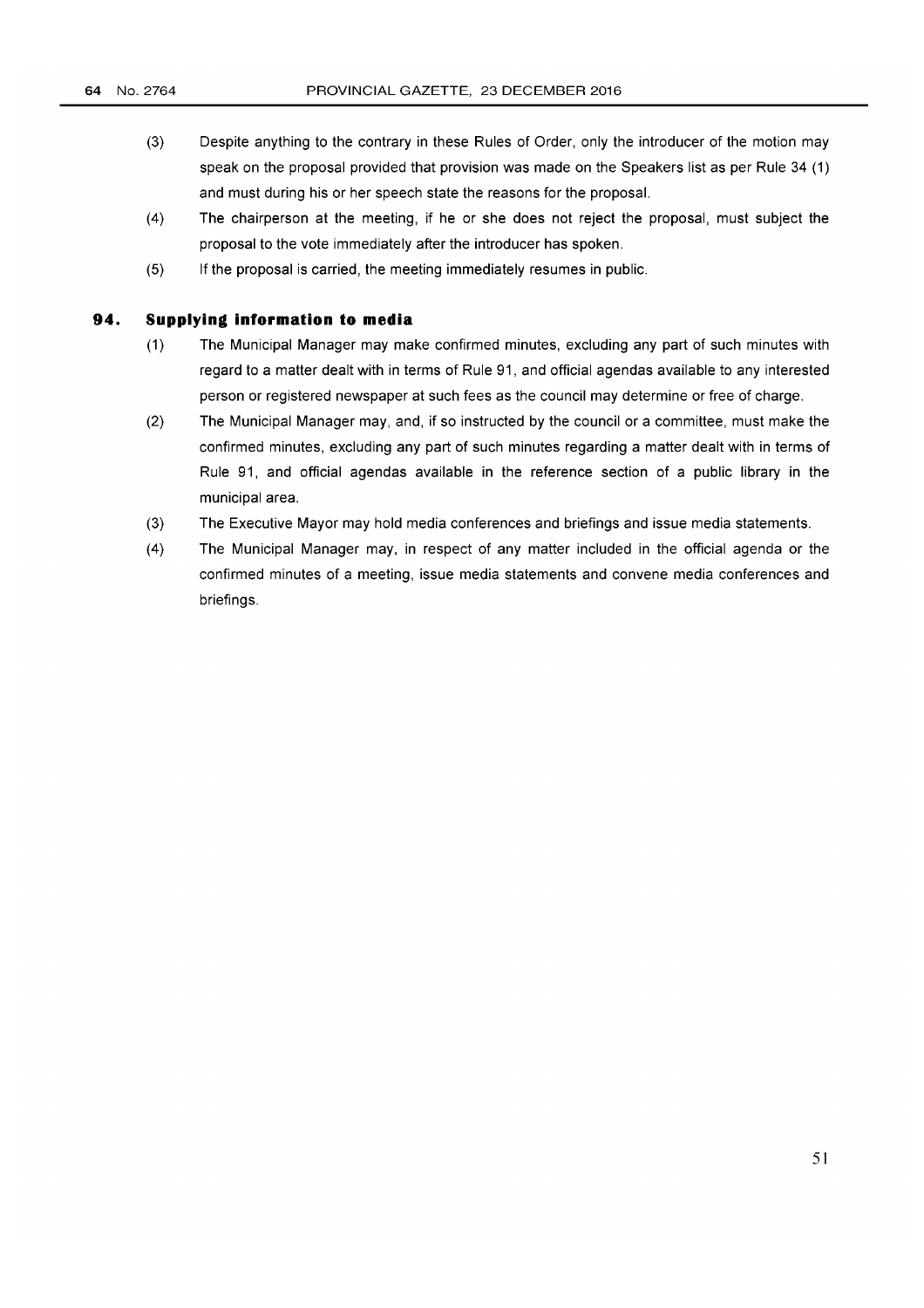(3) Despite anything to the contrary in these Rules of Order, only the introducer of the motion may speak on the proposal provided that provision was made on the Speakers list as per Rule 34 (1) and must during his or her speech state the reasons for the proposal.

(4) The chairperson at the meeting, if he or she does not reject the proposal, must subject the proposal to the vote immediately after the introducer has spoken.

(5) If the proposal is carried, the meeting immediately resumes in public.

### 94. Supplying information to media

(1) The Municipal Manager may make confirmed minutes, excluding any part of such minutes with regard to a matter dealt with in terms of Rule 91, and official agendas available to any interested person or registered newspaper at such fees as the council may determine or free of charge.

(2) The Municipal Manager may, and, if so instructed by the council or a committee, must make the confirmed minutes, excluding any part of such minutes regarding a matter dealt with in terms of Rule 91, and official agendas available in the reference section of a public library in the municipal area.

(3) The Executive Mayor may hold media conferences and briefings and issue media statements.

(4) The Municipal Manager may, in respect of any matter included in the official agenda or the confirmed minutes of a meeting, issue media statements and convene media conferences and briefings.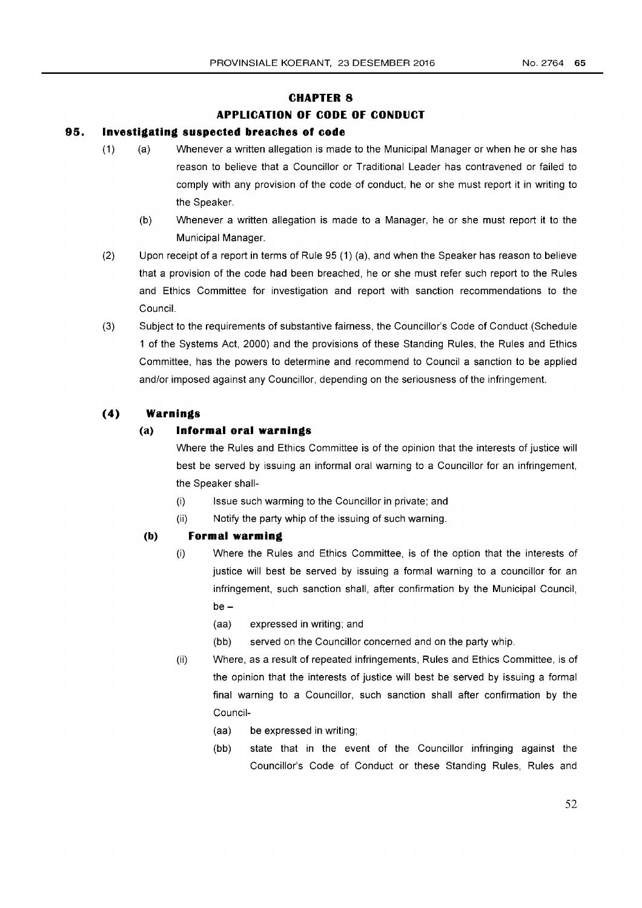## CHAPTER 8

## APPLICATION OF CODE OF CONDUCT

### 95. Investigating suspected breaches of code

(1) (a) Whenever a written allegation is made to the Municipal Manager or when he or she has reason to believe that a Councillor or Traditional Leader has contravened or failed to comply with any provision of the code of conduct, he or she must report it in writing to the Speaker.

(b) Whenever a written allegation is made to a Manager, he or she must report it to the Municipal Manager.

(2) Upon receipt of a report in terms of Rule 95 (1) (a), and when the Speaker has reason to believe that a provision of the code had been breached, he or she must refer such report to the Rules and Ethics Committee for investigation and report with sanction recommendations to the Council.

(3) Subject to the requirements of substantive fairness, the Councillor's Code of Conduct (Schedule 1 of the Systems Act, 2000) and the provisions of these Standing Rules, the Rules and Ethics Committee, has the powers to determine and recommend to Council a sanction to be applied and/or imposed against any Councillor, depending on the seriousness of the infringement.

**(4) Warnings**

**(a) Informal oral warnings**

Where the Rules and Ethics Committee is of the opinion that the interests of justice will best be served by issuing an informal oral warning to a Councillor for an infringement, the Speaker shall-

(i) Issue such warming to the Councillor in private; and

(ii) Notify the party whip of the issuing of such warning.

**(b) Formal warming**

(i) Where the Rules and Ethics Committee, is of the option that the interests of justice will best be served by issuing a formal warning to a councillor for an infringement, such sanction shall, after confirmation by the Municipal Council, be –

(aa) expressed in writing; and

(bb) served on the Councillor concerned and on the party whip.

(ii) Where, as a result of repeated infringements, Rules and Ethics Committee, is of the opinion that the interests of justice will best be served by issuing a formal final warning to a Councillor, such sanction shall after confirmation by the Council-

(aa) be expressed in writing;

(bb) state that in the event of the Councillor infringing against the Councillor's Code of Conduct or these Standing Rules, Rules and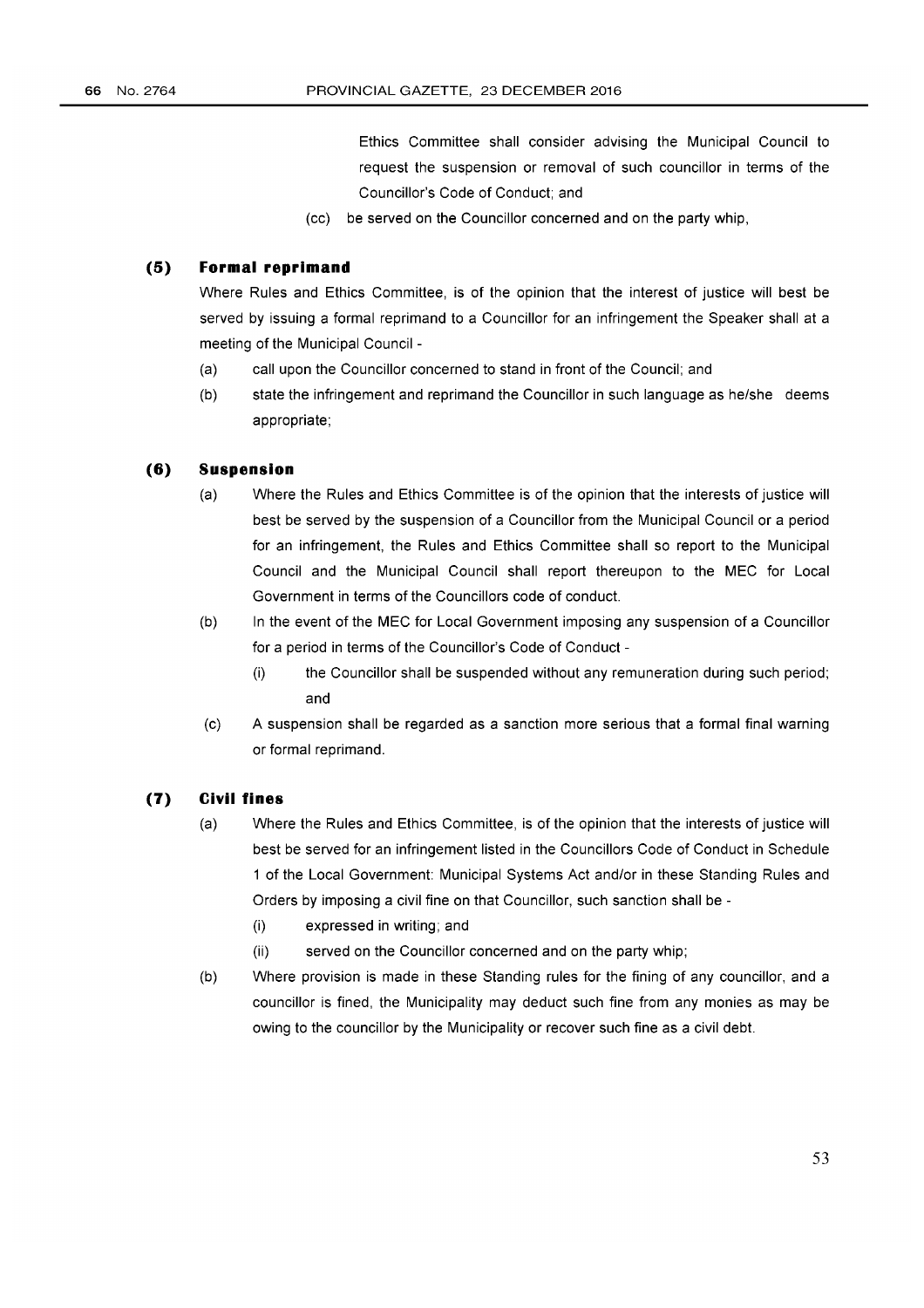Ethics Committee shall consider advising the Municipal Council to request the suspension or removal of such councillor in terms of the Councillor's Code of Conduct; and

(cc) be served on the Councillor concerned and on the party whip,

### (5) Formal reprimand

Where Rules and Ethics Committee, is of the opinion that the interest of justice will best be served by issuing a formal reprimand to a Councillor for an infringement the Speaker shall at a meeting of the Municipal Council -

(a) call upon the Councillor concerned to stand in front of the Council; and

(b) state the infringement and reprimand the Councillor in such language as he/she deems appropriate;

### (6) Suspension

(a) Where the Rules and Ethics Committee is of the opinion that the interests of justice will best be served by the suspension of a Councillor from the Municipal Council or a period for an infringement, the Rules and Ethics Committee shall so report to the Municipal Council and the Municipal Council shall report thereupon to the MEC for Local Government in terms of the Councillors code of conduct.

(b) In the event of the MEC for Local Government imposing any suspension of a Councillor for a period in terms of the Councillor's Code of Conduct -

(i) the Councillor shall be suspended without any remuneration during such period; and

(c) A suspension shall be regarded as a sanction more serious that a formal final warning or formal reprimand.

### (7) Civil fines

(a) Where the Rules and Ethics Committee, is of the opinion that the interests of justice will best be served for an infringement listed in the Councillors Code of Conduct in Schedule 1 of the Local Government: Municipal Systems Act and/or in these Standing Rules and Orders by imposing a civil fine on that Councillor, such sanction shall be -

(i) expressed in writing; and

(ii) served on the Councillor concerned and on the party whip;

(b) Where provision is made in these Standing rules for the fining of any councillor, and a councillor is fined, the Municipality may deduct such fine from any monies as may be owing to the councillor by the Municipality or recover such fine as a civil debt.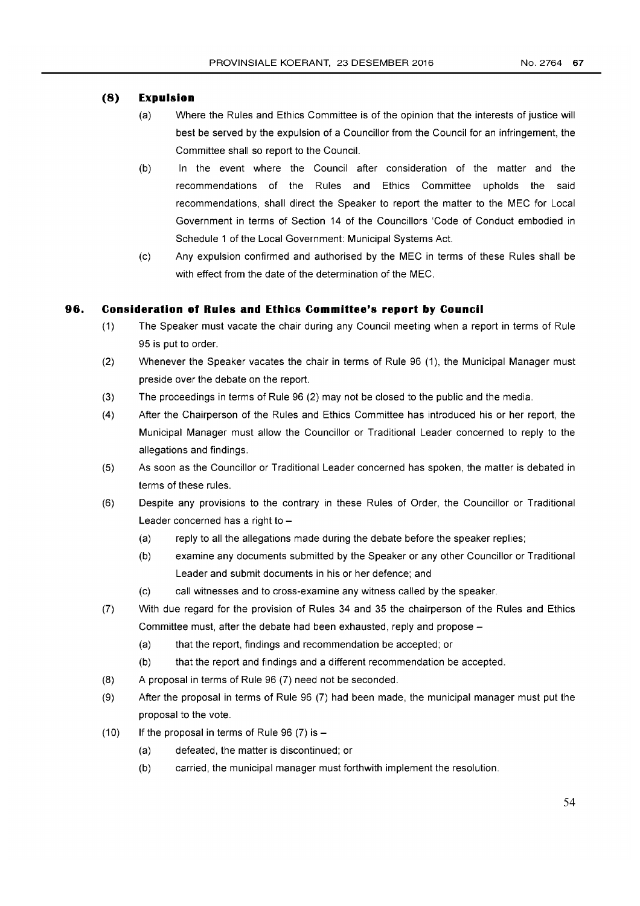### (8) Expulsion

(a) Where the Rules and Ethics Committee is of the opinion that the interests of justice will best be served by the expulsion of a Councillor from the Council for an infringement, the Committee shall so report to the Council.

(b) In the event where the Council after consideration of the matter and the recommendations of the Rules and Ethics Committee upholds the said recommendations, shall direct the Speaker to report the matter to the MEC for Local Government in terms of Section 14 of the Councillors 'Code of Conduct embodied in Schedule 1 of the Local Government: Municipal Systems Act.

(c) Any expulsion confirmed and authorised by the MEC in terms of these Rules shall be with effect from the date of the determination of the MEC.

## 96. Consideration of Rules and Ethics Committee's report by Council

(1) The Speaker must vacate the chair during any Council meeting when a report in terms of Rule 95 is put to order.

(2) Whenever the Speaker vacates the chair in terms of Rule 96 (1), the Municipal Manager must preside over the debate on the report.

(3) The proceedings in terms of Rule 96 (2) may not be closed to the public and the media.

(4) After the Chairperson of the Rules and Ethics Committee has introduced his or her report, the Municipal Manager must allow the Councillor or Traditional Leader concerned to reply to the allegations and findings.

(5) As soon as the Councillor or Traditional Leader concerned has spoken, the matter is debated in terms of these rules.

(6) Despite any provisions to the contrary in these Rules of Order, the Councillor or Traditional Leader concerned has a right to –

   (a) reply to all the allegations made during the debate before the speaker replies;

   (b) examine any documents submitted by the Speaker or any other Councillor or Traditional Leader and submit documents in his or her defence; and

   (c) call witnesses and to cross-examine any witness called by the speaker.

(7) With due regard for the provision of Rules 34 and 35 the chairperson of the Rules and Ethics Committee must, after the debate had been exhausted, reply and propose –

   (a) that the report, findings and recommendation be accepted; or

   (b) that the report and findings and a different recommendation be accepted.

(8) A proposal in terms of Rule 96 (7) need not be seconded.

(9) After the proposal in terms of Rule 96 (7) had been made, the municipal manager must put the proposal to the vote.

(10) If the proposal in terms of Rule 96 (7) is –

   (a) defeated, the matter is discontinued; or

   (b) carried, the municipal manager must forthwith implement the resolution.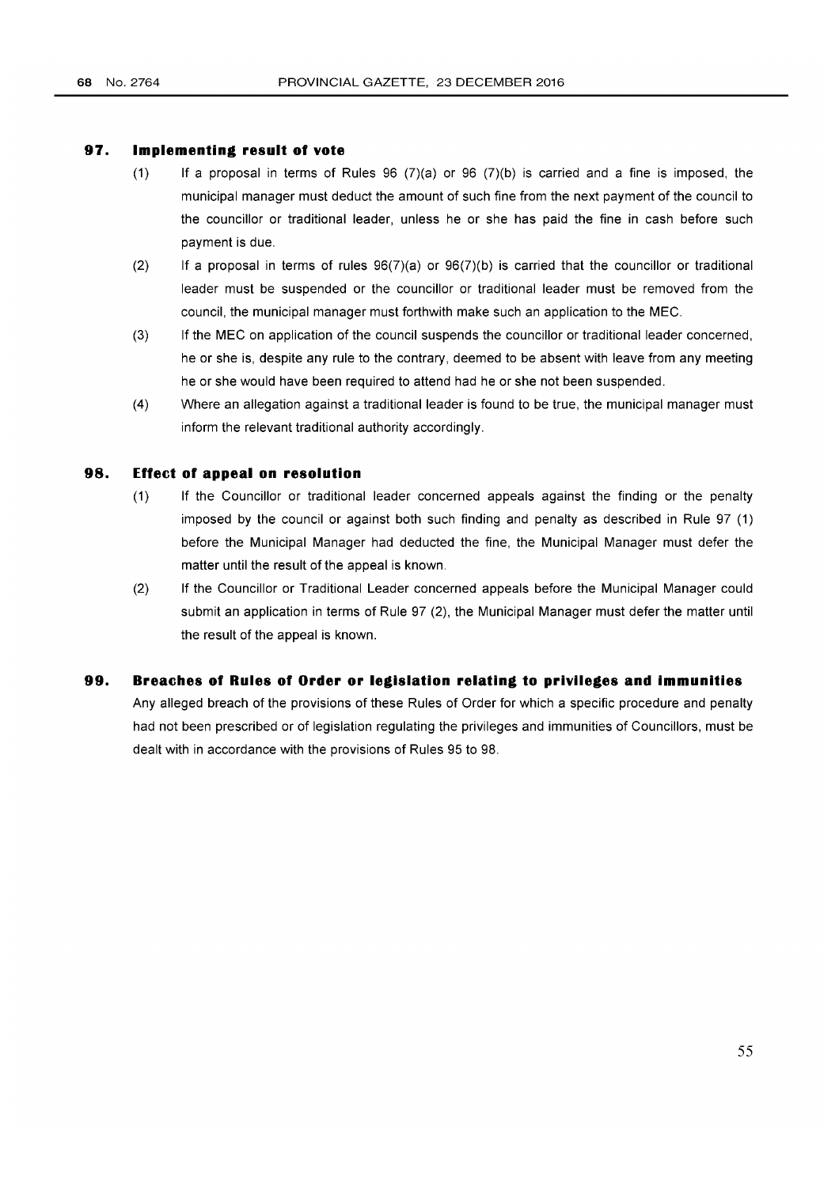## 97. Implementing result of vote

(1) If a proposal in terms of Rules 96 (7)(a) or 96 (7)(b) is carried and a fine is imposed, the municipal manager must deduct the amount of such fine from the next payment of the council to the councillor or traditional leader, unless he or she has paid the fine in cash before such payment is due.

(2) If a proposal in terms of rules 96(7)(a) or 96(7)(b) is carried that the councillor or traditional leader must be suspended or the councillor or traditional leader must be removed from the council, the municipal manager must forthwith make such an application to the MEC.

(3) If the MEC on application of the council suspends the councillor or traditional leader concerned, he or she is, despite any rule to the contrary, deemed to be absent with leave from any meeting he or she would have been required to attend had he or she not been suspended.

(4) Where an allegation against a traditional leader is found to be true, the municipal manager must inform the relevant traditional authority accordingly.

## 98. Effect of appeal on resolution

(1) If the Councillor or traditional leader concerned appeals against the finding or the penalty imposed by the council or against both such finding and penalty as described in Rule 97 (1) before the Municipal Manager had deducted the fine, the Municipal Manager must defer the matter until the result of the appeal is known.

(2) If the Councillor or Traditional Leader concerned appeals before the Municipal Manager could submit an application in terms of Rule 97 (2), the Municipal Manager must defer the matter until the result of the appeal is known.

## 99. Breaches of Rules of Order or legislation relating to privileges and immunities

Any alleged breach of the provisions of these Rules of Order for which a specific procedure and penalty had not been prescribed or of legislation regulating the privileges and immunities of Councillors, must be dealt with in accordance with the provisions of Rules 95 to 98.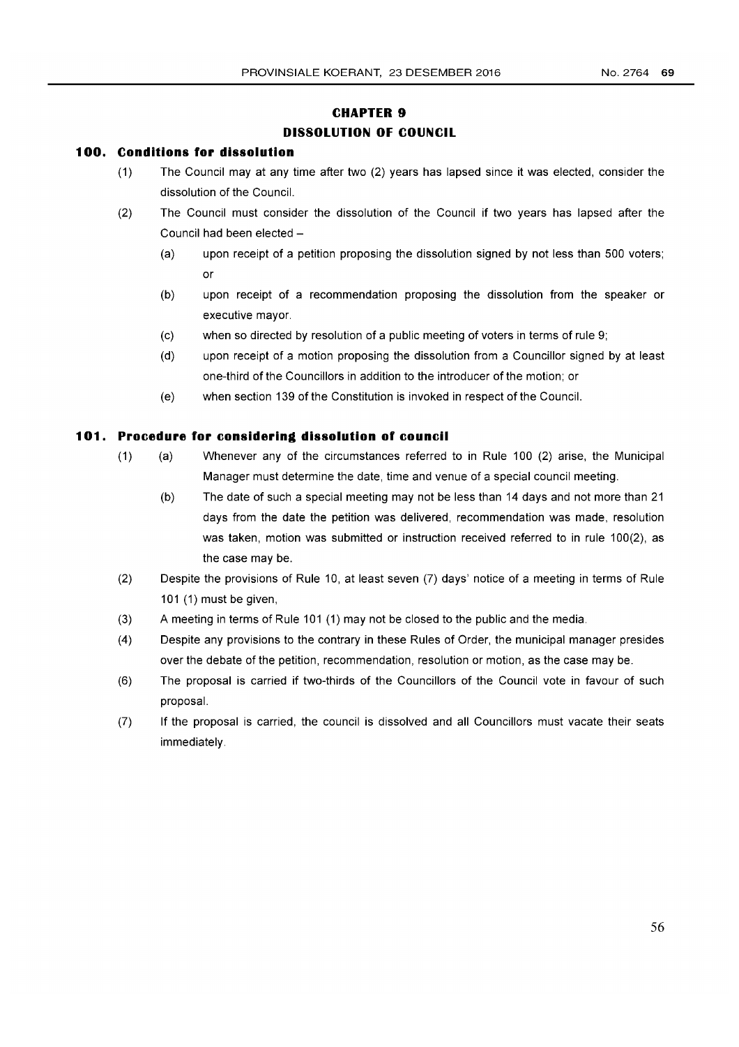# CHAPTER 9
## DISSOLUTION OF COUNCIL

### 100. Conditions for dissolution

(1) The Council may at any time after two (2) years has lapsed since it was elected, consider the dissolution of the Council.

(2) The Council must consider the dissolution of the Council if two years has lapsed after the Council had been elected –

(a) upon receipt of a petition proposing the dissolution signed by not less than 500 voters; or

(b) upon receipt of a recommendation proposing the dissolution from the speaker or executive mayor.

(c) when so directed by resolution of a public meeting of voters in terms of rule 9;

(d) upon receipt of a motion proposing the dissolution from a Councillor signed by at least one-third of the Councillors in addition to the introducer of the motion; or

(e) when section 139 of the Constitution is invoked in respect of the Council.

### 101. Procedure for considering dissolution of council

(1) (a) Whenever any of the circumstances referred to in Rule 100 (2) arise, the Municipal Manager must determine the date, time and venue of a special council meeting.

(b) The date of such a special meeting may not be less than 14 days and not more than 21 days from the date the petition was delivered, recommendation was made, resolution was taken, motion was submitted or instruction received referred to in rule 100(2), as the case may be.

(2) Despite the provisions of Rule 10, at least seven (7) days' notice of a meeting in terms of Rule 101 (1) must be given,

(3) A meeting in terms of Rule 101 (1) may not be closed to the public and the media.

(4) Despite any provisions to the contrary in these Rules of Order, the municipal manager presides over the debate of the petition, recommendation, resolution or motion, as the case may be.

(6) The proposal is carried if two-thirds of the Councillors of the Council vote in favour of such proposal.

(7) If the proposal is carried, the council is dissolved and all Councillors must vacate their seats immediately.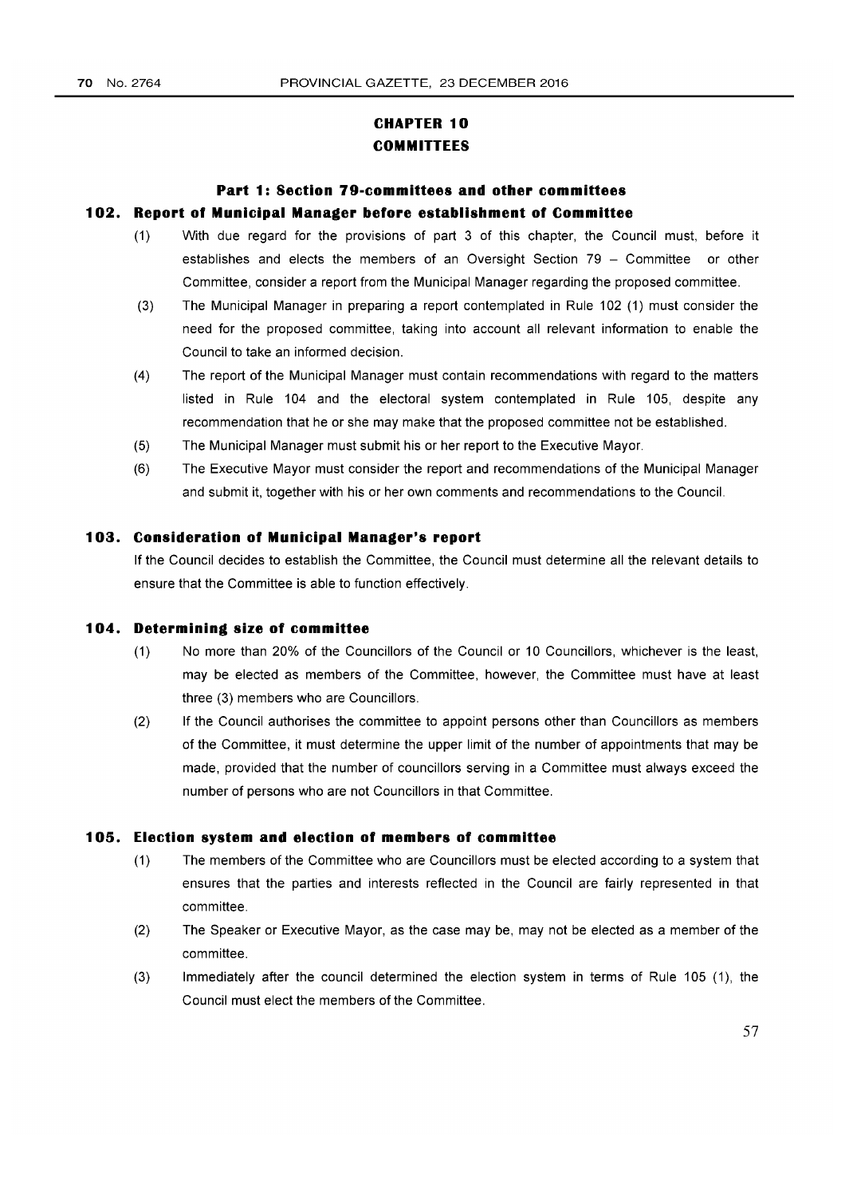# CHAPTER 10
# COMMITTEES

## Part 1: Section 79-committees and other committees

### 102. Report of Municipal Manager before establishment of Committee

(1) With due regard for the provisions of part 3 of this chapter, the Council must, before it establishes and elects the members of an Oversight Section 79 – Committee or other Committee, consider a report from the Municipal Manager regarding the proposed committee.

(3) The Municipal Manager in preparing a report contemplated in Rule 102 (1) must consider the need for the proposed committee, taking into account all relevant information to enable the Council to take an informed decision.

(4) The report of the Municipal Manager must contain recommendations with regard to the matters listed in Rule 104 and the electoral system contemplated in Rule 105, despite any recommendation that he or she may make that the proposed committee not be established.

(5) The Municipal Manager must submit his or her report to the Executive Mayor.

(6) The Executive Mayor must consider the report and recommendations of the Municipal Manager and submit it, together with his or her own comments and recommendations to the Council.

### 103. Consideration of Municipal Manager's report

If the Council decides to establish the Committee, the Council must determine all the relevant details to ensure that the Committee is able to function effectively.

### 104. Determining size of committee

(1) No more than 20% of the Councillors of the Council or 10 Councillors, whichever is the least, may be elected as members of the Committee, however, the Committee must have at least three (3) members who are Councillors.

(2) If the Council authorises the committee to appoint persons other than Councillors as members of the Committee, it must determine the upper limit of the number of appointments that may be made, provided that the number of councillors serving in a Committee must always exceed the number of persons who are not Councillors in that Committee.

### 105. Election system and election of members of committee

(1) The members of the Committee who are Councillors must be elected according to a system that ensures that the parties and interests reflected in the Council are fairly represented in that committee.

(2) The Speaker or Executive Mayor, as the case may be, may not be elected as a member of the committee.

(3) Immediately after the council determined the election system in terms of Rule 105 (1), the Council must elect the members of the Committee.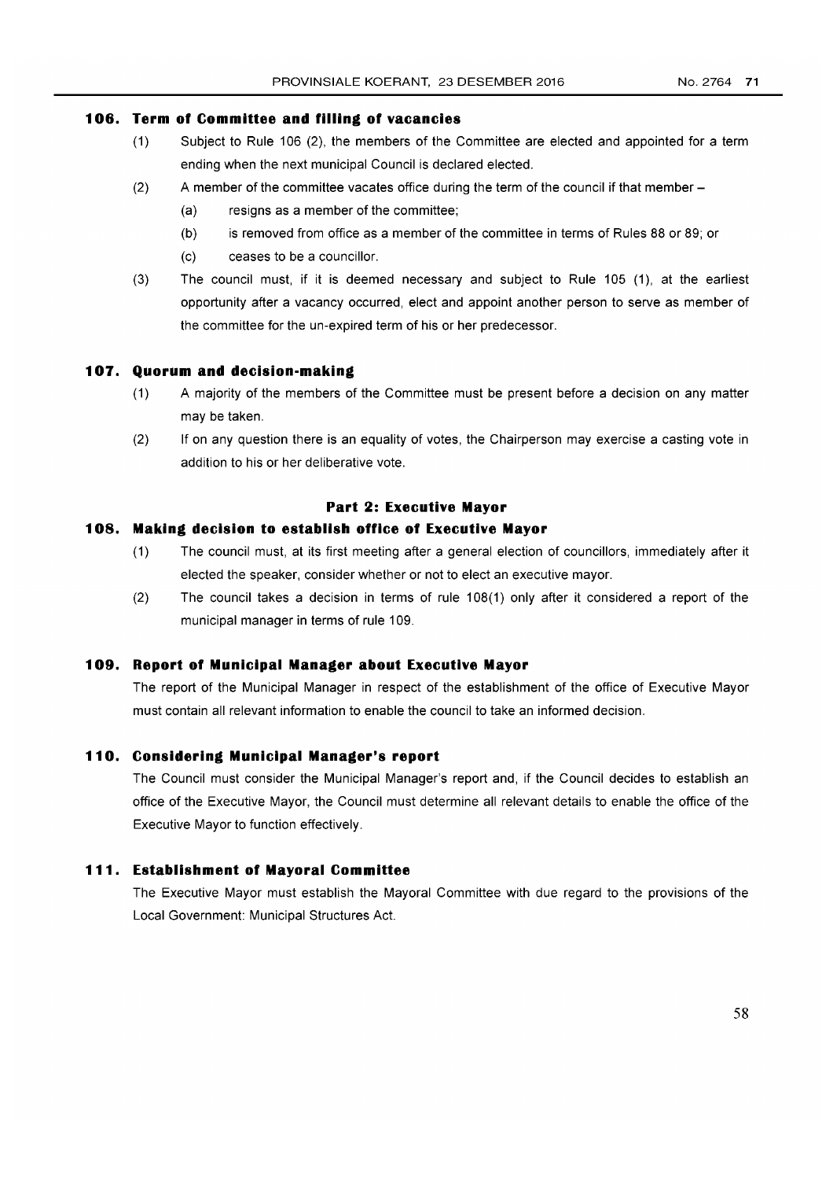### 106. Term of Committee and filling of vacancies

(1) Subject to Rule 106 (2), the members of the Committee are elected and appointed for a term ending when the next municipal Council is declared elected.

(2) A member of the committee vacates office during the term of the council if that member –

  (a) resigns as a member of the committee;

  (b) is removed from office as a member of the committee in terms of Rules 88 or 89; or

  (c) ceases to be a councillor.

(3) The council must, if it is deemed necessary and subject to Rule 105 (1), at the earliest opportunity after a vacancy occurred, elect and appoint another person to serve as member of the committee for the un-expired term of his or her predecessor.

### 107. Quorum and decision-making

(1) A majority of the members of the Committee must be present before a decision on any matter may be taken.

(2) If on any question there is an equality of votes, the Chairperson may exercise a casting vote in addition to his or her deliberative vote.

## Part 2: Executive Mayor

### 108. Making decision to establish office of Executive Mayor

(1) The council must, at its first meeting after a general election of councillors, immediately after it elected the speaker, consider whether or not to elect an executive mayor.

(2) The council takes a decision in terms of rule 108(1) only after it considered a report of the municipal manager in terms of rule 109.

### 109. Report of Municipal Manager about Executive Mayor

The report of the Municipal Manager in respect of the establishment of the office of Executive Mayor must contain all relevant information to enable the council to take an informed decision.

### 110. Considering Municipal Manager's report

The Council must consider the Municipal Manager's report and, if the Council decides to establish an office of the Executive Mayor, the Council must determine all relevant details to enable the office of the Executive Mayor to function effectively.

### 111. Establishment of Mayoral Committee

The Executive Mayor must establish the Mayoral Committee with due regard to the provisions of the Local Government: Municipal Structures Act.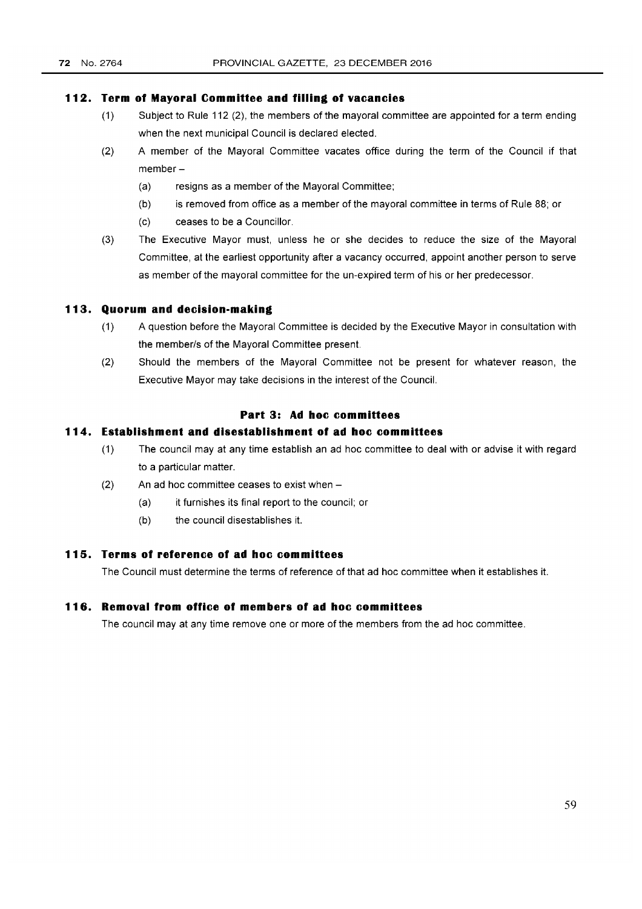### 112. Term of Mayoral Committee and filling of vacancies

(1) Subject to Rule 112 (2), the members of the mayoral committee are appointed for a term ending when the next municipal Council is declared elected.

(2) A member of the Mayoral Committee vacates office during the term of the Council if that member –

(a) resigns as a member of the Mayoral Committee;

(b) is removed from office as a member of the mayoral committee in terms of Rule 88; or

(c) ceases to be a Councillor.

(3) The Executive Mayor must, unless he or she decides to reduce the size of the Mayoral Committee, at the earliest opportunity after a vacancy occurred, appoint another person to serve as member of the mayoral committee for the un-expired term of his or her predecessor.

### 113. Quorum and decision-making

(1) A question before the Mayoral Committee is decided by the Executive Mayor in consultation with the member/s of the Mayoral Committee present.

(2) Should the members of the Mayoral Committee not be present for whatever reason, the Executive Mayor may take decisions in the interest of the Council.

## Part 3: Ad hoc committees

### 114. Establishment and disestablishment of ad hoc committees

(1) The council may at any time establish an ad hoc committee to deal with or advise it with regard to a particular matter.

(2) An ad hoc committee ceases to exist when –

(a) it furnishes its final report to the council; or

(b) the council disestablishes it.

### 115. Terms of reference of ad hoc committees

The Council must determine the terms of reference of that ad hoc committee when it establishes it.

### 116. Removal from office of members of ad hoc committees

The council may at any time remove one or more of the members from the ad hoc committee.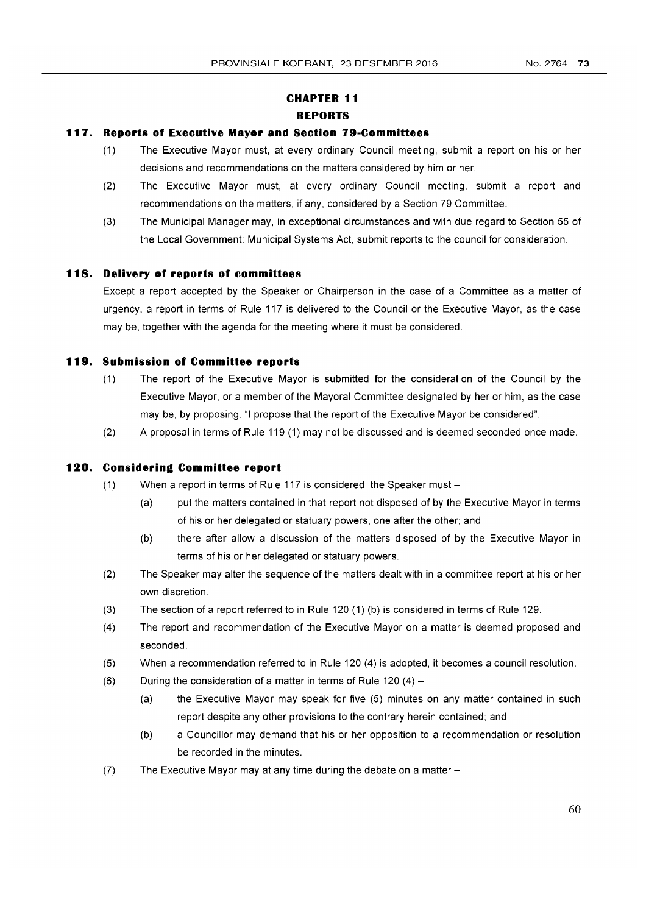# CHAPTER 11

## REPORTS

### 117. Reports of Executive Mayor and Section 79-Committees

(1) The Executive Mayor must, at every ordinary Council meeting, submit a report on his or her decisions and recommendations on the matters considered by him or her.

(2) The Executive Mayor must, at every ordinary Council meeting, submit a report and recommendations on the matters, if any, considered by a Section 79 Committee.

(3) The Municipal Manager may, in exceptional circumstances and with due regard to Section 55 of the Local Government: Municipal Systems Act, submit reports to the council for consideration.

### 118. Delivery of reports of committees

Except a report accepted by the Speaker or Chairperson in the case of a Committee as a matter of urgency, a report in terms of Rule 117 is delivered to the Council or the Executive Mayor, as the case may be, together with the agenda for the meeting where it must be considered.

### 119. Submission of Committee reports

(1) The report of the Executive Mayor is submitted for the consideration of the Council by the Executive Mayor, or a member of the Mayoral Committee designated by her or him, as the case may be, by proposing: "I propose that the report of the Executive Mayor be considered".

(2) A proposal in terms of Rule 119 (1) may not be discussed and is deemed seconded once made.

### 120. Considering Committee report

(1) When a report in terms of Rule 117 is considered, the Speaker must –

  (a) put the matters contained in that report not disposed of by the Executive Mayor in terms of his or her delegated or statuary powers, one after the other; and

  (b) there after allow a discussion of the matters disposed of by the Executive Mayor in terms of his or her delegated or statuary powers.

(2) The Speaker may alter the sequence of the matters dealt with in a committee report at his or her own discretion.

(3) The section of a report referred to in Rule 120 (1) (b) is considered in terms of Rule 129.

(4) The report and recommendation of the Executive Mayor on a matter is deemed proposed and seconded.

(5) When a recommendation referred to in Rule 120 (4) is adopted, it becomes a council resolution.

(6) During the consideration of a matter in terms of Rule 120 (4) –

  (a) the Executive Mayor may speak for five (5) minutes on any matter contained in such report despite any other provisions to the contrary herein contained; and

  (b) a Councillor may demand that his or her opposition to a recommendation or resolution be recorded in the minutes.

(7) The Executive Mayor may at any time during the debate on a matter –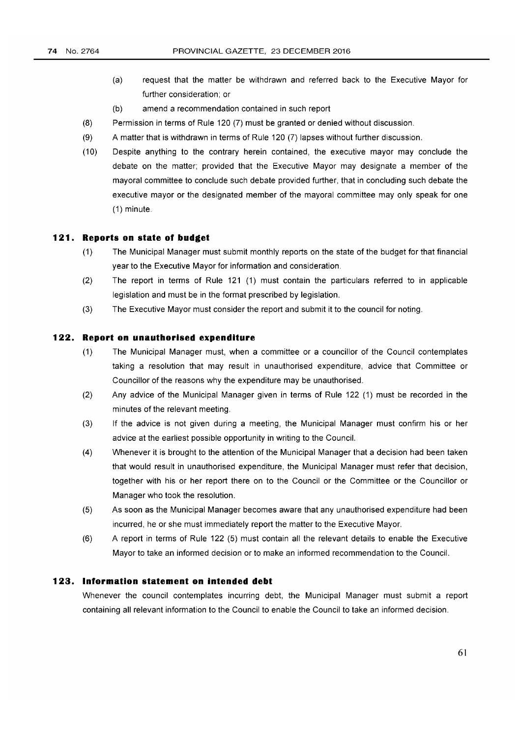(a) request that the matter be withdrawn and referred back to the Executive Mayor for further consideration; or

(b) amend a recommendation contained in such report

(8) Permission in terms of Rule 120 (7) must be granted or denied without discussion.

(9) A matter that is withdrawn in terms of Rule 120 (7) lapses without further discussion.

(10) Despite anything to the contrary herein contained, the executive mayor may conclude the debate on the matter; provided that the Executive Mayor may designate a member of the mayoral committee to conclude such debate provided further, that in concluding such debate the executive mayor or the designated member of the mayoral committee may only speak for one (1) minute.

### 121. Reports on state of budget

(1) The Municipal Manager must submit monthly reports on the state of the budget for that financial year to the Executive Mayor for information and consideration.

(2) The report in terms of Rule 121 (1) must contain the particulars referred to in applicable legislation and must be in the format prescribed by legislation.

(3) The Executive Mayor must consider the report and submit it to the council for noting.

### 122. Report on unauthorised expenditure

(1) The Municipal Manager must, when a committee or a councillor of the Council contemplates taking a resolution that may result in unauthorised expenditure, advice that Committee or Councillor of the reasons why the expenditure may be unauthorised.

(2) Any advice of the Municipal Manager given in terms of Rule 122 (1) must be recorded in the minutes of the relevant meeting.

(3) If the advice is not given during a meeting, the Municipal Manager must confirm his or her advice at the earliest possible opportunity in writing to the Council.

(4) Whenever it is brought to the attention of the Municipal Manager that a decision had been taken that would result in unauthorised expenditure, the Municipal Manager must refer that decision, together with his or her report there on to the Council or the Committee or the Councillor or Manager who took the resolution.

(5) As soon as the Municipal Manager becomes aware that any unauthorised expenditure had been incurred, he or she must immediately report the matter to the Executive Mayor.

(6) A report in terms of Rule 122 (5) must contain all the relevant details to enable the Executive Mayor to take an informed decision or to make an informed recommendation to the Council.

### 123. Information statement on intended debt

Whenever the council contemplates incurring debt, the Municipal Manager must submit a report containing all relevant information to the Council to enable the Council to take an informed decision.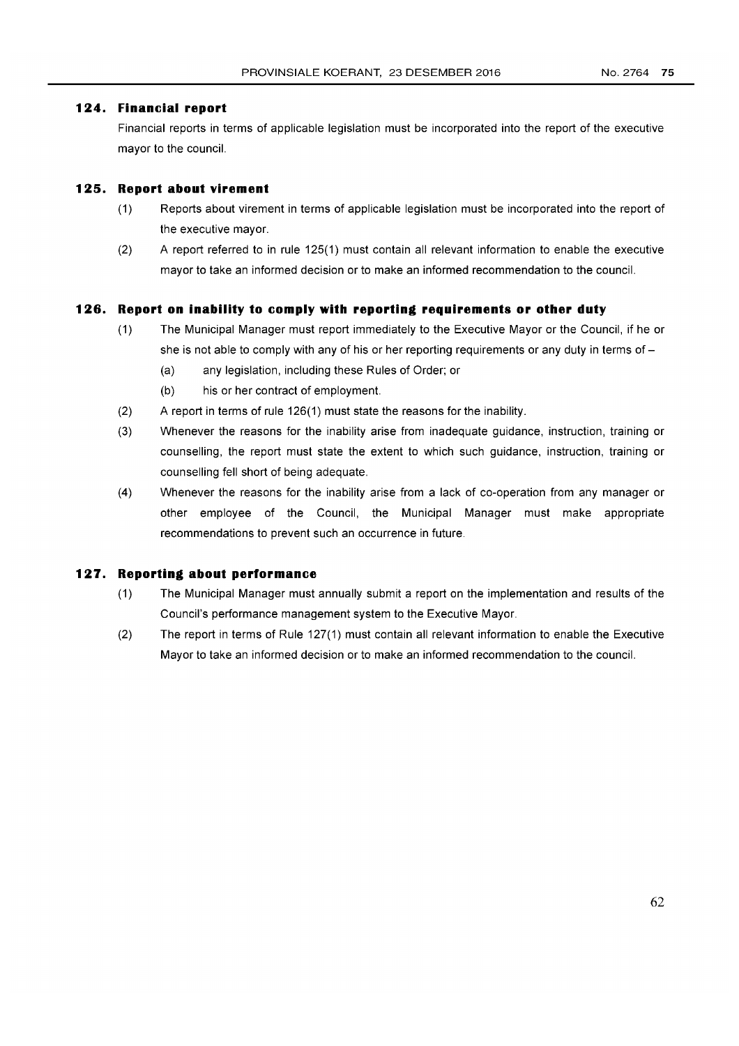### 124. Financial report

Financial reports in terms of applicable legislation must be incorporated into the report of the executive mayor to the council.

### 125. Report about virement

(1) Reports about virement in terms of applicable legislation must be incorporated into the report of the executive mayor.

(2) A report referred to in rule 125(1) must contain all relevant information to enable the executive mayor to take an informed decision or to make an informed recommendation to the council.

### 126. Report on inability to comply with reporting requirements or other duty

(1) The Municipal Manager must report immediately to the Executive Mayor or the Council, if he or she is not able to comply with any of his or her reporting requirements or any duty in terms of –

  (a) any legislation, including these Rules of Order; or

  (b) his or her contract of employment.

(2) A report in terms of rule 126(1) must state the reasons for the inability.

(3) Whenever the reasons for the inability arise from inadequate guidance, instruction, training or counselling, the report must state the extent to which such guidance, instruction, training or counselling fell short of being adequate.

(4) Whenever the reasons for the inability arise from a lack of co-operation from any manager or other employee of the Council, the Municipal Manager must make appropriate recommendations to prevent such an occurrence in future.

### 127. Reporting about performance

(1) The Municipal Manager must annually submit a report on the implementation and results of the Council's performance management system to the Executive Mayor.

(2) The report in terms of Rule 127(1) must contain all relevant information to enable the Executive Mayor to take an informed decision or to make an informed recommendation to the council.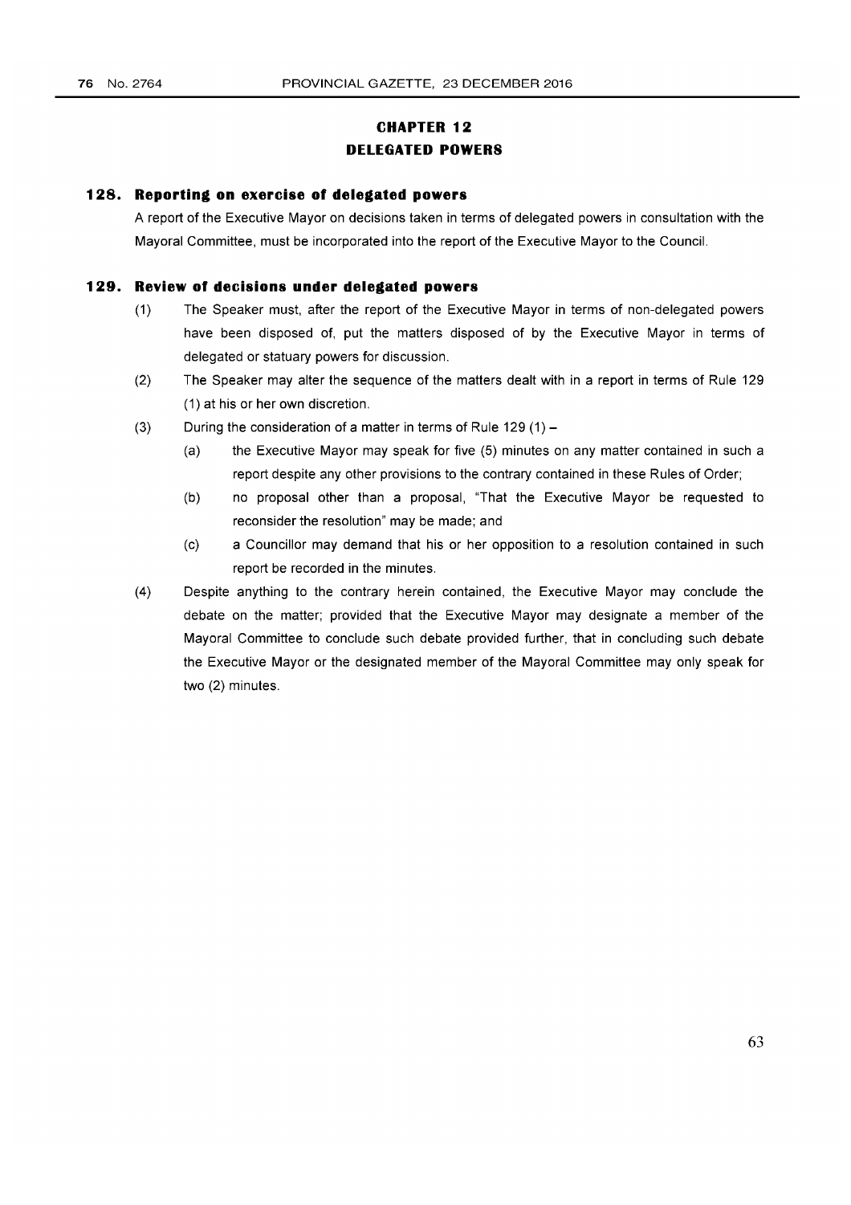# CHAPTER 12
# DELEGATED POWERS

## 128. Reporting on exercise of delegated powers

A report of the Executive Mayor on decisions taken in terms of delegated powers in consultation with the Mayoral Committee, must be incorporated into the report of the Executive Mayor to the Council.

## 129. Review of decisions under delegated powers

(1) The Speaker must, after the report of the Executive Mayor in terms of non-delegated powers have been disposed of, put the matters disposed of by the Executive Mayor in terms of delegated or statuary powers for discussion.

(2) The Speaker may alter the sequence of the matters dealt with in a report in terms of Rule 129 (1) at his or her own discretion.

(3) During the consideration of a matter in terms of Rule 129 (1) –

(a) the Executive Mayor may speak for five (5) minutes on any matter contained in such a report despite any other provisions to the contrary contained in these Rules of Order;

(b) no proposal other than a proposal, "That the Executive Mayor be requested to reconsider the resolution" may be made; and

(c) a Councillor may demand that his or her opposition to a resolution contained in such report be recorded in the minutes.

(4) Despite anything to the contrary herein contained, the Executive Mayor may conclude the debate on the matter; provided that the Executive Mayor may designate a member of the Mayoral Committee to conclude such debate provided further, that in concluding such debate the Executive Mayor or the designated member of the Mayoral Committee may only speak for two (2) minutes.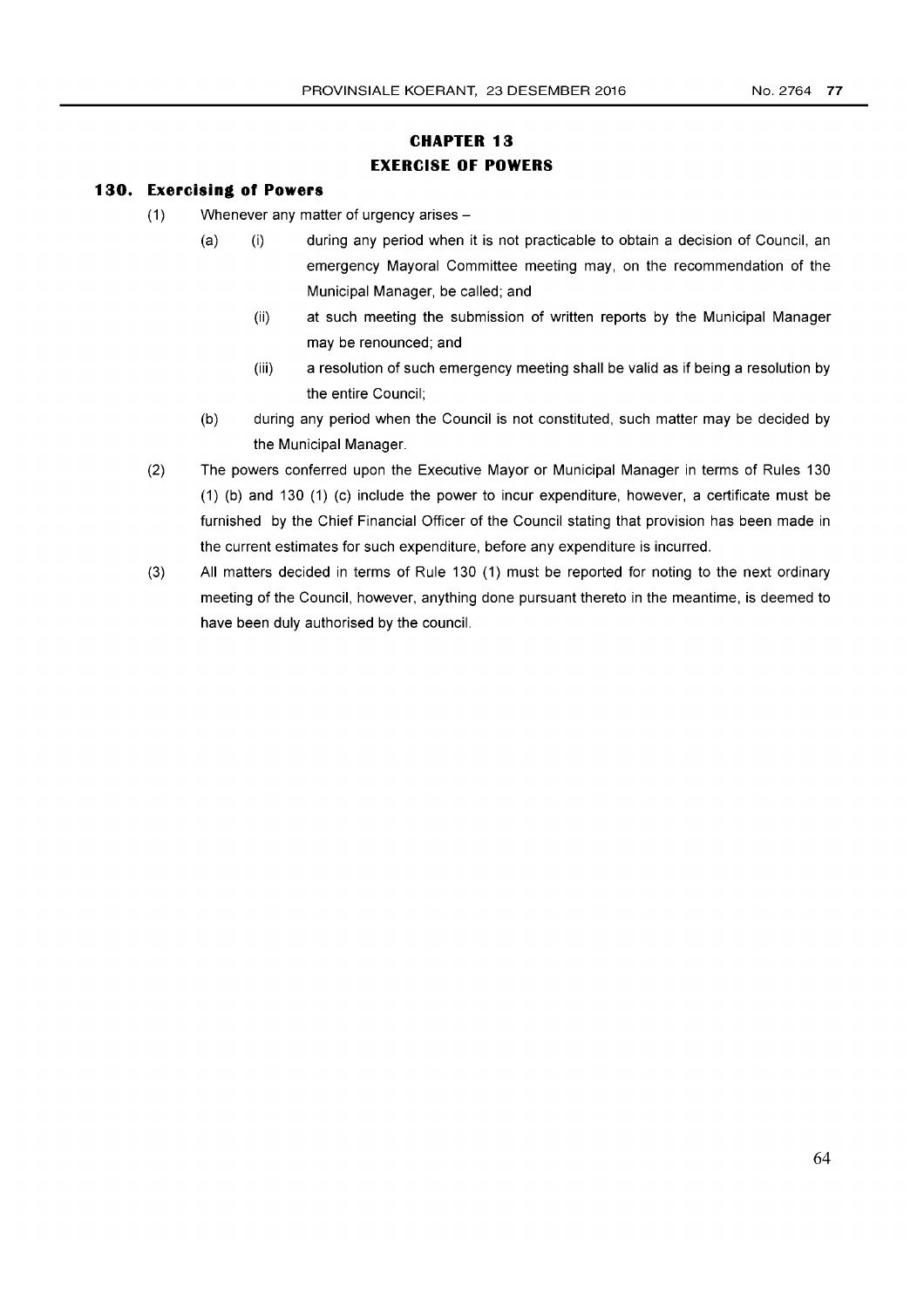# CHAPTER 13
## EXERCISE OF POWERS

### 130. Exercising of Powers

(1) Whenever any matter of urgency arises –

  (a) (i) during any period when it is not practicable to obtain a decision of Council, an emergency Mayoral Committee meeting may, on the recommendation of the Municipal Manager, be called; and

    (ii) at such meeting the submission of written reports by the Municipal Manager may be renounced; and

    (iii) a resolution of such emergency meeting shall be valid as if being a resolution by the entire Council;

  (b) during any period when the Council is not constituted, such matter may be decided by the Municipal Manager.

(2) The powers conferred upon the Executive Mayor or Municipal Manager in terms of Rules 130 (1) (b) and 130 (1) (c) include the power to incur expenditure, however, a certificate must be furnished by the Chief Financial Officer of the Council stating that provision has been made in the current estimates for such expenditure, before any expenditure is incurred.

(3) All matters decided in terms of Rule 130 (1) must be reported for noting to the next ordinary meeting of the Council, however, anything done pursuant thereto in the meantime, is deemed to have been duly authorised by the council.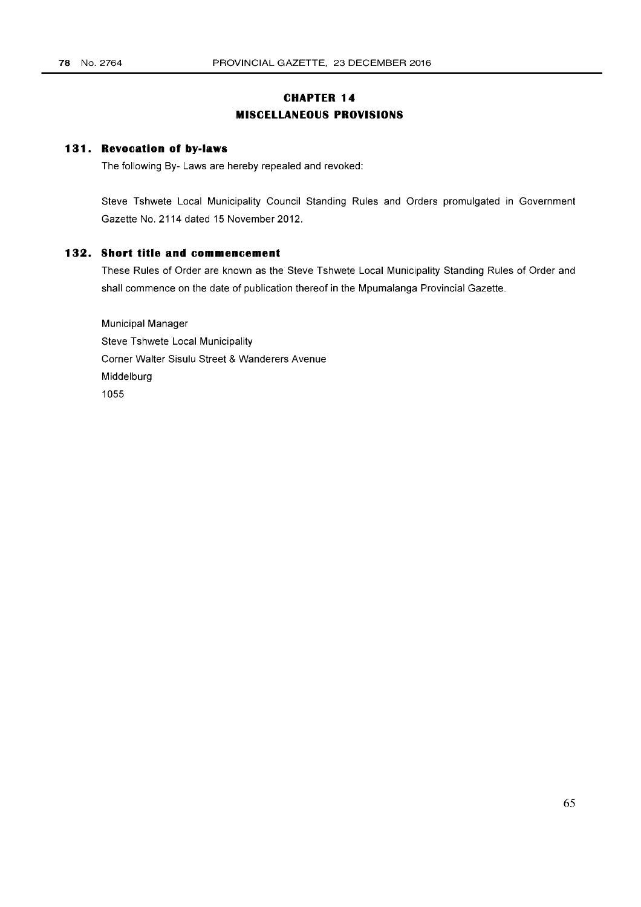## CHAPTER 14
## MISCELLANEOUS PROVISIONS

### 131. Revocation of by-laws

The following By- Laws are hereby repealed and revoked:

Steve Tshwete Local Municipality Council Standing Rules and Orders promulgated in Government Gazette No. 2114 dated 15 November 2012.

### 132. Short title and commencement

These Rules of Order are known as the Steve Tshwete Local Municipality Standing Rules of Order and shall commence on the date of publication thereof in the Mpumalanga Provincial Gazette.

Municipal Manager
Steve Tshwete Local Municipality
Corner Walter Sisulu Street & Wanderers Avenue
Middelburg
1055